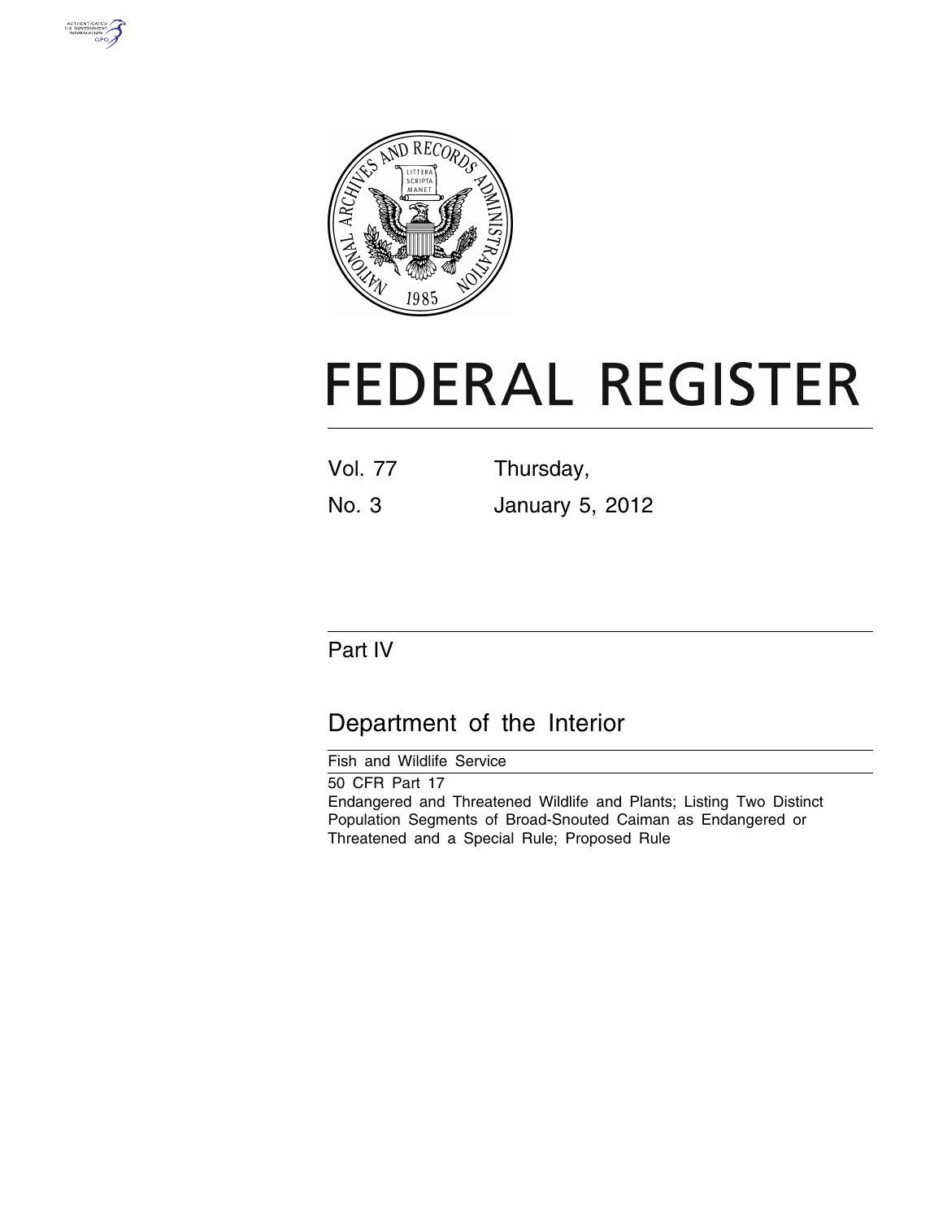# FEDERAL REGISTER

Vol. 77 Thursday,

No. 3 January 5, 2012

## Part IV

## Department of the Interior

Fish and Wildlife Service

50 CFR Part 17

Endangered and Threatened Wildlife and Plants; Listing Two Distinct Population Segments of Broad-Snouted Caiman as Endangered or Threatened and a Special Rule; Proposed Rule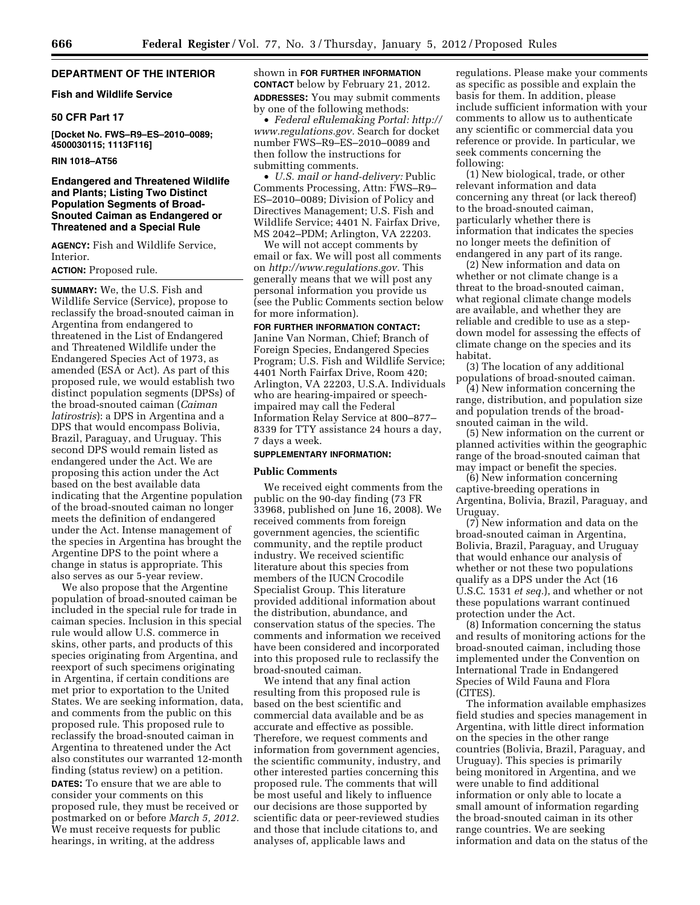**DEPARTMENT OF THE INTERIOR**

**Fish and Wildlife Service**

**50 CFR Part 17**

**[Docket No. FWS–R9–ES–2010–0089; 4500030115; 1113F116]**

**RIN 1018–AT56**

## Endangered and Threatened Wildlife and Plants; Listing Two Distinct Population Segments of Broad-Snouted Caiman as Endangered or Threatened and a Special Rule

**AGENCY:** Fish and Wildlife Service, Interior.

**ACTION:** Proposed rule.

**SUMMARY:** We, the U.S. Fish and Wildlife Service (Service), propose to reclassify the broad-snouted caiman in Argentina from endangered to threatened in the List of Endangered and Threatened Wildlife under the Endangered Species Act of 1973, as amended (ESA or Act). As part of this proposed rule, we would establish two distinct population segments (DPSs) of the broad-snouted caiman (*Caiman latirostris*): a DPS in Argentina and a DPS that would encompass Bolivia, Brazil, Paraguay, and Uruguay. This second DPS would remain listed as endangered under the Act. We are proposing this action under the Act based on the best available data indicating that the Argentine population of the broad-snouted caiman no longer meets the definition of endangered under the Act. Intense management of the species in Argentina has brought the Argentine DPS to the point where a change in status is appropriate. This also serves as our 5-year review.

We also propose that the Argentine population of broad-snouted caiman be included in the special rule for trade in caiman species. Inclusion in this special rule would allow U.S. commerce in skins, other parts, and products of this species originating from Argentina, and reexport of such specimens originating in Argentina, if certain conditions are met prior to exportation to the United States. We are seeking information, data, and comments from the public on this proposed rule. This proposed rule to reclassify the broad-snouted caiman in Argentina to threatened under the Act also constitutes our warranted 12-month finding (status review) on a petition.

**DATES:** To ensure that we are able to consider your comments on this proposed rule, they must be received or postmarked on or before *March 5, 2012.* We must receive requests for public hearings, in writing, at the address shown in **FOR FURTHER INFORMATION CONTACT** below by February 21, 2012.

**ADDRESSES:** You may submit comments by one of the following methods:

- *Federal eRulemaking Portal: http://www.regulations.gov.* Search for docket number FWS–R9–ES–2010–0089 and then follow the instructions for submitting comments.
- *U.S. mail or hand-delivery:* Public Comments Processing, Attn: FWS–R9–ES–2010–0089; Division of Policy and Directives Management; U.S. Fish and Wildlife Service; 4401 N. Fairfax Drive, MS 2042–PDM; Arlington, VA 22203.

We will not accept comments by email or fax. We will post all comments on *http://www.regulations.gov.* This generally means that we will post any personal information you provide us (see the Public Comments section below for more information).

**FOR FURTHER INFORMATION CONTACT:** Janine Van Norman, Chief; Branch of Foreign Species, Endangered Species Program; U.S. Fish and Wildlife Service; 4401 North Fairfax Drive, Room 420; Arlington, VA 22203, U.S.A. Individuals who are hearing-impaired or speech-impaired may call the Federal Information Relay Service at 800–877–8339 for TTY assistance 24 hours a day, 7 days a week.

**SUPPLEMENTARY INFORMATION:**

### Public Comments

We received eight comments from the public on the 90-day finding (73 FR 33968, published on June 16, 2008). We received comments from foreign government agencies, the scientific community, and the reptile product industry. We received scientific literature about this species from members of the IUCN Crocodile Specialist Group. This literature provided additional information about the distribution, abundance, and conservation status of the species. The comments and information we received have been considered and incorporated into this proposed rule to reclassify the broad-snouted caiman.

We intend that any final action resulting from this proposed rule is based on the best scientific and commercial data available and be as accurate and effective as possible. Therefore, we request comments and information from government agencies, the scientific community, industry, and other interested parties concerning this proposed rule. The comments that will be most useful and likely to influence our decisions are those supported by scientific data or peer-reviewed studies and those that include citations to, and analyses of, applicable laws and regulations. Please make your comments as specific as possible and explain the basis for them. In addition, please include sufficient information with your comments to allow us to authenticate any scientific or commercial data you reference or provide. In particular, we seek comments concerning the following:

(1) New biological, trade, or other relevant information and data concerning any threat (or lack thereof) to the broad-snouted caiman, particularly whether there is information that indicates the species no longer meets the definition of endangered in any part of its range.

(2) New information and data on whether or not climate change is a threat to the broad-snouted caiman, what regional climate change models are available, and whether they are reliable and credible to use as a step-down model for assessing the effects of climate change on the species and its habitat.

(3) The location of any additional populations of broad-snouted caiman.

(4) New information concerning the range, distribution, and population size and population trends of the broad-snouted caiman in the wild.

(5) New information on the current or planned activities within the geographic range of the broad-snouted caiman that may impact or benefit the species.

(6) New information concerning captive-breeding operations in Argentina, Bolivia, Brazil, Paraguay, and Uruguay.

(7) New information and data on the broad-snouted caiman in Argentina, Bolivia, Brazil, Paraguay, and Uruguay that would enhance our analysis of whether or not these two populations qualify as a DPS under the Act (16 U.S.C. 1531 *et seq.*), and whether or not these populations warrant continued protection under the Act.

(8) Information concerning the status and results of monitoring actions for the broad-snouted caiman, including those implemented under the Convention on International Trade in Endangered Species of Wild Fauna and Flora (CITES).

The information available emphasizes field studies and species management in Argentina, with little direct information on the species in the other range countries (Bolivia, Brazil, Paraguay, and Uruguay). This species is primarily being monitored in Argentina, and we were unable to find additional information or only able to locate a small amount of information regarding the broad-snouted caiman in its other range countries. We are seeking information and data on the status of the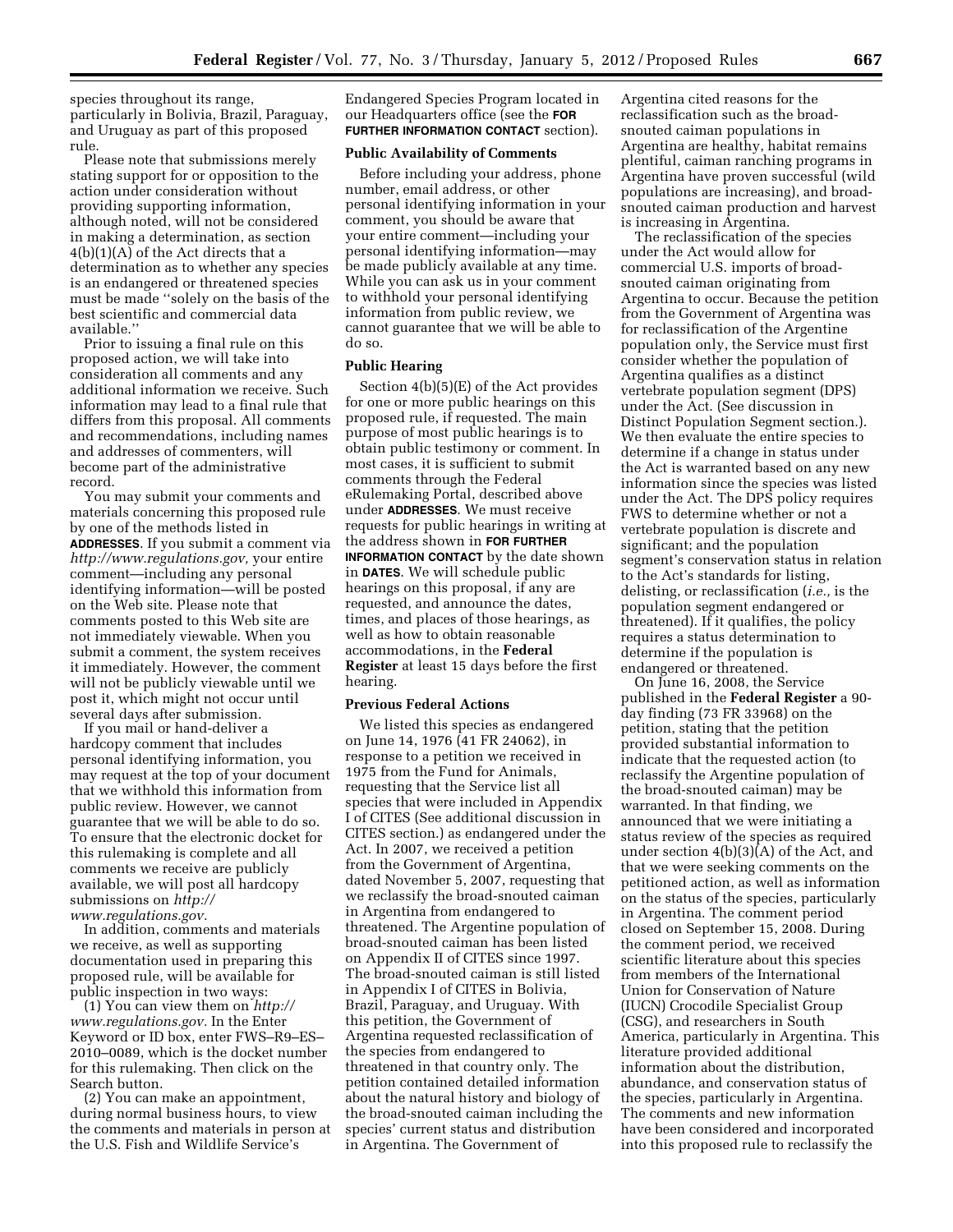species throughout its range, particularly in Bolivia, Brazil, Paraguay, and Uruguay as part of this proposed rule.

Please note that submissions merely stating support for or opposition to the action under consideration without providing supporting information, although noted, will not be considered in making a determination, as section 4(b)(1)(A) of the Act directs that a determination as to whether any species is an endangered or threatened species must be made ''solely on the basis of the best scientific and commercial data available.''

Prior to issuing a final rule on this proposed action, we will take into consideration all comments and any additional information we receive. Such information may lead to a final rule that differs from this proposal. All comments and recommendations, including names and addresses of commenters, will become part of the administrative record.

You may submit your comments and materials concerning this proposed rule by one of the methods listed in **ADDRESSES**. If you submit a comment via *http://www.regulations.gov,* your entire comment—including any personal identifying information—will be posted on the Web site. Please note that comments posted to this Web site are not immediately viewable. When you submit a comment, the system receives it immediately. However, the comment will not be publicly viewable until we post it, which might not occur until several days after submission.

If you mail or hand-deliver a hardcopy comment that includes personal identifying information, you may request at the top of your document that we withhold this information from public review. However, we cannot guarantee that we will be able to do so. To ensure that the electronic docket for this rulemaking is complete and all comments we receive are publicly available, we will post all hardcopy submissions on *http://www.regulations.gov.*

In addition, comments and materials we receive, as well as supporting documentation used in preparing this proposed rule, will be available for public inspection in two ways:

(1) You can view them on *http://www.regulations.gov.* In the Enter Keyword or ID box, enter FWS–R9–ES–2010–0089, which is the docket number for this rulemaking. Then click on the Search button.

(2) You can make an appointment, during normal business hours, to view the comments and materials in person at the U.S. Fish and Wildlife Service's Endangered Species Program located in our Headquarters office (see the **FOR FURTHER INFORMATION CONTACT** section).

### Public Availability of Comments

Before including your address, phone number, email address, or other personal identifying information in your comment, you should be aware that your entire comment—including your personal identifying information—may be made publicly available at any time. While you can ask us in your comment to withhold your personal identifying information from public review, we cannot guarantee that we will be able to do so.

### Public Hearing

Section 4(b)(5)(E) of the Act provides for one or more public hearings on this proposed rule, if requested. The main purpose of most public hearings is to obtain public testimony or comment. In most cases, it is sufficient to submit comments through the Federal eRulemaking Portal, described above under **ADDRESSES**. We must receive requests for public hearings in writing at the address shown in **FOR FURTHER INFORMATION CONTACT** by the date shown in **DATES**. We will schedule public hearings on this proposal, if any are requested, and announce the dates, times, and places of those hearings, as well as how to obtain reasonable accommodations, in the **Federal Register** at least 15 days before the first hearing.

### Previous Federal Actions

We listed this species as endangered on June 14, 1976 (41 FR 24062), in response to a petition we received in 1975 from the Fund for Animals, requesting that the Service list all species that were included in Appendix I of CITES (See additional discussion in CITES section.) as endangered under the Act. In 2007, we received a petition from the Government of Argentina, dated November 5, 2007, requesting that we reclassify the broad-snouted caiman in Argentina from endangered to threatened. The Argentine population of broad-snouted caiman has been listed on Appendix II of CITES since 1997. The broad-snouted caiman is still listed in Appendix I of CITES in Bolivia, Brazil, Paraguay, and Uruguay. With this petition, the Government of Argentina requested reclassification of the species from endangered to threatened in that country only. The petition contained detailed information about the natural history and biology of the broad-snouted caiman including the species' current status and distribution in Argentina. The Government of Argentina cited reasons for the reclassification such as the broad-snouted caiman populations in Argentina are healthy, habitat remains plentiful, caiman ranching programs in Argentina have proven successful (wild populations are increasing), and broad-snouted caiman production and harvest is increasing in Argentina.

The reclassification of the species under the Act would allow for commercial U.S. imports of broad-snouted caiman originating from Argentina to occur. Because the petition from the Government of Argentina was for reclassification of the Argentine population only, the Service must first consider whether the population of Argentina qualifies as a distinct vertebrate population segment (DPS) under the Act. (See discussion in Distinct Population Segment section.). We then evaluate the entire species to determine if a change in status under the Act is warranted based on any new information since the species was listed under the Act. The DPS policy requires FWS to determine whether or not a vertebrate population is discrete and significant; and the population segment's conservation status in relation to the Act's standards for listing, delisting, or reclassification (*i.e.,* is the population segment endangered or threatened). If it qualifies, the policy requires a status determination to determine if the population is endangered or threatened.

On June 16, 2008, the Service published in the **Federal Register** a 90-day finding (73 FR 33968) on the petition, stating that the petition provided substantial information to indicate that the requested action (to reclassify the Argentine population of the broad-snouted caiman) may be warranted. In that finding, we announced that we were initiating a status review of the species as required under section 4(b)(3)(A) of the Act, and that we were seeking comments on the petitioned action, as well as information on the status of the species, particularly in Argentina. The comment period closed on September 15, 2008. During the comment period, we received scientific literature about this species from members of the International Union for Conservation of Nature (IUCN) Crocodile Specialist Group (CSG), and researchers in South America, particularly in Argentina. This literature provided additional information about the distribution, abundance, and conservation status of the species, particularly in Argentina. The comments and new information have been considered and incorporated into this proposed rule to reclassify the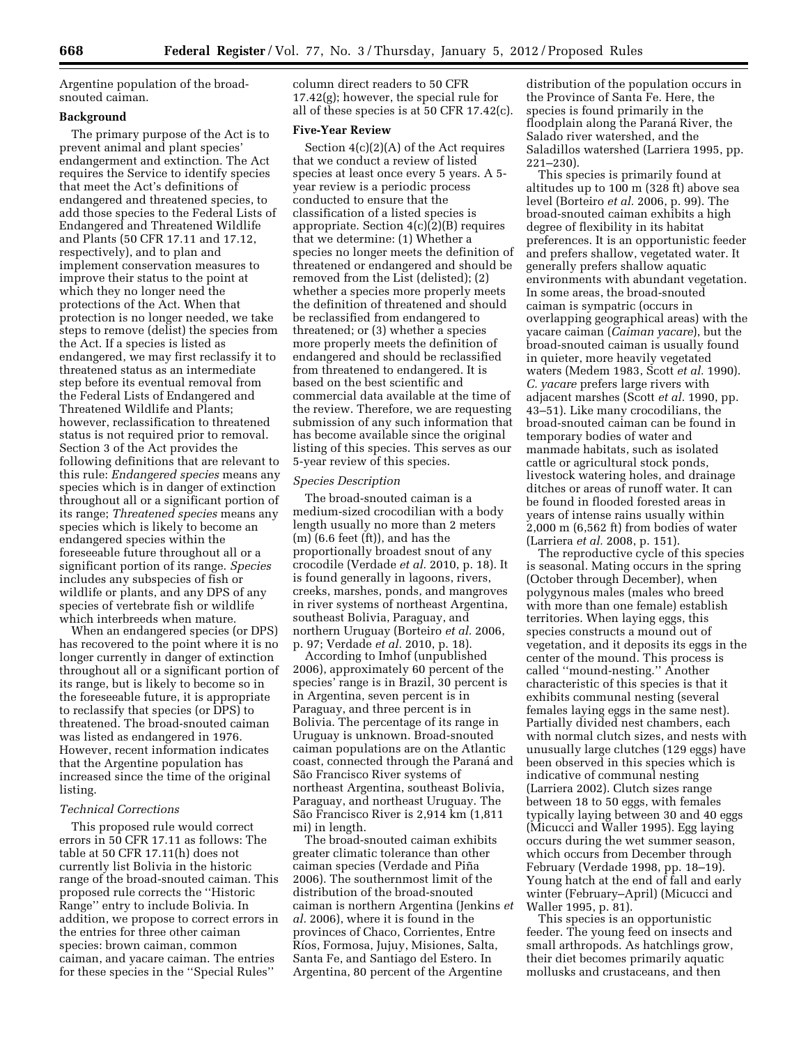Argentine population of the broad-snouted caiman.

## Background

The primary purpose of the Act is to prevent animal and plant species' endangerment and extinction. The Act requires the Service to identify species that meet the Act's definitions of endangered and threatened species, to add those species to the Federal Lists of Endangered and Threatened Wildlife and Plants (50 CFR 17.11 and 17.12, respectively), and to plan and implement conservation measures to improve their status to the point at which they no longer need the protections of the Act. When that protection is no longer needed, we take steps to remove (delist) the species from the Act. If a species is listed as endangered, we may first reclassify it to threatened status as an intermediate step before its eventual removal from the Federal Lists of Endangered and Threatened Wildlife and Plants; however, reclassification to threatened status is not required prior to removal. Section 3 of the Act provides the following definitions that are relevant to this rule: *Endangered species* means any species which is in danger of extinction throughout all or a significant portion of its range; *Threatened species* means any species which is likely to become an endangered species within the foreseeable future throughout all or a significant portion of its range. *Species* includes any subspecies of fish or wildlife or plants, and any DPS of any species of vertebrate fish or wildlife which interbreeds when mature.

When an endangered species (or DPS) has recovered to the point where it is no longer currently in danger of extinction throughout all or a significant portion of its range, but is likely to become so in the foreseeable future, it is appropriate to reclassify that species (or DPS) to threatened. The broad-snouted caiman was listed as endangered in 1976. However, recent information indicates that the Argentine population has increased since the time of the original listing.

### *Technical Corrections*

This proposed rule would correct errors in 50 CFR 17.11 as follows: The table at 50 CFR 17.11(h) does not currently list Bolivia in the historic range of the broad-snouted caiman. This proposed rule corrects the ''Historic Range'' entry to include Bolivia. In addition, we propose to correct errors in the entries for three other caiman species: brown caiman, common caiman, and yacare caiman. The entries for these species in the ''Special Rules'' column direct readers to 50 CFR 17.42(g); however, the special rule for all of these species is at 50 CFR 17.42(c).

## Five-Year Review

Section 4(c)(2)(A) of the Act requires that we conduct a review of listed species at least once every 5 years. A 5-year review is a periodic process conducted to ensure that the classification of a listed species is appropriate. Section 4(c)(2)(B) requires that we determine: (1) Whether a species no longer meets the definition of threatened or endangered and should be removed from the List (delisted); (2) whether a species more properly meets the definition of threatened and should be reclassified from endangered to threatened; or (3) whether a species more properly meets the definition of endangered and should be reclassified from threatened to endangered. It is based on the best scientific and commercial data available at the time of the review. Therefore, we are requesting submission of any such information that has become available since the original listing of this species. This serves as our 5-year review of this species.

### *Species Description*

The broad-snouted caiman is a medium-sized crocodilian with a body length usually no more than 2 meters (m) (6.6 feet (ft)), and has the proportionally broadest snout of any crocodile (Verdade *et al.* 2010, p. 18). It is found generally in lagoons, rivers, creeks, marshes, ponds, and mangroves in river systems of northeast Argentina, southeast Bolivia, Paraguay, and northern Uruguay (Borteiro *et al.* 2006, p. 97; Verdade *et al.* 2010, p. 18).

According to Imhof (unpublished 2006), approximately 60 percent of the species' range is in Brazil, 30 percent is in Argentina, seven percent is in Paraguay, and three percent is in Bolivia. The percentage of its range in Uruguay is unknown. Broad-snouted caiman populations are on the Atlantic coast, connected through the Paraná and São Francisco River systems of northeast Argentina, southeast Bolivia, Paraguay, and northeast Uruguay. The São Francisco River is 2,914 km (1,811 mi) in length.

The broad-snouted caiman exhibits greater climatic tolerance than other caiman species (Verdade and Piña 2006). The southernmost limit of the distribution of the broad-snouted caiman is northern Argentina (Jenkins *et al.* 2006), where it is found in the provinces of Chaco, Corrientes, Entre Ríos, Formosa, Jujuy, Misiones, Salta, Santa Fe, and Santiago del Estero. In Argentina, 80 percent of the Argentine distribution of the population occurs in the Province of Santa Fe. Here, the species is found primarily in the floodplain along the Paraná River, the Salado river watershed, and the Saladillos watershed (Larriera 1995, pp. 221–230).

This species is primarily found at altitudes up to 100 m (328 ft) above sea level (Borteiro *et al.* 2006, p. 99). The broad-snouted caiman exhibits a high degree of flexibility in its habitat preferences. It is an opportunistic feeder and prefers shallow, vegetated water. It generally prefers shallow aquatic environments with abundant vegetation. In some areas, the broad-snouted caiman is sympatric (occurs in overlapping geographical areas) with the yacare caiman (*Caiman yacare*), but the broad-snouted caiman is usually found in quieter, more heavily vegetated waters (Medem 1983, Scott *et al.* 1990). *C. yacare* prefers large rivers with adjacent marshes (Scott *et al.* 1990, pp. 43–51). Like many crocodilians, the broad-snouted caiman can be found in temporary bodies of water and manmade habitats, such as isolated cattle or agricultural stock ponds, livestock watering holes, and drainage ditches or areas of runoff water. It can be found in flooded forested areas in years of intense rains usually within 2,000 m (6,562 ft) from bodies of water (Larriera *et al.* 2008, p. 151).

The reproductive cycle of this species is seasonal. Mating occurs in the spring (October through December), when polygynous males (males who breed with more than one female) establish territories. When laying eggs, this species constructs a mound out of vegetation, and it deposits its eggs in the center of the mound. This process is called ''mound-nesting.'' Another characteristic of this species is that it exhibits communal nesting (several females laying eggs in the same nest). Partially divided nest chambers, each with normal clutch sizes, and nests with unusually large clutches (129 eggs) have been observed in this species which is indicative of communal nesting (Larriera 2002). Clutch sizes range between 18 to 50 eggs, with females typically laying between 30 and 40 eggs (Micucci and Waller 1995). Egg laying occurs during the wet summer season, which occurs from December through February (Verdade 1998, pp. 18–19). Young hatch at the end of fall and early winter (February–April) (Micucci and Waller 1995, p. 81).

This species is an opportunistic feeder. The young feed on insects and small arthropods. As hatchlings grow, their diet becomes primarily aquatic mollusks and crustaceans, and then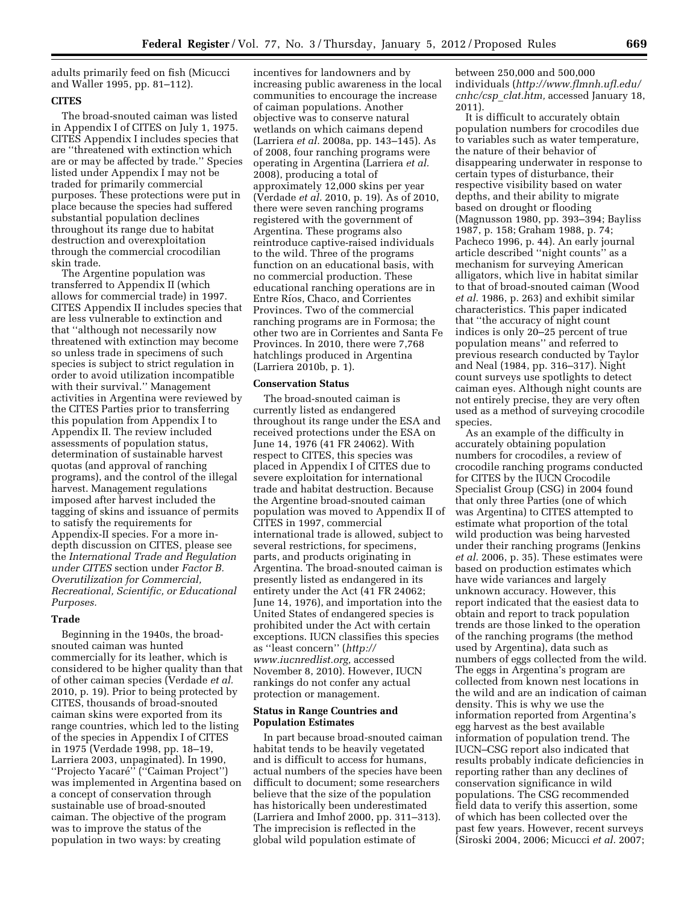adults primarily feed on fish (Micucci and Waller 1995, pp. 81–112).

### CITES

The broad-snouted caiman was listed in Appendix I of CITES on July 1, 1975. CITES Appendix I includes species that are ''threatened with extinction which are or may be affected by trade.'' Species listed under Appendix I may not be traded for primarily commercial purposes. These protections were put in place because the species had suffered substantial population declines throughout its range due to habitat destruction and overexploitation through the commercial crocodilian skin trade.

The Argentine population was transferred to Appendix II (which allows for commercial trade) in 1997. CITES Appendix II includes species that are less vulnerable to extinction and that ''although not necessarily now threatened with extinction may become so unless trade in specimens of such species is subject to strict regulation in order to avoid utilization incompatible with their survival.'' Management activities in Argentina were reviewed by the CITES Parties prior to transferring this population from Appendix I to Appendix II. The review included assessments of population status, determination of sustainable harvest quotas (and approval of ranching programs), and the control of the illegal harvest. Management regulations imposed after harvest included the tagging of skins and issuance of permits to satisfy the requirements for Appendix-II species. For a more in-depth discussion on CITES, please see the *International Trade and Regulation under CITES* section under *Factor B. Overutilization for Commercial, Recreational, Scientific, or Educational Purposes.*

### Trade

Beginning in the 1940s, the broad-snouted caiman was hunted commercially for its leather, which is considered to be higher quality than that of other caiman species (Verdade *et al.* 2010, p. 19). Prior to being protected by CITES, thousands of broad-snouted caiman skins were exported from its range countries, which led to the listing of the species in Appendix I of CITES in 1975 (Verdade 1998, pp. 18–19, Larriera 2003, unpaginated). In 1990, ''Projecto Yacaré'' (''Caiman Project'') was implemented in Argentina based on a concept of conservation through sustainable use of broad-snouted caiman. The objective of the program was to improve the status of the population in two ways: by creating incentives for landowners and by increasing public awareness in the local communities to encourage the increase of caiman populations. Another objective was to conserve natural wetlands on which caimans depend (Larriera *et al.* 2008a, pp. 143–145). As of 2008, four ranching programs were operating in Argentina (Larriera *et al.* 2008), producing a total of approximately 12,000 skins per year (Verdade *et al.* 2010, p. 19). As of 2010, there were seven ranching programs registered with the government of Argentina. These programs also reintroduce captive-raised individuals to the wild. Three of the programs function on an educational basis, with no commercial production. These educational ranching operations are in Entre Ríos, Chaco, and Corrientes Provinces. Two of the commercial ranching programs are in Formosa; the other two are in Corrientes and Santa Fe Provinces. In 2010, there were 7,768 hatchlings produced in Argentina (Larriera 2010b, p. 1).

### Conservation Status

The broad-snouted caiman is currently listed as endangered throughout its range under the ESA and received protections under the ESA on June 14, 1976 (41 FR 24062). With respect to CITES, this species was placed in Appendix I of CITES due to severe exploitation for international trade and habitat destruction. Because the Argentine broad-snouted caiman population was moved to Appendix II of CITES in 1997, commercial international trade is allowed, subject to several restrictions, for specimens, parts, and products originating in Argentina. The broad-snouted caiman is presently listed as endangered in its entirety under the Act (41 FR 24062; June 14, 1976), and importation into the United States of endangered species is prohibited under the Act with certain exceptions. IUCN classifies this species as ''least concern'' (*http://www.iucnredlist.org,* accessed November 8, 2010). However, IUCN rankings do not confer any actual protection or management.

### Status in Range Countries and Population Estimates

In part because broad-snouted caiman habitat tends to be heavily vegetated and is difficult to access for humans, actual numbers of the species have been difficult to document; some researchers believe that the size of the population has historically been underestimated (Larriera and Imhof 2000, pp. 311–313). The imprecision is reflected in the global wild population estimate of between 250,000 and 500,000 individuals (*http://www.flmnh.ufl.edu/cnhc/csp_clat.htm,* accessed January 18, 2011).

It is difficult to accurately obtain population numbers for crocodiles due to variables such as water temperature, the nature of their behavior of disappearing underwater in response to certain types of disturbance, their respective visibility based on water depths, and their ability to migrate based on drought or flooding (Magnusson 1980, pp. 393–394; Bayliss 1987, p. 158; Graham 1988, p. 74; Pacheco 1996, p. 44). An early journal article described ''night counts'' as a mechanism for surveying American alligators, which live in habitat similar to that of broad-snouted caiman (Wood *et al.* 1986, p. 263) and exhibit similar characteristics. This paper indicated that ''the accuracy of night count indices is only 20–25 percent of true population means'' and referred to previous research conducted by Taylor and Neal (1984, pp. 316–317). Night count surveys use spotlights to detect caiman eyes. Although night counts are not entirely precise, they are very often used as a method of surveying crocodile species.

As an example of the difficulty in accurately obtaining population numbers for crocodiles, a review of crocodile ranching programs conducted for CITES by the IUCN Crocodile Specialist Group (CSG) in 2004 found that only three Parties (one of which was Argentina) to CITES attempted to estimate what proportion of the total wild production was being harvested under their ranching programs (Jenkins *et al.* 2006, p. 35). These estimates were based on production estimates which have wide variances and largely unknown accuracy. However, this report indicated that the easiest data to obtain and report to track population trends are those linked to the operation of the ranching programs (the method used by Argentina), data such as numbers of eggs collected from the wild. The eggs in Argentina's program are collected from known nest locations in the wild and are an indication of caiman density. This is why we use the information reported from Argentina's egg harvest as the best available information of population trend. The IUCN–CSG report also indicated that results probably indicate deficiencies in reporting rather than any declines of conservation significance in wild populations. The CSG recommended field data to verify this assertion, some of which has been collected over the past few years. However, recent surveys (Siroski 2004, 2006; Micucci *et al.* 2007;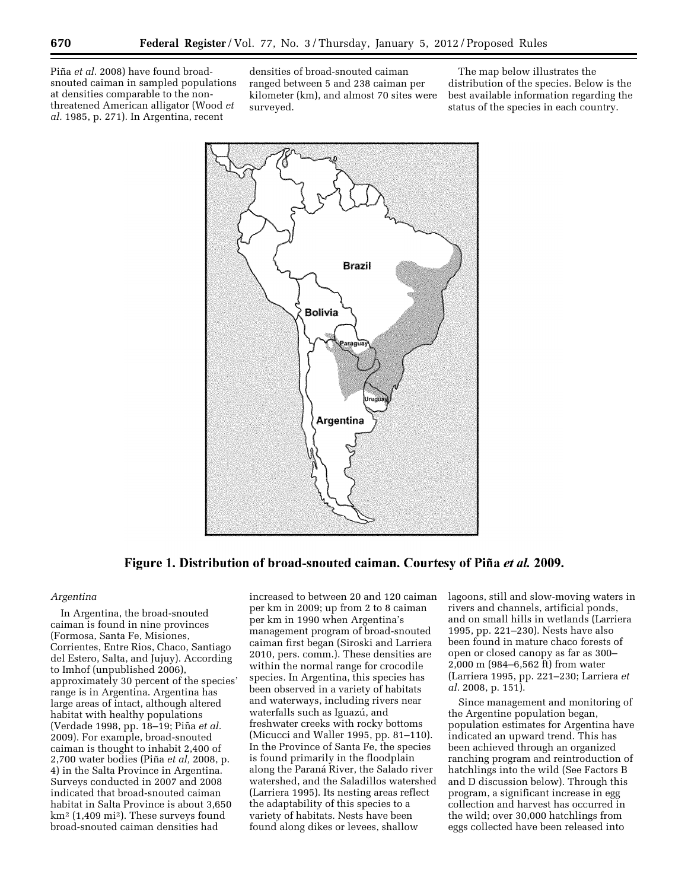Piña *et al.* 2008) have found broad-snouted caiman in sampled populations at densities comparable to the non-threatened American alligator (Wood *et al.* 1985, p. 271). In Argentina, recent densities of broad-snouted caiman ranged between 5 and 238 caiman per kilometer (km), and almost 70 sites were surveyed.

The map below illustrates the distribution of the species. Below is the best available information regarding the status of the species in each country.

**Figure 1. Distribution of broad-snouted caiman. Courtesy of Piña *et al.* 2009.**

*Argentina*

In Argentina, the broad-snouted caiman is found in nine provinces (Formosa, Santa Fe, Misiones, Corrientes, Entre Rios, Chaco, Santiago del Estero, Salta, and Jujuy). According to Imhof (unpublished 2006), approximately 30 percent of the species' range is in Argentina. Argentina has large areas of intact, although altered habitat with healthy populations (Verdade 1998, pp. 18–19; Piña *et al.* 2009). For example, broad-snouted caiman is thought to inhabit 2,400 of 2,700 water bodies (Piña *et al,* 2008, p. 4) in the Salta Province in Argentina. Surveys conducted in 2007 and 2008 indicated that broad-snouted caiman habitat in Salta Province is about 3,650 km² (1,409 mi²). These surveys found broad-snouted caiman densities had increased to between 20 and 120 caiman per km in 2009; up from 2 to 8 caiman per km in 1990 when Argentina's management program of broad-snouted caiman first began (Siroski and Larriera 2010, pers. comm.). These densities are within the normal range for crocodile species. In Argentina, this species has been observed in a variety of habitats and waterways, including rivers near waterfalls such as Iguazú, and freshwater creeks with rocky bottoms (Micucci and Waller 1995, pp. 81–110). In the Province of Santa Fe, the species is found primarily in the floodplain along the Paraná River, the Salado river watershed, and the Saladillos watershed (Larriera 1995). Its nesting areas reflect the adaptability of this species to a variety of habitats. Nests have been found along dikes or levees, shallow lagoons, still and slow-moving waters in rivers and channels, artificial ponds, and on small hills in wetlands (Larriera 1995, pp. 221–230). Nests have also been found in mature chaco forests of open or closed canopy as far as 300–2,000 m (984–6,562 ft) from water (Larriera 1995, pp. 221–230; Larriera *et al.* 2008, p. 151).

Since management and monitoring of the Argentine population began, population estimates for Argentina have indicated an upward trend. This has been achieved through an organized ranching program and reintroduction of hatchlings into the wild (See Factors B and D discussion below). Through this program, a significant increase in egg collection and harvest has occurred in the wild; over 30,000 hatchlings from eggs collected have been released into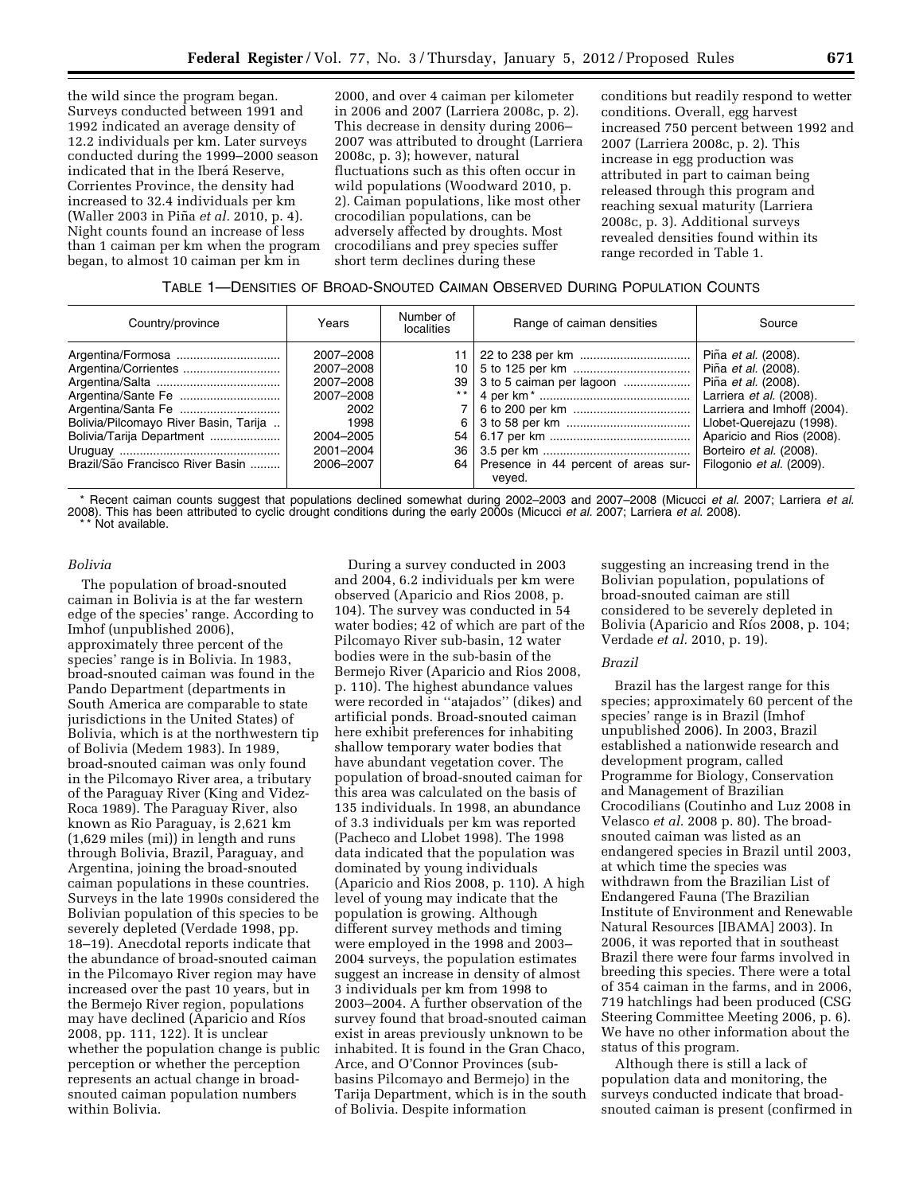the wild since the program began. Surveys conducted between 1991 and 1992 indicated an average density of 12.2 individuals per km. Later surveys conducted during the 1999–2000 season indicated that in the Iberá Reserve, Corrientes Province, the density had increased to 32.4 individuals per km (Waller 2003 in Piña *et al.* 2010, p. 4). Night counts found an increase of less than 1 caiman per km when the program began, to almost 10 caiman per km in 2000, and over 4 caiman per kilometer in 2006 and 2007 (Larriera 2008c, p. 2). This decrease in density during 2006–2007 was attributed to drought (Larriera 2008c, p. 3); however, natural fluctuations such as this often occur in wild populations (Woodward 2010, p. 2). Caiman populations, like most other crocodilian populations, can be adversely affected by droughts. Most crocodilians and prey species suffer short term declines during these conditions but readily respond to wetter conditions. Overall, egg harvest increased 750 percent between 1992 and 2007 (Larriera 2008c, p. 2). This increase in egg production was attributed in part to caiman being released through this program and reaching sexual maturity (Larriera 2008c, p. 3). Additional surveys revealed densities found within its range recorded in Table 1.

TABLE 1—DENSITIES OF BROAD-SNOUTED CAIMAN OBSERVED DURING POPULATION COUNTS

| Country/province | Years | Number of localities | Range of caiman densities | Source |
|---|---|---|---|---|
| Argentina/Formosa | 2007–2008 | 11 | 22 to 238 per km | Piña *et al.* (2008). |
| Argentina/Corrientes | 2007–2008 | 10 | 5 to 125 per km | Piña *et al.* (2008). |
| Argentina/Salta | 2007–2008 | 39 | 3 to 5 caiman per lagoon | Piña *et al.* (2008). |
| Argentina/Sante Fe | 2007–2008 | ** | 4 per km* | Larriera *et al.* (2008). |
| Argentina/Santa Fe | 2002 | 7 | 6 to 200 per km | Larriera and Imhoff (2004). |
| Bolivia/Pilcomayo River Basin, Tarija | 1998 | 6 | 3 to 58 per km | Llobet-Querejazu (1998). |
| Bolivia/Tarija Department | 2004–2005 | 54 | 6.17 per km | Aparicio and Rios (2008). |
| Uruguay | 2001–2004 | 36 | 3.5 per km | Borteiro *et al.* (2008). |
| Brazil/São Francisco River Basin | 2006–2007 | 64 | Presence in 44 percent of areas surveyed. | Filogonio *et al.* (2009). |

\* Recent caiman counts suggest that populations declined somewhat during 2002–2003 and 2007–2008 (Micucci *et al.* 2007; Larriera *et al.* 2008). This has been attributed to cyclic drought conditions during the early 2000s (Micucci *et al.* 2007; Larriera *et al.* 2008).
\*\* Not available.

*Bolivia*

The population of broad-snouted caiman in Bolivia is at the far western edge of the species' range. According to Imhof (unpublished 2006), approximately three percent of the species' range is in Bolivia. In 1983, broad-snouted caiman was found in the Pando Department (departments in South America are comparable to state jurisdictions in the United States) of Bolivia, which is at the northwestern tip of Bolivia (Medem 1983). In 1989, broad-snouted caiman was only found in the Pilcomayo River area, a tributary of the Paraguay River (King and Videz-Roca 1989). The Paraguay River, also known as Rio Paraguay, is 2,621 km (1,629 miles (mi)) in length and runs through Bolivia, Brazil, Paraguay, and Argentina, joining the broad-snouted caiman populations in these countries. Surveys in the late 1990s considered the Bolivian population of this species to be severely depleted (Verdade 1998, pp. 18–19). Anecdotal reports indicate that the abundance of broad-snouted caiman in the Pilcomayo River region may have increased over the past 10 years, but in the Bermejo River region, populations may have declined (Aparicio and Ríos 2008, pp. 111, 122). It is unclear whether the population change is public perception or whether the perception represents an actual change in broad-snouted caiman population numbers within Bolivia.

During a survey conducted in 2003 and 2004, 6.2 individuals per km were observed (Aparicio and Rios 2008, p. 104). The survey was conducted in 54 water bodies; 42 of which are part of the Pilcomayo River sub-basin, 12 water bodies were in the sub-basin of the Bermejo River (Aparicio and Rios 2008, p. 110). The highest abundance values were recorded in ''atajados'' (dikes) and artificial ponds. Broad-snouted caiman here exhibit preferences for inhabiting shallow temporary water bodies that have abundant vegetation cover. The population of broad-snouted caiman for this area was calculated on the basis of 135 individuals. In 1998, an abundance of 3.3 individuals per km was reported (Pacheco and Llobet 1998). The 1998 data indicated that the population was dominated by young individuals (Aparicio and Rios 2008, p. 110). A high level of young may indicate that the population is growing. Although different survey methods and timing were employed in the 1998 and 2003–2004 surveys, the population estimates suggest an increase in density of almost 3 individuals per km from 1998 to 2003–2004. A further observation of the survey found that broad-snouted caiman exist in areas previously unknown to be inhabited. It is found in the Gran Chaco, Arce, and O'Connor Provinces (sub-basins Pilcomayo and Bermejo) in the Tarija Department, which is in the south of Bolivia. Despite information suggesting an increasing trend in the Bolivian population, populations of broad-snouted caiman are still considered to be severely depleted in Bolivia (Aparicio and Ríos 2008, p. 104; Verdade *et al.* 2010, p. 19).

*Brazil*

Brazil has the largest range for this species; approximately 60 percent of the species' range is in Brazil (Imhof unpublished 2006). In 2003, Brazil established a nationwide research and development program, called Programme for Biology, Conservation and Management of Brazilian Crocodilians (Coutinho and Luz 2008 in Velasco *et al.* 2008 p. 80). The broad-snouted caiman was listed as an endangered species in Brazil until 2003, at which time the species was withdrawn from the Brazilian List of Endangered Fauna (The Brazilian Institute of Environment and Renewable Natural Resources [IBAMA] 2003). In 2006, it was reported that in southeast Brazil there were four farms involved in breeding this species. There were a total of 354 caiman in the farms, and in 2006, 719 hatchlings had been produced (CSG Steering Committee Meeting 2006, p. 6). We have no other information about the status of this program.

Although there is still a lack of population data and monitoring, the surveys conducted indicate that broad-snouted caiman is present (confirmed in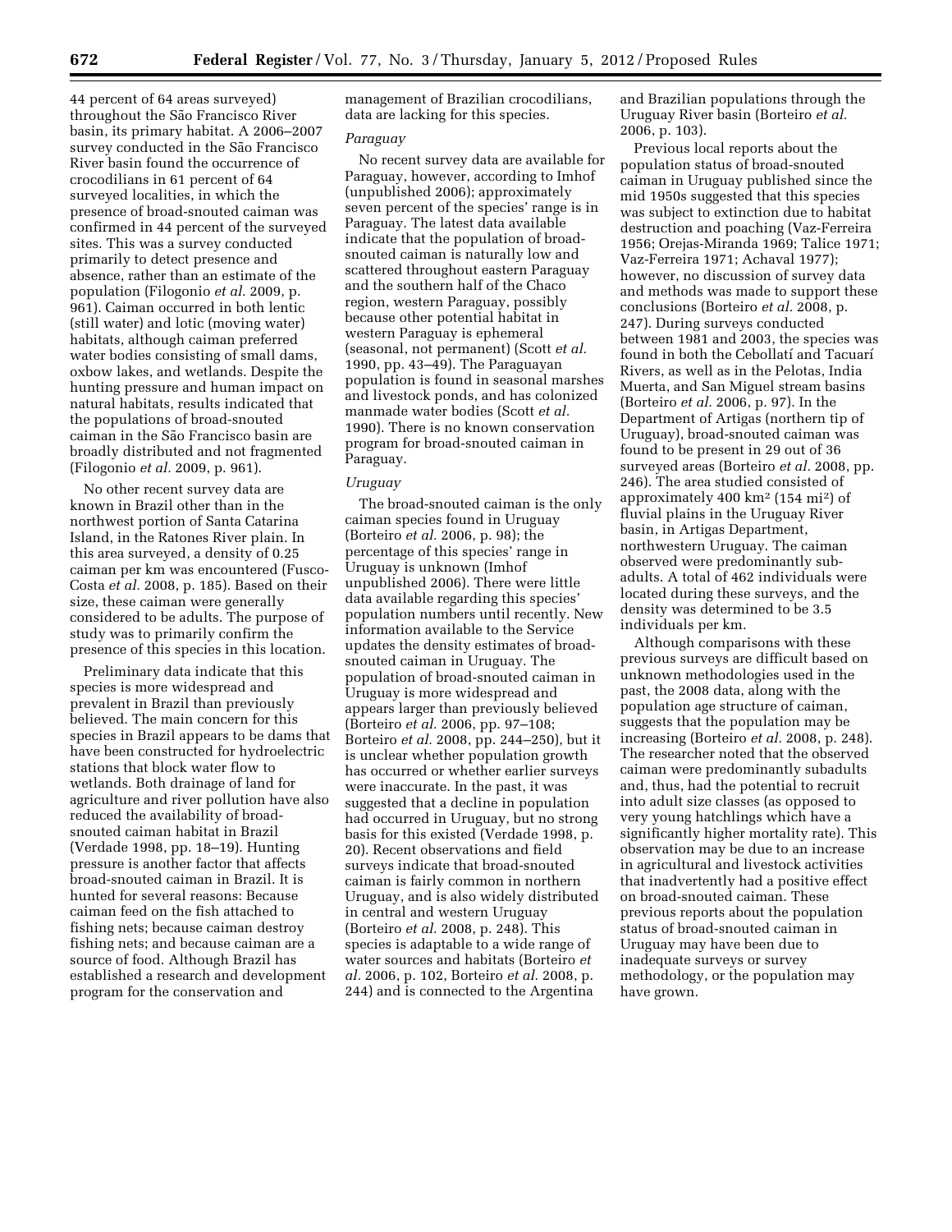44 percent of 64 areas surveyed) throughout the São Francisco River basin, its primary habitat. A 2006–2007 survey conducted in the São Francisco River basin found the occurrence of crocodilians in 61 percent of 64 surveyed localities, in which the presence of broad-snouted caiman was confirmed in 44 percent of the surveyed sites. This was a survey conducted primarily to detect presence and absence, rather than an estimate of the population (Filogonio *et al.* 2009, p. 961). Caiman occurred in both lentic (still water) and lotic (moving water) habitats, although caiman preferred water bodies consisting of small dams, oxbow lakes, and wetlands. Despite the hunting pressure and human impact on natural habitats, results indicated that the populations of broad-snouted caiman in the São Francisco basin are broadly distributed and not fragmented (Filogonio *et al.* 2009, p. 961).

No other recent survey data are known in Brazil other than in the northwest portion of Santa Catarina Island, in the Ratones River plain. In this area surveyed, a density of 0.25 caiman per km was encountered (Fusco-Costa *et al.* 2008, p. 185). Based on their size, these caiman were generally considered to be adults. The purpose of study was to primarily confirm the presence of this species in this location.

Preliminary data indicate that this species is more widespread and prevalent in Brazil than previously believed. The main concern for this species in Brazil appears to be dams that have been constructed for hydroelectric stations that block water flow to wetlands. Both drainage of land for agriculture and river pollution have also reduced the availability of broad-snouted caiman habitat in Brazil (Verdade 1998, pp. 18–19). Hunting pressure is another factor that affects broad-snouted caiman in Brazil. It is hunted for several reasons: Because caiman feed on the fish attached to fishing nets; because caiman destroy fishing nets; and because caiman are a source of food. Although Brazil has established a research and development program for the conservation and management of Brazilian crocodilians, data are lacking for this species.

*Paraguay*

No recent survey data are available for Paraguay, however, according to Imhof (unpublished 2006); approximately seven percent of the species' range is in Paraguay. The latest data available indicate that the population of broad-snouted caiman is naturally low and scattered throughout eastern Paraguay and the southern half of the Chaco region, western Paraguay, possibly because other potential habitat in western Paraguay is ephemeral (seasonal, not permanent) (Scott *et al.* 1990, pp. 43–49). The Paraguayan population is found in seasonal marshes and livestock ponds, and has colonized manmade water bodies (Scott *et al.* 1990). There is no known conservation program for broad-snouted caiman in Paraguay.

*Uruguay*

The broad-snouted caiman is the only caiman species found in Uruguay (Borteiro *et al.* 2006, p. 98); the percentage of this species' range in Uruguay is unknown (Imhof unpublished 2006). There were little data available regarding this species' population numbers until recently. New information available to the Service updates the density estimates of broad-snouted caiman in Uruguay. The population of broad-snouted caiman in Uruguay is more widespread and appears larger than previously believed (Borteiro *et al.* 2006, pp. 97–108; Borteiro *et al.* 2008, pp. 244–250), but it is unclear whether population growth has occurred or whether earlier surveys were inaccurate. In the past, it was suggested that a decline in population had occurred in Uruguay, but no strong basis for this existed (Verdade 1998, p. 20). Recent observations and field surveys indicate that broad-snouted caiman is fairly common in northern Uruguay, and is also widely distributed in central and western Uruguay (Borteiro *et al.* 2008, p. 248). This species is adaptable to a wide range of water sources and habitats (Borteiro *et al.* 2006, p. 102, Borteiro *et al.* 2008, p. 244) and is connected to the Argentina and Brazilian populations through the Uruguay River basin (Borteiro *et al.* 2006, p. 103).

Previous local reports about the population status of broad-snouted caiman in Uruguay published since the mid 1950s suggested that this species was subject to extinction due to habitat destruction and poaching (Vaz-Ferreira 1956; Orejas-Miranda 1969; Talice 1971; Vaz-Ferreira 1971; Achaval 1977); however, no discussion of survey data and methods was made to support these conclusions (Borteiro *et al.* 2008, p. 247). During surveys conducted between 1981 and 2003, the species was found in both the Cebollatí and Tacuarí Rivers, as well as in the Pelotas, India Muerta, and San Miguel stream basins (Borteiro *et al.* 2006, p. 97). In the Department of Artigas (northern tip of Uruguay), broad-snouted caiman was found to be present in 29 out of 36 surveyed areas (Borteiro *et al.* 2008, pp. 246). The area studied consisted of approximately 400 km$^2$ (154 mi$^2$) of fluvial plains in the Uruguay River basin, in Artigas Department, northwestern Uruguay. The caiman observed were predominantly sub-adults. A total of 462 individuals were located during these surveys, and the density was determined to be 3.5 individuals per km.

Although comparisons with these previous surveys are difficult based on unknown methodologies used in the past, the 2008 data, along with the population age structure of caiman, suggests that the population may be increasing (Borteiro *et al.* 2008, p. 248). The researcher noted that the observed caiman were predominantly subadults and, thus, had the potential to recruit into adult size classes (as opposed to very young hatchlings which have a significantly higher mortality rate). This observation may be due to an increase in agricultural and livestock activities that inadvertently had a positive effect on broad-snouted caiman. These previous reports about the population status of broad-snouted caiman in Uruguay may have been due to inadequate surveys or survey methodology, or the population may have grown.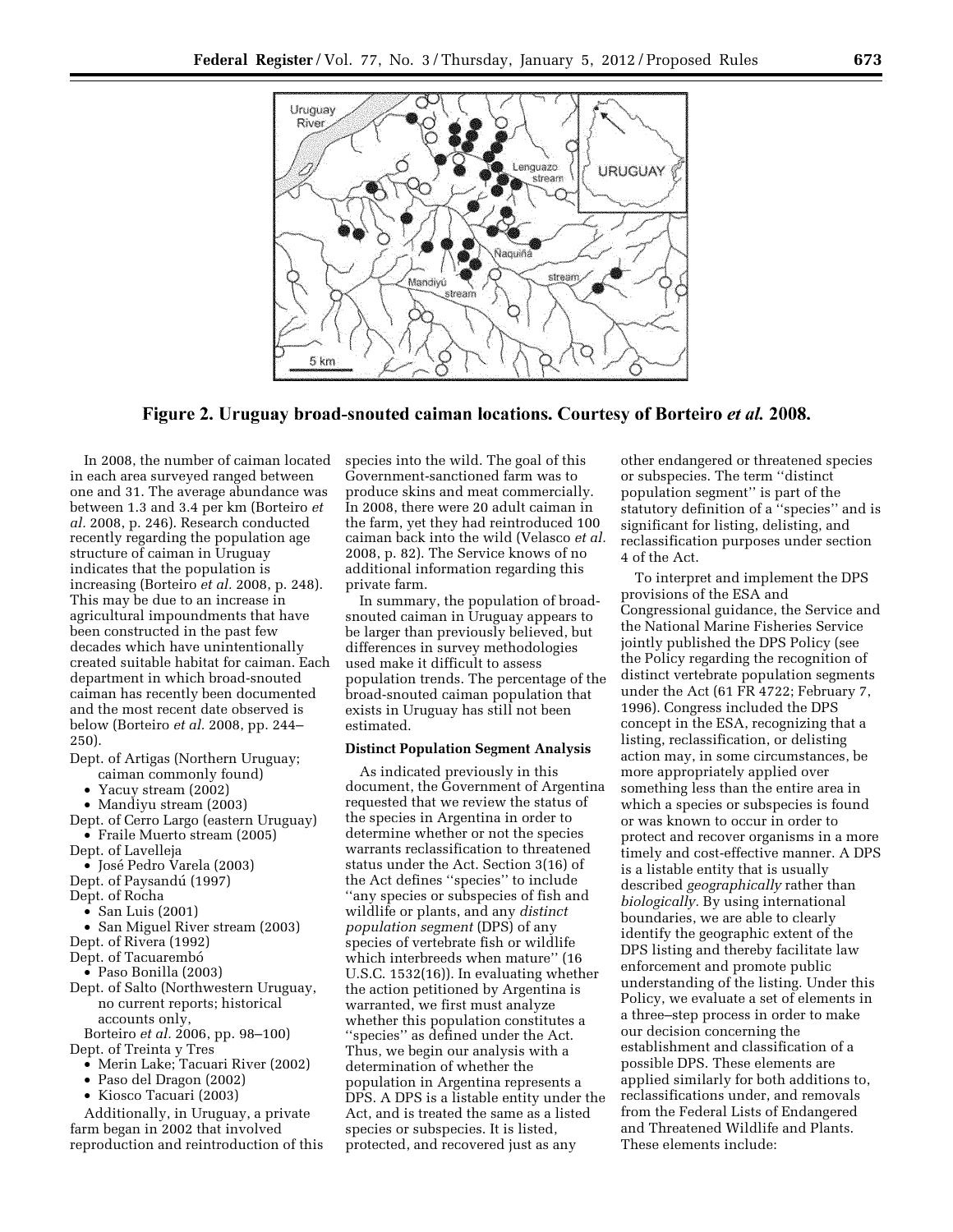**Figure 2. Uruguay broad-snouted caiman locations. Courtesy of Borteiro *et al.* 2008.**

In 2008, the number of caiman located in each area surveyed ranged between one and 31. The average abundance was between 1.3 and 3.4 per km (Borteiro *et al.* 2008, p. 246). Research conducted recently regarding the population age structure of caiman in Uruguay indicates that the population is increasing (Borteiro *et al.* 2008, p. 248). This may be due to an increase in agricultural impoundments that have been constructed in the past few decades which have unintentionally created suitable habitat for caiman. Each department in which broad-snouted caiman has recently been documented and the most recent date observed is below (Borteiro *et al.* 2008, pp. 244–250).

Dept. of Artigas (Northern Uruguay; caiman commonly found)
- Yacuy stream (2002)
- Mandiyu stream (2003)

Dept. of Cerro Largo (eastern Uruguay)
- Fraile Muerto stream (2005)

Dept. of Lavelleja
- José Pedro Varela (2003)

Dept. of Paysandú (1997)

Dept. of Rocha
- San Luis (2001)
- San Miguel River stream (2003)

Dept. of Rivera (1992)

Dept. of Tacuarembó
- Paso Bonilla (2003)

Dept. of Salto (Northwestern Uruguay, no current reports; historical accounts only, Borteiro *et al.* 2006, pp. 98–100)

Dept. of Treinta y Tres
- Merin Lake; Tacuari River (2002)
- Paso del Dragon (2002)
- Kiosco Tacuari (2003)

Additionally, in Uruguay, a private farm began in 2002 that involved reproduction and reintroduction of this species into the wild. The goal of this Government-sanctioned farm was to produce skins and meat commercially. In 2008, there were 20 adult caiman in the farm, yet they had reintroduced 100 caiman back into the wild (Velasco *et al.* 2008, p. 82). The Service knows of no additional information regarding this private farm.

In summary, the population of broad-snouted caiman in Uruguay appears to be larger than previously believed, but differences in survey methodologies used make it difficult to assess population trends. The percentage of the broad-snouted caiman population that exists in Uruguay has still not been estimated.

### Distinct Population Segment Analysis

As indicated previously in this document, the Government of Argentina requested that we review the status of the species in Argentina in order to determine whether or not the species warrants reclassification to threatened status under the Act. Section 3(16) of the Act defines ''species'' to include ''any species or subspecies of fish and wildlife or plants, and any *distinct population segment* (DPS) of any species of vertebrate fish or wildlife which interbreeds when mature'' (16 U.S.C. 1532(16)). In evaluating whether the action petitioned by Argentina is warranted, we first must analyze whether this population constitutes a ''species'' as defined under the Act. Thus, we begin our analysis with a determination of whether the population in Argentina represents a DPS. A DPS is a listable entity under the Act, and is treated the same as a listed species or subspecies. It is listed, protected, and recovered just as any other endangered or threatened species or subspecies. The term ''distinct population segment'' is part of the statutory definition of a ''species'' and is significant for listing, delisting, and reclassification purposes under section 4 of the Act.

To interpret and implement the DPS provisions of the ESA and Congressional guidance, the Service and the National Marine Fisheries Service jointly published the DPS Policy (see the Policy regarding the recognition of distinct vertebrate population segments under the Act (61 FR 4722; February 7, 1996). Congress included the DPS concept in the ESA, recognizing that a listing, reclassification, or delisting action may, in some circumstances, be more appropriately applied over something less than the entire area in which a species or subspecies is found or was known to occur in order to protect and recover organisms in a more timely and cost-effective manner. A DPS is a listable entity that is usually described *geographically* rather than *biologically*. By using international boundaries, we are able to clearly identify the geographic extent of the DPS listing and thereby facilitate law enforcement and promote public understanding of the listing. Under this Policy, we evaluate a set of elements in a three–step process in order to make our decision concerning the establishment and classification of a possible DPS. These elements are applied similarly for both additions to, reclassifications under, and removals from the Federal Lists of Endangered and Threatened Wildlife and Plants. These elements include: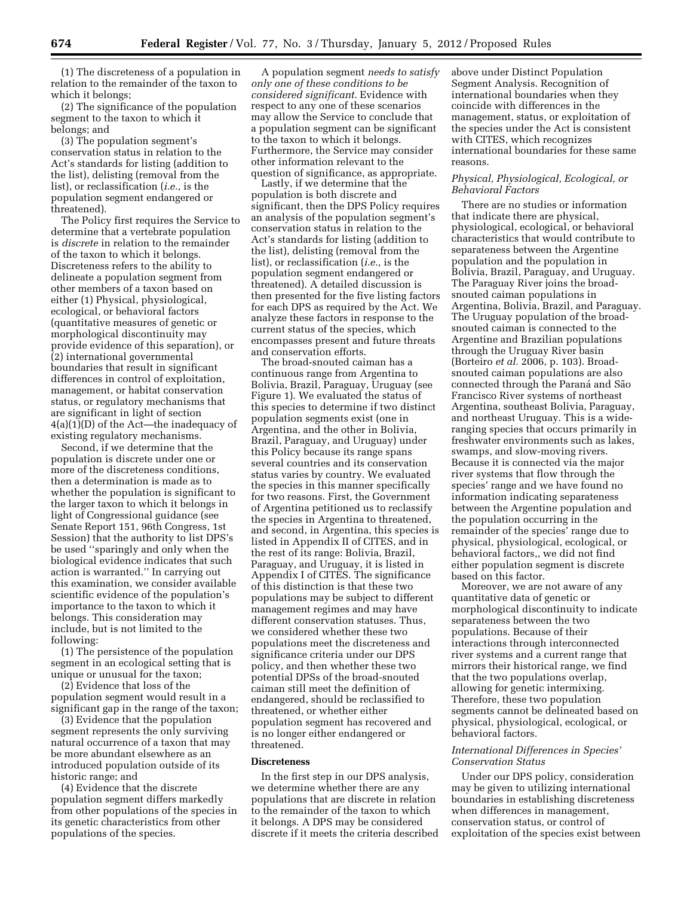(1) The discreteness of a population in relation to the remainder of the taxon to which it belongs;

(2) The significance of the population segment to the taxon to which it belongs; and

(3) The population segment's conservation status in relation to the Act's standards for listing (addition to the list), delisting (removal from the list), or reclassification (*i.e.,* is the population segment endangered or threatened).

The Policy first requires the Service to determine that a vertebrate population is *discrete* in relation to the remainder of the taxon to which it belongs. Discreteness refers to the ability to delineate a population segment from other members of a taxon based on either (1) Physical, physiological, ecological, or behavioral factors (quantitative measures of genetic or morphological discontinuity may provide evidence of this separation), or (2) international governmental boundaries that result in significant differences in control of exploitation, management, or habitat conservation status, or regulatory mechanisms that are significant in light of section 4(a)(1)(D) of the Act—the inadequacy of existing regulatory mechanisms.

Second, if we determine that the population is discrete under one or more of the discreteness conditions, then a determination is made as to whether the population is significant to the larger taxon to which it belongs in light of Congressional guidance (see Senate Report 151, 96th Congress, 1st Session) that the authority to list DPS's be used ''sparingly and only when the biological evidence indicates that such action is warranted.'' In carrying out this examination, we consider available scientific evidence of the population's importance to the taxon to which it belongs. This consideration may include, but is not limited to the following:

(1) The persistence of the population segment in an ecological setting that is unique or unusual for the taxon;

(2) Evidence that loss of the population segment would result in a significant gap in the range of the taxon;

(3) Evidence that the population segment represents the only surviving natural occurrence of a taxon that may be more abundant elsewhere as an introduced population outside of its historic range; and

(4) Evidence that the discrete population segment differs markedly from other populations of the species in its genetic characteristics from other populations of the species.

A population segment *needs to satisfy only one of these conditions to be considered significant.* Evidence with respect to any one of these scenarios may allow the Service to conclude that a population segment can be significant to the taxon to which it belongs. Furthermore, the Service may consider other information relevant to the question of significance, as appropriate.

Lastly, if we determine that the population is both discrete and significant, then the DPS Policy requires an analysis of the population segment's conservation status in relation to the Act's standards for listing (addition to the list), delisting (removal from the list), or reclassification (*i.e.,* is the population segment endangered or threatened). A detailed discussion is then presented for the five listing factors for each DPS as required by the Act. We analyze these factors in response to the current status of the species, which encompasses present and future threats and conservation efforts.

The broad-snouted caiman has a continuous range from Argentina to Bolivia, Brazil, Paraguay, Uruguay (see Figure 1). We evaluated the status of this species to determine if two distinct population segments exist (one in Argentina, and the other in Bolivia, Brazil, Paraguay, and Uruguay) under this Policy because its range spans several countries and its conservation status varies by country. We evaluated the species in this manner specifically for two reasons. First, the Government of Argentina petitioned us to reclassify the species in Argentina to threatened, and second, in Argentina, this species is listed in Appendix II of CITES, and in the rest of its range: Bolivia, Brazil, Paraguay, and Uruguay, it is listed in Appendix I of CITES. The significance of this distinction is that these two populations may be subject to different management regimes and may have different conservation statuses. Thus, we considered whether these two populations meet the discreteness and significance criteria under our DPS policy, and then whether these two potential DPSs of the broad-snouted caiman still meet the definition of endangered, should be reclassified to threatened, or whether either population segment has recovered and is no longer either endangered or threatened.

### Discreteness

In the first step in our DPS analysis, we determine whether there are any populations that are discrete in relation to the remainder of the taxon to which it belongs. A DPS may be considered discrete if it meets the criteria described above under Distinct Population Segment Analysis. Recognition of international boundaries when they coincide with differences in the management, status, or exploitation of the species under the Act is consistent with CITES, which recognizes international boundaries for these same reasons.

#### *Physical, Physiological, Ecological, or Behavioral Factors*

There are no studies or information that indicate there are physical, physiological, ecological, or behavioral characteristics that would contribute to separateness between the Argentine population and the population in Bolivia, Brazil, Paraguay, and Uruguay. The Paraguay River joins the broad-snouted caiman populations in Argentina, Bolivia, Brazil, and Paraguay. The Uruguay population of the broad-snouted caiman is connected to the Argentine and Brazilian populations through the Uruguay River basin (Borteiro *et al.* 2006, p. 103). Broad-snouted caiman populations are also connected through the Paraná and São Francisco River systems of northeast Argentina, southeast Bolivia, Paraguay, and northeast Uruguay. This is a wide-ranging species that occurs primarily in freshwater environments such as lakes, swamps, and slow-moving rivers. Because it is connected via the major river systems that flow through the species' range and we have found no information indicating separateness between the Argentine population and the population occurring in the remainder of the species' range due to physical, physiological, ecological, or behavioral factors,, we did not find either population segment is discrete based on this factor.

Moreover, we are not aware of any quantitative data of genetic or morphological discontinuity to indicate separateness between the two populations. Because of their interactions through interconnected river systems and a current range that mirrors their historical range, we find that the two populations overlap, allowing for genetic intermixing. Therefore, these two population segments cannot be delineated based on physical, physiological, ecological, or behavioral factors.

#### *International Differences in Species' Conservation Status*

Under our DPS policy, consideration may be given to utilizing international boundaries in establishing discreteness when differences in management, conservation status, or control of exploitation of the species exist between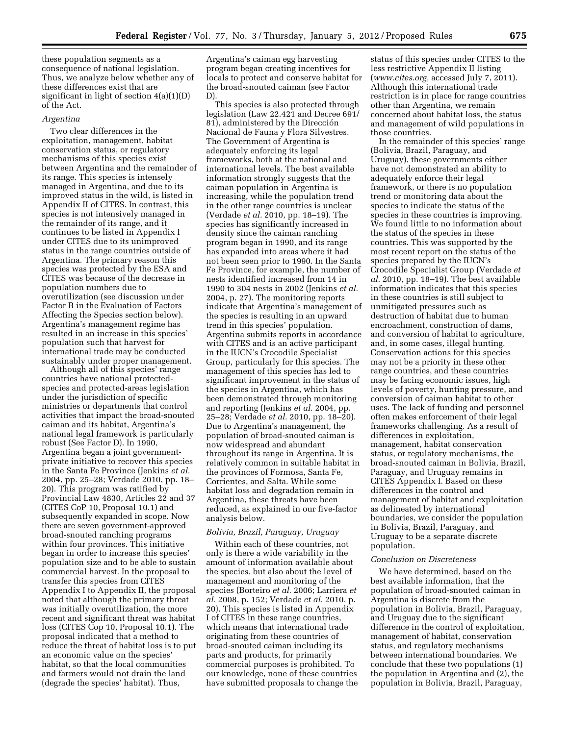these population segments as a consequence of national legislation. Thus, we analyze below whether any of these differences exist that are significant in light of section 4(a)(1)(D) of the Act.

### *Argentina*

Two clear differences in the exploitation, management, habitat conservation status, or regulatory mechanisms of this species exist between Argentina and the remainder of its range. This species is intensely managed in Argentina, and due to its improved status in the wild, is listed in Appendix II of CITES. In contrast, this species is not intensively managed in the remainder of its range, and it continues to be listed in Appendix I under CITES due to its unimproved status in the range countries outside of Argentina. The primary reason this species was protected by the ESA and CITES was because of the decrease in population numbers due to overutilization (see discussion under Factor B in the Evaluation of Factors Affecting the Species section below). Argentina's management regime has resulted in an increase in this species' population such that harvest for international trade may be conducted sustainably under proper management.

Although all of this species' range countries have national protected-species and protected-areas legislation under the jurisdiction of specific ministries or departments that control activities that impact the broad-snouted caiman and its habitat, Argentina's national legal framework is particularly robust (See Factor D). In 1990, Argentina began a joint government-private initiative to recover this species in the Santa Fe Province (Jenkins *et al.* 2004, pp. 25–28; Verdade 2010, pp. 18–20). This program was ratified by Provincial Law 4830, Articles 22 and 37 (CITES CoP 10, Proposal 10.1) and subsequently expanded in scope. Now there are seven government-approved broad-snouted ranching programs within four provinces. This initiative began in order to increase this species' population size and to be able to sustain commercial harvest. In the proposal to transfer this species from CITES Appendix I to Appendix II, the proposal noted that although the primary threat was initially overutilization, the more recent and significant threat was habitat loss (CITES Cop 10, Proposal 10.1). The proposal indicated that a method to reduce the threat of habitat loss is to put an economic value on the species' habitat, so that the local communities and farmers would not drain the land (degrade the species' habitat). Thus, Argentina's caiman egg harvesting program began creating incentives for locals to protect and conserve habitat for the broad-snouted caiman (see Factor D).

This species is also protected through legislation (Law 22.421 and Decree 691/81), administered by the Dirección Nacional de Fauna y Flora Silvestres. The Government of Argentina is adequately enforcing its legal frameworks, both at the national and international levels. The best available information strongly suggests that the caiman population in Argentina is increasing, while the population trend in the other range countries is unclear (Verdade *et al.* 2010, pp. 18–19). The species has significantly increased in density since the caiman ranching program began in 1990, and its range has expanded into areas where it had not been seen prior to 1990. In the Santa Fe Province, for example, the number of nests identified increased from 14 in 1990 to 304 nests in 2002 (Jenkins *et al.* 2004, p. 27). The monitoring reports indicate that Argentina's management of the species is resulting in an upward trend in this species' population. Argentina submits reports in accordance with CITES and is an active participant in the IUCN's Crocodile Specialist Group, particularly for this species. The management of this species has led to significant improvement in the status of the species in Argentina, which has been demonstrated through monitoring and reporting (Jenkins *et al.* 2004, pp. 25–28; Verdade *et al.* 2010, pp. 18–20). Due to Argentina's management, the population of broad-snouted caiman is now widespread and abundant throughout its range in Argentina. It is relatively common in suitable habitat in the provinces of Formosa, Santa Fe, Corrientes, and Salta. While some habitat loss and degradation remain in Argentina, these threats have been reduced, as explained in our five-factor analysis below.

### *Bolivia, Brazil, Paraguay, Uruguay*

Within each of these countries, not only is there a wide variability in the amount of information available about the species, but also about the level of management and monitoring of the species (Borteiro *et al.* 2006; Larriera *et al.* 2008, p. 152; Verdade *et al.* 2010, p. 20). This species is listed in Appendix I of CITES in these range countries, which means that international trade originating from these countries of broad-snouted caiman including its parts and products, for primarily commercial purposes is prohibited. To our knowledge, none of these countries have submitted proposals to change the status of this species under CITES to the less restrictive Appendix II listing (*www.cites.org,* accessed July 7, 2011). Although this international trade restriction is in place for range countries other than Argentina, we remain concerned about habitat loss, the status and management of wild populations in those countries.

In the remainder of this species' range (Bolivia, Brazil, Paraguay, and Uruguay), these governments either have not demonstrated an ability to adequately enforce their legal framework, or there is no population trend or monitoring data about the species to indicate the status of the species in these countries is improving. We found little to no information about the status of the species in these countries. This was supported by the most recent report on the status of the species prepared by the IUCN's Crocodile Specialist Group (Verdade *et al.* 2010, pp. 18–19). The best available information indicates that this species in these countries is still subject to unmitigated pressures such as destruction of habitat due to human encroachment, construction of dams, and conversion of habitat to agriculture, and, in some cases, illegal hunting. Conservation actions for this species may not be a priority in these other range countries, and these countries may be facing economic issues, high levels of poverty, hunting pressure, and conversion of caiman habitat to other uses. The lack of funding and personnel often makes enforcement of their legal frameworks challenging. As a result of differences in exploitation, management, habitat conservation status, or regulatory mechanisms, the broad-snouted caiman in Bolivia, Brazil, Paraguay, and Uruguay remains in CITES Appendix I. Based on these differences in the control and management of habitat and exploitation as delineated by international boundaries, we consider the population in Bolivia, Brazil, Paraguay, and Uruguay to be a separate discrete population.

### *Conclusion on Discreteness*

We have determined, based on the best available information, that the population of broad-snouted caiman in Argentina is discrete from the population in Bolivia, Brazil, Paraguay, and Uruguay due to the significant difference in the control of exploitation, management of habitat, conservation status, and regulatory mechanisms between international boundaries. We conclude that these two populations (1) the population in Argentina and (2), the population in Bolivia, Brazil, Paraguay,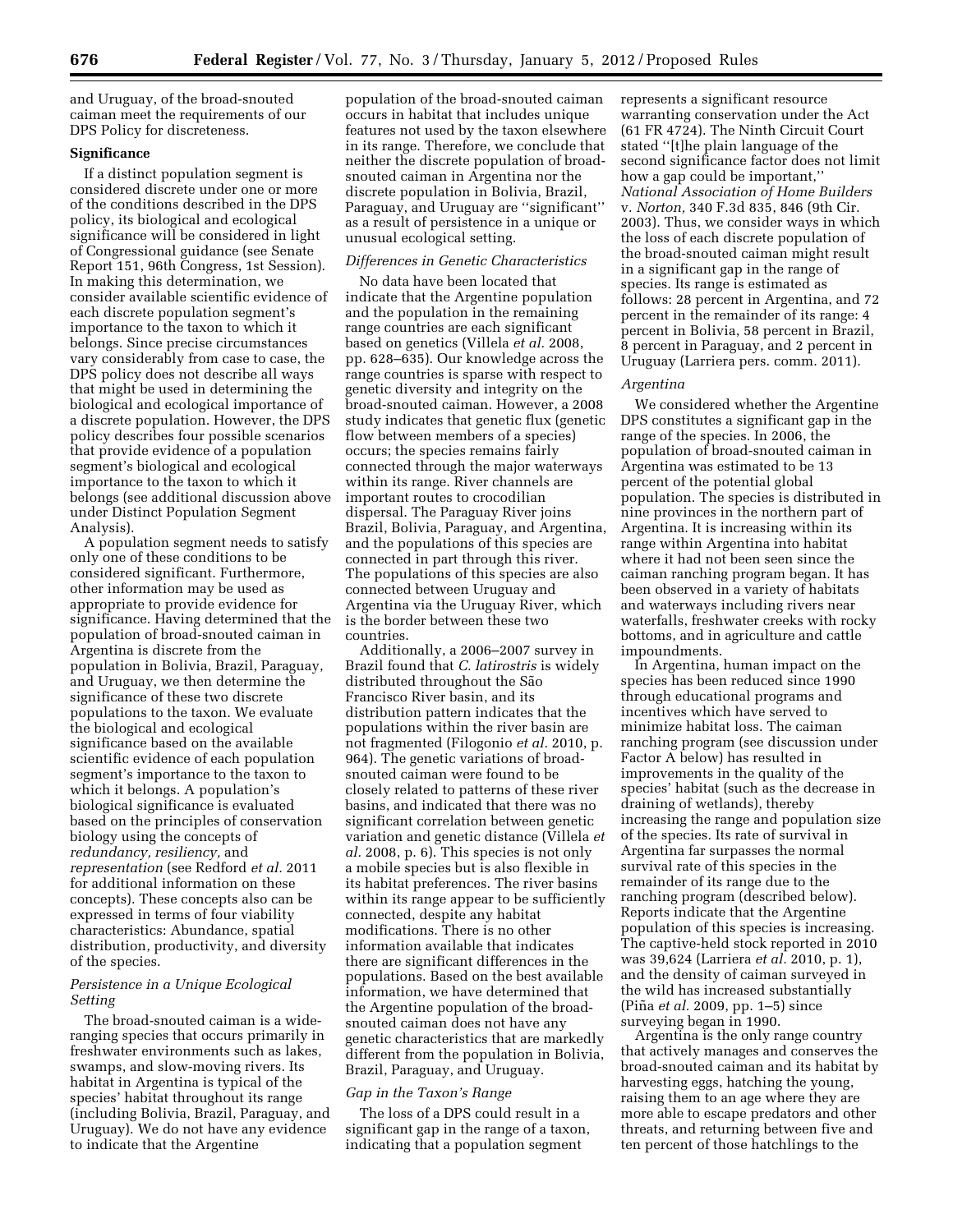and Uruguay, of the broad-snouted caiman meet the requirements of our DPS Policy for discreteness.

**Significance**

If a distinct population segment is considered discrete under one or more of the conditions described in the DPS policy, its biological and ecological significance will be considered in light of Congressional guidance (see Senate Report 151, 96th Congress, 1st Session). In making this determination, we consider available scientific evidence of each discrete population segment's importance to the taxon to which it belongs. Since precise circumstances vary considerably from case to case, the DPS policy does not describe all ways that might be used in determining the biological and ecological importance of a discrete population. However, the DPS policy describes four possible scenarios that provide evidence of a population segment's biological and ecological importance to the taxon to which it belongs (see additional discussion above under Distinct Population Segment Analysis).

A population segment needs to satisfy only one of these conditions to be considered significant. Furthermore, other information may be used as appropriate to provide evidence for significance. Having determined that the population of broad-snouted caiman in Argentina is discrete from the population in Bolivia, Brazil, Paraguay, and Uruguay, we then determine the significance of these two discrete populations to the taxon. We evaluate the biological and ecological significance based on the available scientific evidence of each population segment's importance to the taxon to which it belongs. A population's biological significance is evaluated based on the principles of conservation biology using the concepts of *redundancy, resiliency,* and *representation* (see Redford *et al.* 2011 for additional information on these concepts). These concepts also can be expressed in terms of four viability characteristics: Abundance, spatial distribution, productivity, and diversity of the species.

*Persistence in a Unique Ecological Setting*

The broad-snouted caiman is a wide-ranging species that occurs primarily in freshwater environments such as lakes, swamps, and slow-moving rivers. Its habitat in Argentina is typical of the species' habitat throughout its range (including Bolivia, Brazil, Paraguay, and Uruguay). We do not have any evidence to indicate that the Argentine population of the broad-snouted caiman occurs in habitat that includes unique features not used by the taxon elsewhere in its range. Therefore, we conclude that neither the discrete population of broad-snouted caiman in Argentina nor the discrete population in Bolivia, Brazil, Paraguay, and Uruguay are ''significant'' as a result of persistence in a unique or unusual ecological setting.

*Differences in Genetic Characteristics*

No data have been located that indicate that the Argentine population and the population in the remaining range countries are each significant based on genetics (Villela *et al.* 2008, pp. 628–635). Our knowledge across the range countries is sparse with respect to genetic diversity and integrity on the broad-snouted caiman. However, a 2008 study indicates that genetic flux (genetic flow between members of a species) occurs; the species remains fairly connected through the major waterways within its range. River channels are important routes to crocodilian dispersal. The Paraguay River joins Brazil, Bolivia, Paraguay, and Argentina, and the populations of this species are connected in part through this river. The populations of this species are also connected between Uruguay and Argentina via the Uruguay River, which is the border between these two countries.

Additionally, a 2006–2007 survey in Brazil found that *C. latirostris* is widely distributed throughout the São Francisco River basin, and its distribution pattern indicates that the populations within the river basin are not fragmented (Filogonio *et al.* 2010, p. 964). The genetic variations of broad-snouted caiman were found to be closely related to patterns of these river basins, and indicated that there was no significant correlation between genetic variation and genetic distance (Villela *et al.* 2008, p. 6). This species is not only a mobile species but is also flexible in its habitat preferences. The river basins within its range appear to be sufficiently connected, despite any habitat modifications. There is no other information available that indicates there are significant differences in the populations. Based on the best available information, we have determined that the Argentine population of the broad-snouted caiman does not have any genetic characteristics that are markedly different from the population in Bolivia, Brazil, Paraguay, and Uruguay.

*Gap in the Taxon's Range*

The loss of a DPS could result in a significant gap in the range of a taxon, indicating that a population segment represents a significant resource warranting conservation under the Act (61 FR 4724). The Ninth Circuit Court stated ''[t]he plain language of the second significance factor does not limit how a gap could be important,'' *National Association of Home Builders* v. *Norton,* 340 F.3d 835, 846 (9th Cir. 2003). Thus, we consider ways in which the loss of each discrete population of the broad-snouted caiman might result in a significant gap in the range of species. Its range is estimated as follows: 28 percent in Argentina, and 72 percent in the remainder of its range: 4 percent in Bolivia, 58 percent in Brazil, 8 percent in Paraguay, and 2 percent in Uruguay (Larriera pers. comm. 2011).

*Argentina*

We considered whether the Argentine DPS constitutes a significant gap in the range of the species. In 2006, the population of broad-snouted caiman in Argentina was estimated to be 13 percent of the potential global population. The species is distributed in nine provinces in the northern part of Argentina. It is increasing within its range within Argentina into habitat where it had not been seen since the caiman ranching program began. It has been observed in a variety of habitats and waterways including rivers near waterfalls, freshwater creeks with rocky bottoms, and in agriculture and cattle impoundments.

In Argentina, human impact on the species has been reduced since 1990 through educational programs and incentives which have served to minimize habitat loss. The caiman ranching program (see discussion under Factor A below) has resulted in improvements in the quality of the species' habitat (such as the decrease in draining of wetlands), thereby increasing the range and population size of the species. Its rate of survival in Argentina far surpasses the normal survival rate of this species in the remainder of its range due to the ranching program (described below). Reports indicate that the Argentine population of this species is increasing. The captive-held stock reported in 2010 was 39,624 (Larriera *et al.* 2010, p. 1), and the density of caiman surveyed in the wild has increased substantially (Piña *et al.* 2009, pp. 1–5) since surveying began in 1990.

Argentina is the only range country that actively manages and conserves the broad-snouted caiman and its habitat by harvesting eggs, hatching the young, raising them to an age where they are more able to escape predators and other threats, and returning between five and ten percent of those hatchlings to the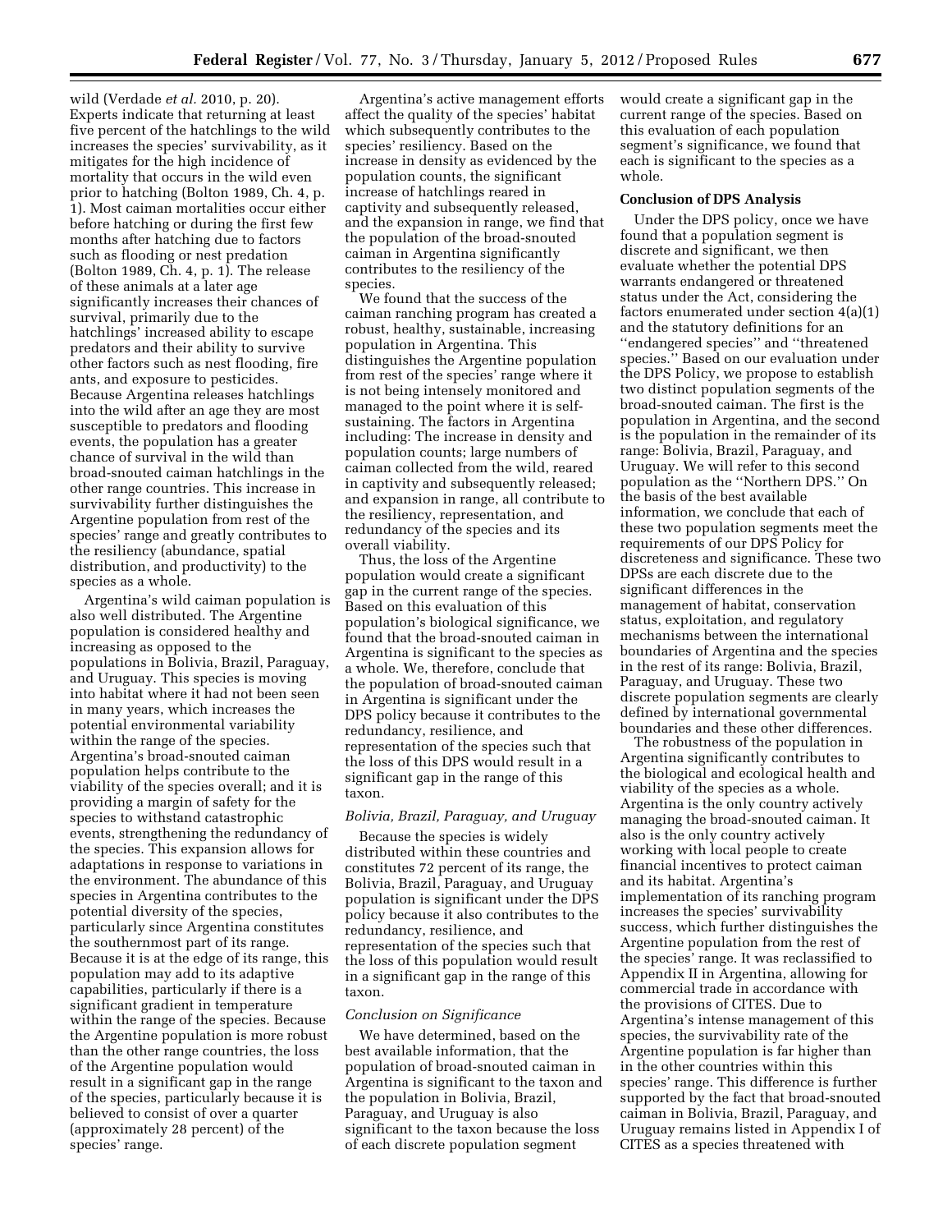wild (Verdade *et al.* 2010, p. 20). Experts indicate that returning at least five percent of the hatchlings to the wild increases the species' survivability, as it mitigates for the high incidence of mortality that occurs in the wild even prior to hatching (Bolton 1989, Ch. 4, p. 1). Most caiman mortalities occur either before hatching or during the first few months after hatching due to factors such as flooding or nest predation (Bolton 1989, Ch. 4, p. 1). The release of these animals at a later age significantly increases their chances of survival, primarily due to the hatchlings' increased ability to escape predators and their ability to survive other factors such as nest flooding, fire ants, and exposure to pesticides. Because Argentina releases hatchlings into the wild after an age they are most susceptible to predators and flooding events, the population has a greater chance of survival in the wild than broad-snouted caiman hatchlings in the other range countries. This increase in survivability further distinguishes the Argentine population from rest of the species' range and greatly contributes to the resiliency (abundance, spatial distribution, and productivity) to the species as a whole.

Argentina's wild caiman population is also well distributed. The Argentine population is considered healthy and increasing as opposed to the populations in Bolivia, Brazil, Paraguay, and Uruguay. This species is moving into habitat where it had not been seen in many years, which increases the potential environmental variability within the range of the species. Argentina's broad-snouted caiman population helps contribute to the viability of the species overall; and it is providing a margin of safety for the species to withstand catastrophic events, strengthening the redundancy of the species. This expansion allows for adaptations in response to variations in the environment. The abundance of this species in Argentina contributes to the potential diversity of the species, particularly since Argentina constitutes the southernmost part of its range. Because it is at the edge of its range, this population may add to its adaptive capabilities, particularly if there is a significant gradient in temperature within the range of the species. Because the Argentine population is more robust than the other range countries, the loss of the Argentine population would result in a significant gap in the range of the species, particularly because it is believed to consist of over a quarter (approximately 28 percent) of the species' range.

Argentina's active management efforts affect the quality of the species' habitat which subsequently contributes to the species' resiliency. Based on the increase in density as evidenced by the population counts, the significant increase of hatchlings reared in captivity and subsequently released, and the expansion in range, we find that the population of the broad-snouted caiman in Argentina significantly contributes to the resiliency of the species.

We found that the success of the caiman ranching program has created a robust, healthy, sustainable, increasing population in Argentina. This distinguishes the Argentine population from rest of the species' range where it is not being intensely monitored and managed to the point where it is self-sustaining. The factors in Argentina including: The increase in density and population counts; large numbers of caiman collected from the wild, reared in captivity and subsequently released; and expansion in range, all contribute to the resiliency, representation, and redundancy of the species and its overall viability.

Thus, the loss of the Argentine population would create a significant gap in the current range of the species. Based on this evaluation of this population's biological significance, we found that the broad-snouted caiman in Argentina is significant to the species as a whole. We, therefore, conclude that the population of broad-snouted caiman in Argentina is significant under the DPS policy because it contributes to the redundancy, resilience, and representation of the species such that the loss of this DPS would result in a significant gap in the range of this taxon.

*Bolivia, Brazil, Paraguay, and Uruguay*

Because the species is widely distributed within these countries and constitutes 72 percent of its range, the Bolivia, Brazil, Paraguay, and Uruguay population is significant under the DPS policy because it also contributes to the redundancy, resilience, and representation of the species such that the loss of this population would result in a significant gap in the range of this taxon.

*Conclusion on Significance*

We have determined, based on the best available information, that the population of broad-snouted caiman in Argentina is significant to the taxon and the population in Bolivia, Brazil, Paraguay, and Uruguay is also significant to the taxon because the loss of each discrete population segment would create a significant gap in the current range of the species. Based on this evaluation of each population segment's significance, we found that each is significant to the species as a whole.

**Conclusion of DPS Analysis**

Under the DPS policy, once we have found that a population segment is discrete and significant, we then evaluate whether the potential DPS warrants endangered or threatened status under the Act, considering the factors enumerated under section 4(a)(1) and the statutory definitions for an ''endangered species'' and ''threatened species.'' Based on our evaluation under the DPS Policy, we propose to establish two distinct population segments of the broad-snouted caiman. The first is the population in Argentina, and the second is the population in the remainder of its range: Bolivia, Brazil, Paraguay, and Uruguay. We will refer to this second population as the ''Northern DPS.'' On the basis of the best available information, we conclude that each of these two population segments meet the requirements of our DPS Policy for discreteness and significance. These two DPSs are each discrete due to the significant differences in the management of habitat, conservation status, exploitation, and regulatory mechanisms between the international boundaries of Argentina and the species in the rest of its range: Bolivia, Brazil, Paraguay, and Uruguay. These two discrete population segments are clearly defined by international governmental boundaries and these other differences.

The robustness of the population in Argentina significantly contributes to the biological and ecological health and viability of the species as a whole. Argentina is the only country actively managing the broad-snouted caiman. It also is the only country actively working with local people to create financial incentives to protect caiman and its habitat. Argentina's implementation of its ranching program increases the species' survivability success, which further distinguishes the Argentine population from the rest of the species' range. It was reclassified to Appendix II in Argentina, allowing for commercial trade in accordance with the provisions of CITES. Due to Argentina's intense management of this species, the survivability rate of the Argentine population is far higher than in the other countries within this species' range. This difference is further supported by the fact that broad-snouted caiman in Bolivia, Brazil, Paraguay, and Uruguay remains listed in Appendix I of CITES as a species threatened with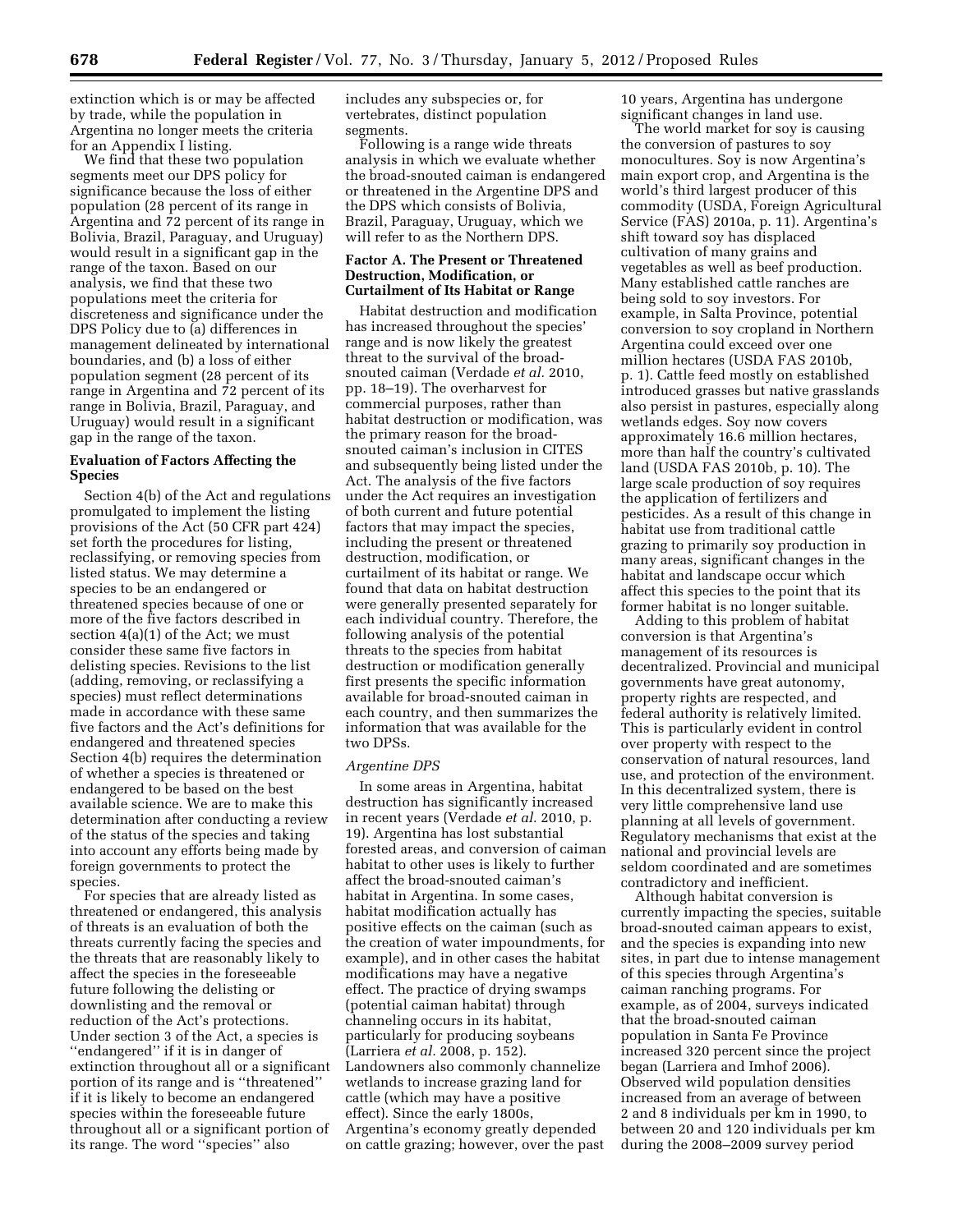extinction which is or may be affected by trade, while the population in Argentina no longer meets the criteria for an Appendix I listing.

We find that these two population segments meet our DPS policy for significance because the loss of either population (28 percent of its range in Argentina and 72 percent of its range in Bolivia, Brazil, Paraguay, and Uruguay) would result in a significant gap in the range of the taxon. Based on our analysis, we find that these two populations meet the criteria for discreteness and significance under the DPS Policy due to (a) differences in management delineated by international boundaries, and (b) a loss of either population segment (28 percent of its range in Argentina and 72 percent of its range in Bolivia, Brazil, Paraguay, and Uruguay) would result in a significant gap in the range of the taxon.

**Evaluation of Factors Affecting the Species**

Section 4(b) of the Act and regulations promulgated to implement the listing provisions of the Act (50 CFR part 424) set forth the procedures for listing, reclassifying, or removing species from listed status. We may determine a species to be an endangered or threatened species because of one or more of the five factors described in section 4(a)(1) of the Act; we must consider these same five factors in delisting species. Revisions to the list (adding, removing, or reclassifying a species) must reflect determinations made in accordance with these same five factors and the Act's definitions for endangered and threatened species Section 4(b) requires the determination of whether a species is threatened or endangered to be based on the best available science. We are to make this determination after conducting a review of the status of the species and taking into account any efforts being made by foreign governments to protect the species.

For species that are already listed as threatened or endangered, this analysis of threats is an evaluation of both the threats currently facing the species and the threats that are reasonably likely to affect the species in the foreseeable future following the delisting or downlisting and the removal or reduction of the Act's protections. Under section 3 of the Act, a species is ''endangered'' if it is in danger of extinction throughout all or a significant portion of its range and is ''threatened'' if it is likely to become an endangered species within the foreseeable future throughout all or a significant portion of its range. The word ''species'' also includes any subspecies or, for vertebrates, distinct population segments.

Following is a range wide threats analysis in which we evaluate whether the broad-snouted caiman is endangered or threatened in the Argentine DPS and the DPS which consists of Bolivia, Brazil, Paraguay, Uruguay, which we will refer to as the Northern DPS.

**Factor A. The Present or Threatened Destruction, Modification, or Curtailment of Its Habitat or Range**

Habitat destruction and modification has increased throughout the species' range and is now likely the greatest threat to the survival of the broad-snouted caiman (Verdade *et al.* 2010, pp. 18–19). The overharvest for commercial purposes, rather than habitat destruction or modification, was the primary reason for the broad-snouted caiman's inclusion in CITES and subsequently being listed under the Act. The analysis of the five factors under the Act requires an investigation of both current and future potential factors that may impact the species, including the present or threatened destruction, modification, or curtailment of its habitat or range. We found that data on habitat destruction were generally presented separately for each individual country. Therefore, the following analysis of the potential threats to the species from habitat destruction or modification generally first presents the specific information available for broad-snouted caiman in each country, and then summarizes the information that was available for the two DPSs.

*Argentine DPS*

In some areas in Argentina, habitat destruction has significantly increased in recent years (Verdade *et al.* 2010, p. 19). Argentina has lost substantial forested areas, and conversion of caiman habitat to other uses is likely to further affect the broad-snouted caiman's habitat in Argentina. In some cases, habitat modification actually has positive effects on the caiman (such as the creation of water impoundments, for example), and in other cases the habitat modifications may have a negative effect. The practice of drying swamps (potential caiman habitat) through channeling occurs in its habitat, particularly for producing soybeans (Larriera *et al.* 2008, p. 152). Landowners also commonly channelize wetlands to increase grazing land for cattle (which may have a positive effect). Since the early 1800s, Argentina's economy greatly depended on cattle grazing; however, over the past 10 years, Argentina has undergone significant changes in land use.

The world market for soy is causing the conversion of pastures to soy monocultures. Soy is now Argentina's main export crop, and Argentina is the world's third largest producer of this commodity (USDA, Foreign Agricultural Service (FAS) 2010a, p. 11). Argentina's shift toward soy has displaced cultivation of many grains and vegetables as well as beef production. Many established cattle ranches are being sold to soy investors. For example, in Salta Province, potential conversion to soy cropland in Northern Argentina could exceed over one million hectares (USDA FAS 2010b, p. 1). Cattle feed mostly on established introduced grasses but native grasslands also persist in pastures, especially along wetlands edges. Soy now covers approximately 16.6 million hectares, more than half the country's cultivated land (USDA FAS 2010b, p. 10). The large scale production of soy requires the application of fertilizers and pesticides. As a result of this change in habitat use from traditional cattle grazing to primarily soy production in many areas, significant changes in the habitat and landscape occur which affect this species to the point that its former habitat is no longer suitable.

Adding to this problem of habitat conversion is that Argentina's management of its resources is decentralized. Provincial and municipal governments have great autonomy, property rights are respected, and federal authority is relatively limited. This is particularly evident in control over property with respect to the conservation of natural resources, land use, and protection of the environment. In this decentralized system, there is very little comprehensive land use planning at all levels of government. Regulatory mechanisms that exist at the national and provincial levels are seldom coordinated and are sometimes contradictory and inefficient.

Although habitat conversion is currently impacting the species, suitable broad-snouted caiman appears to exist, and the species is expanding into new sites, in part due to intense management of this species through Argentina's caiman ranching programs. For example, as of 2004, surveys indicated that the broad-snouted caiman population in Santa Fe Province increased 320 percent since the project began (Larriera and Imhof 2006). Observed wild population densities increased from an average of between 2 and 8 individuals per km in 1990, to between 20 and 120 individuals per km during the 2008–2009 survey period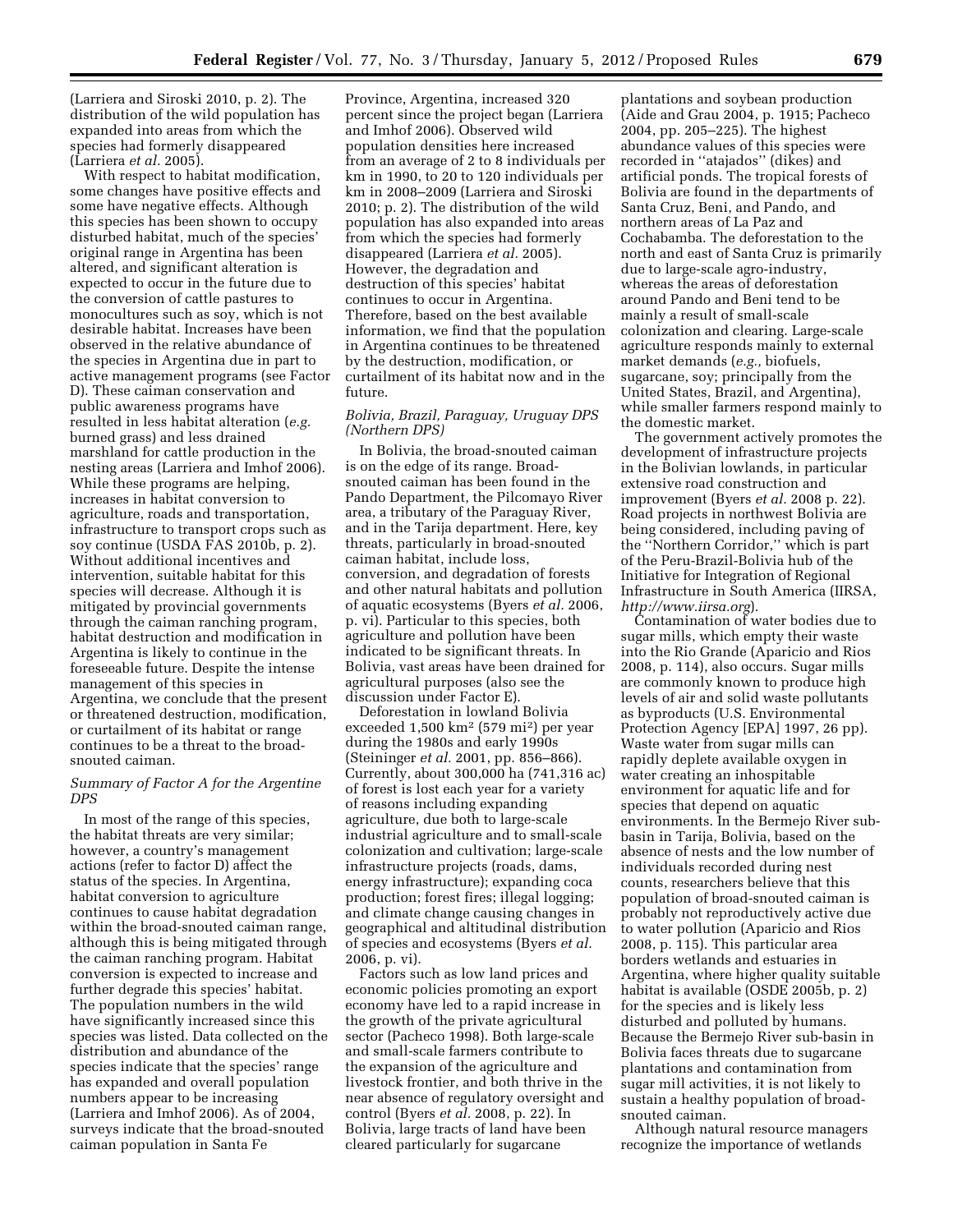(Larriera and Siroski 2010, p. 2). The distribution of the wild population has expanded into areas from which the species had formerly disappeared (Larriera *et al.* 2005).

With respect to habitat modification, some changes have positive effects and some have negative effects. Although this species has been shown to occupy disturbed habitat, much of the species' original range in Argentina has been altered, and significant alteration is expected to occur in the future due to the conversion of cattle pastures to monocultures such as soy, which is not desirable habitat. Increases have been observed in the relative abundance of the species in Argentina due in part to active management programs (see Factor D). These caiman conservation and public awareness programs have resulted in less habitat alteration (*e.g.* burned grass) and less drained marshland for cattle production in the nesting areas (Larriera and Imhof 2006). While these programs are helping, increases in habitat conversion to agriculture, roads and transportation, infrastructure to transport crops such as soy continue (USDA FAS 2010b, p. 2). Without additional incentives and intervention, suitable habitat for this species will decrease. Although it is mitigated by provincial governments through the caiman ranching program, habitat destruction and modification in Argentina is likely to continue in the foreseeable future. Despite the intense management of this species in Argentina, we conclude that the present or threatened destruction, modification, or curtailment of its habitat or range continues to be a threat to the broad-snouted caiman.

### *Summary of Factor A for the Argentine DPS*

In most of the range of this species, the habitat threats are very similar; however, a country's management actions (refer to factor D) affect the status of the species. In Argentina, habitat conversion to agriculture continues to cause habitat degradation within the broad-snouted caiman range, although this is being mitigated through the caiman ranching program. Habitat conversion is expected to increase and further degrade this species' habitat. The population numbers in the wild have significantly increased since this species was listed. Data collected on the distribution and abundance of the species indicate that the species' range has expanded and overall population numbers appear to be increasing (Larriera and Imhof 2006). As of 2004, surveys indicate that the broad-snouted caiman population in Santa Fe Province, Argentina, increased 320 percent since the project began (Larriera and Imhof 2006). Observed wild population densities here increased from an average of 2 to 8 individuals per km in 1990, to 20 to 120 individuals per km in 2008–2009 (Larriera and Siroski 2010; p. 2). The distribution of the wild population has also expanded into areas from which the species had formerly disappeared (Larriera *et al.* 2005). However, the degradation and destruction of this species' habitat continues to occur in Argentina. Therefore, based on the best available information, we find that the population in Argentina continues to be threatened by the destruction, modification, or curtailment of its habitat now and in the future.

### *Bolivia, Brazil, Paraguay, Uruguay DPS (Northern DPS)*

In Bolivia, the broad-snouted caiman is on the edge of its range. Broad-snouted caiman has been found in the Pando Department, the Pilcomayo River area, a tributary of the Paraguay River, and in the Tarija department. Here, key threats, particularly in broad-snouted caiman habitat, include loss, conversion, and degradation of forests and other natural habitats and pollution of aquatic ecosystems (Byers *et al.* 2006, p. vi). Particular to this species, both agriculture and pollution have been indicated to be significant threats. In Bolivia, vast areas have been drained for agricultural purposes (also see the discussion under Factor E).

Deforestation in lowland Bolivia exceeded 1,500 km$^2$ (579 mi$^2$) per year during the 1980s and early 1990s (Steininger *et al.* 2001, pp. 856–866). Currently, about 300,000 ha (741,316 ac) of forest is lost each year for a variety of reasons including expanding agriculture, due both to large-scale industrial agriculture and to small-scale colonization and cultivation; large-scale infrastructure projects (roads, dams, energy infrastructure); expanding coca production; forest fires; illegal logging; and climate change causing changes in geographical and altitudinal distribution of species and ecosystems (Byers *et al.* 2006, p. vi).

Factors such as low land prices and economic policies promoting an export economy have led to a rapid increase in the growth of the private agricultural sector (Pacheco 1998). Both large-scale and small-scale farmers contribute to the expansion of the agriculture and livestock frontier, and both thrive in the near absence of regulatory oversight and control (Byers *et al.* 2008, p. 22). In Bolivia, large tracts of land have been cleared particularly for sugarcane plantations and soybean production (Aide and Grau 2004, p. 1915; Pacheco 2004, pp. 205–225). The highest abundance values of this species were recorded in ''atajados'' (dikes) and artificial ponds. The tropical forests of Bolivia are found in the departments of Santa Cruz, Beni, and Pando, and northern areas of La Paz and Cochabamba. The deforestation to the north and east of Santa Cruz is primarily due to large-scale agro-industry, whereas the areas of deforestation around Pando and Beni tend to be mainly a result of small-scale colonization and clearing. Large-scale agriculture responds mainly to external market demands (*e.g.,* biofuels, sugarcane, soy; principally from the United States, Brazil, and Argentina), while smaller farmers respond mainly to the domestic market.

The government actively promotes the development of infrastructure projects in the Bolivian lowlands, in particular extensive road construction and improvement (Byers *et al.* 2008 p. 22). Road projects in northwest Bolivia are being considered, including paving of the ''Northern Corridor,'' which is part of the Peru-Brazil-Bolivia hub of the Initiative for Integration of Regional Infrastructure in South America (IIRSA, *http://www.iirsa.org*).

Contamination of water bodies due to sugar mills, which empty their waste into the Rio Grande (Aparicio and Rios 2008, p. 114), also occurs. Sugar mills are commonly known to produce high levels of air and solid waste pollutants as byproducts (U.S. Environmental Protection Agency [EPA] 1997, 26 pp). Waste water from sugar mills can rapidly deplete available oxygen in water creating an inhospitable environment for aquatic life and for species that depend on aquatic environments. In the Bermejo River sub-basin in Tarija, Bolivia, based on the absence of nests and the low number of individuals recorded during nest counts, researchers believe that this population of broad-snouted caiman is probably not reproductively active due to water pollution (Aparicio and Rios 2008, p. 115). This particular area borders wetlands and estuaries in Argentina, where higher quality suitable habitat is available (OSDE 2005b, p. 2) for the species and is likely less disturbed and polluted by humans. Because the Bermejo River sub-basin in Bolivia faces threats due to sugarcane plantations and contamination from sugar mill activities, it is not likely to sustain a healthy population of broad-snouted caiman.

Although natural resource managers recognize the importance of wetlands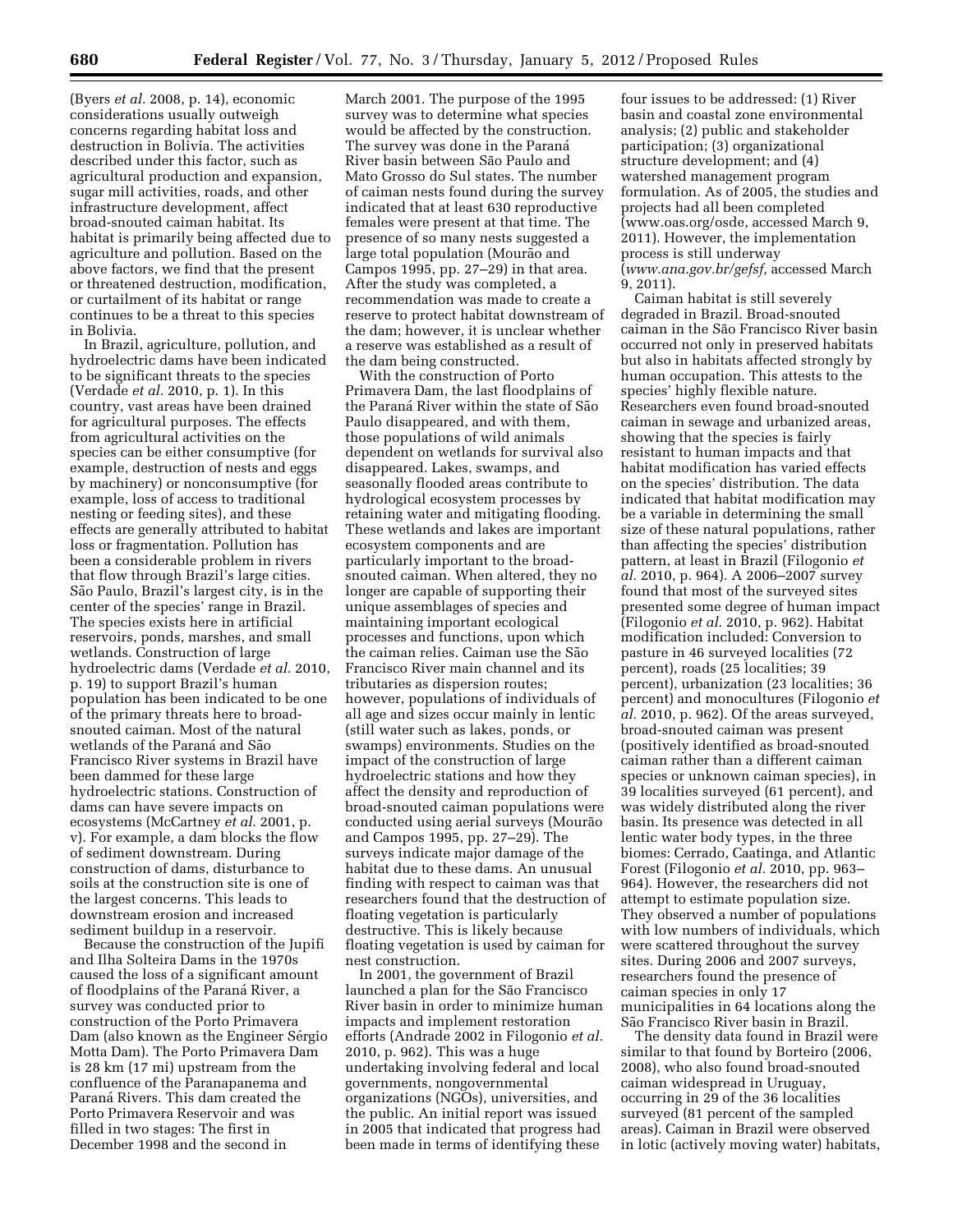(Byers *et al.* 2008, p. 14), economic considerations usually outweigh concerns regarding habitat loss and destruction in Bolivia. The activities described under this factor, such as agricultural production and expansion, sugar mill activities, roads, and other infrastructure development, affect broad-snouted caiman habitat. Its habitat is primarily being affected due to agriculture and pollution. Based on the above factors, we find that the present or threatened destruction, modification, or curtailment of its habitat or range continues to be a threat to this species in Bolivia.

In Brazil, agriculture, pollution, and hydroelectric dams have been indicated to be significant threats to the species (Verdade *et al.* 2010, p. 1). In this country, vast areas have been drained for agricultural purposes. The effects from agricultural activities on the species can be either consumptive (for example, destruction of nests and eggs by machinery) or nonconsumptive (for example, loss of access to traditional nesting or feeding sites), and these effects are generally attributed to habitat loss or fragmentation. Pollution has been a considerable problem in rivers that flow through Brazil's large cities. São Paulo, Brazil's largest city, is in the center of the species' range in Brazil. The species exists here in artificial reservoirs, ponds, marshes, and small wetlands. Construction of large hydroelectric dams (Verdade *et al.* 2010, p. 19) to support Brazil's human population has been indicated to be one of the primary threats here to broad-snouted caiman. Most of the natural wetlands of the Paraná and São Francisco River systems in Brazil have been dammed for these large hydroelectric stations. Construction of dams can have severe impacts on ecosystems (McCartney *et al.* 2001, p. v). For example, a dam blocks the flow of sediment downstream. During construction of dams, disturbance to soils at the construction site is one of the largest concerns. This leads to downstream erosion and increased sediment buildup in a reservoir.

Because the construction of the Jupifi and Ilha Solteira Dams in the 1970s caused the loss of a significant amount of floodplains of the Paraná River, a survey was conducted prior to construction of the Porto Primavera Dam (also known as the Engineer Sérgio Motta Dam). The Porto Primavera Dam is 28 km (17 mi) upstream from the confluence of the Paranapanema and Paraná Rivers. This dam created the Porto Primavera Reservoir and was filled in two stages: The first in December 1998 and the second in March 2001. The purpose of the 1995 survey was to determine what species would be affected by the construction. The survey was done in the Paraná River basin between São Paulo and Mato Grosso do Sul states. The number of caiman nests found during the survey indicated that at least 630 reproductive females were present at that time. The presence of so many nests suggested a large total population (Mourão and Campos 1995, pp. 27–29) in that area. After the study was completed, a recommendation was made to create a reserve to protect habitat downstream of the dam; however, it is unclear whether a reserve was established as a result of the dam being constructed.

With the construction of Porto Primavera Dam, the last floodplains of the Paraná River within the state of São Paulo disappeared, and with them, those populations of wild animals dependent on wetlands for survival also disappeared. Lakes, swamps, and seasonally flooded areas contribute to hydrological ecosystem processes by retaining water and mitigating flooding. These wetlands and lakes are important ecosystem components and are particularly important to the broad-snouted caiman. When altered, they no longer are capable of supporting their unique assemblages of species and maintaining important ecological processes and functions, upon which the caiman relies. Caiman use the São Francisco River main channel and its tributaries as dispersion routes; however, populations of individuals of all age and sizes occur mainly in lentic (still water such as lakes, ponds, or swamps) environments. Studies on the impact of the construction of large hydroelectric stations and how they affect the density and reproduction of broad-snouted caiman populations were conducted using aerial surveys (Mourão and Campos 1995, pp. 27–29). The surveys indicate major damage of the habitat due to these dams. An unusual finding with respect to caiman was that researchers found that the destruction of floating vegetation is particularly destructive. This is likely because floating vegetation is used by caiman for nest construction.

In 2001, the government of Brazil launched a plan for the São Francisco River basin in order to minimize human impacts and implement restoration efforts (Andrade 2002 in Filogonio *et al.* 2010, p. 962). This was a huge undertaking involving federal and local governments, nongovernmental organizations (NGOs), universities, and the public. An initial report was issued in 2005 that indicated that progress had been made in terms of identifying these four issues to be addressed: (1) River basin and coastal zone environmental analysis; (2) public and stakeholder participation; (3) organizational structure development; and (4) watershed management program formulation. As of 2005, the studies and projects had all been completed (www.oas.org/osde, accessed March 9, 2011). However, the implementation process is still underway (*www.ana.gov.br/gefsf,* accessed March 9, 2011).

Caiman habitat is still severely degraded in Brazil. Broad-snouted caiman in the São Francisco River basin occurred not only in preserved habitats but also in habitats affected strongly by human occupation. This attests to the species' highly flexible nature. Researchers even found broad-snouted caiman in sewage and urbanized areas, showing that the species is fairly resistant to human impacts and that habitat modification has varied effects on the species' distribution. The data indicated that habitat modification may be a variable in determining the small size of these natural populations, rather than affecting the species' distribution pattern, at least in Brazil (Filogonio *et al.* 2010, p. 964). A 2006–2007 survey found that most of the surveyed sites presented some degree of human impact (Filogonio *et al.* 2010, p. 962). Habitat modification included: Conversion to pasture in 46 surveyed localities (72 percent), roads (25 localities; 39 percent), urbanization (23 localities; 36 percent) and monocultures (Filogonio *et al.* 2010, p. 962). Of the areas surveyed, broad-snouted caiman was present (positively identified as broad-snouted caiman rather than a different caiman species or unknown caiman species), in 39 localities surveyed (61 percent), and was widely distributed along the river basin. Its presence was detected in all lentic water body types, in the three biomes: Cerrado, Caatinga, and Atlantic Forest (Filogonio *et al.* 2010, pp. 963–964). However, the researchers did not attempt to estimate population size. They observed a number of populations with low numbers of individuals, which were scattered throughout the survey sites. During 2006 and 2007 surveys, researchers found the presence of caiman species in only 17 municipalities in 64 locations along the São Francisco River basin in Brazil.

The density data found in Brazil were similar to that found by Borteiro (2006, 2008), who also found broad-snouted caiman widespread in Uruguay, occurring in 29 of the 36 localities surveyed (81 percent of the sampled areas). Caiman in Brazil were observed in lotic (actively moving water) habitats,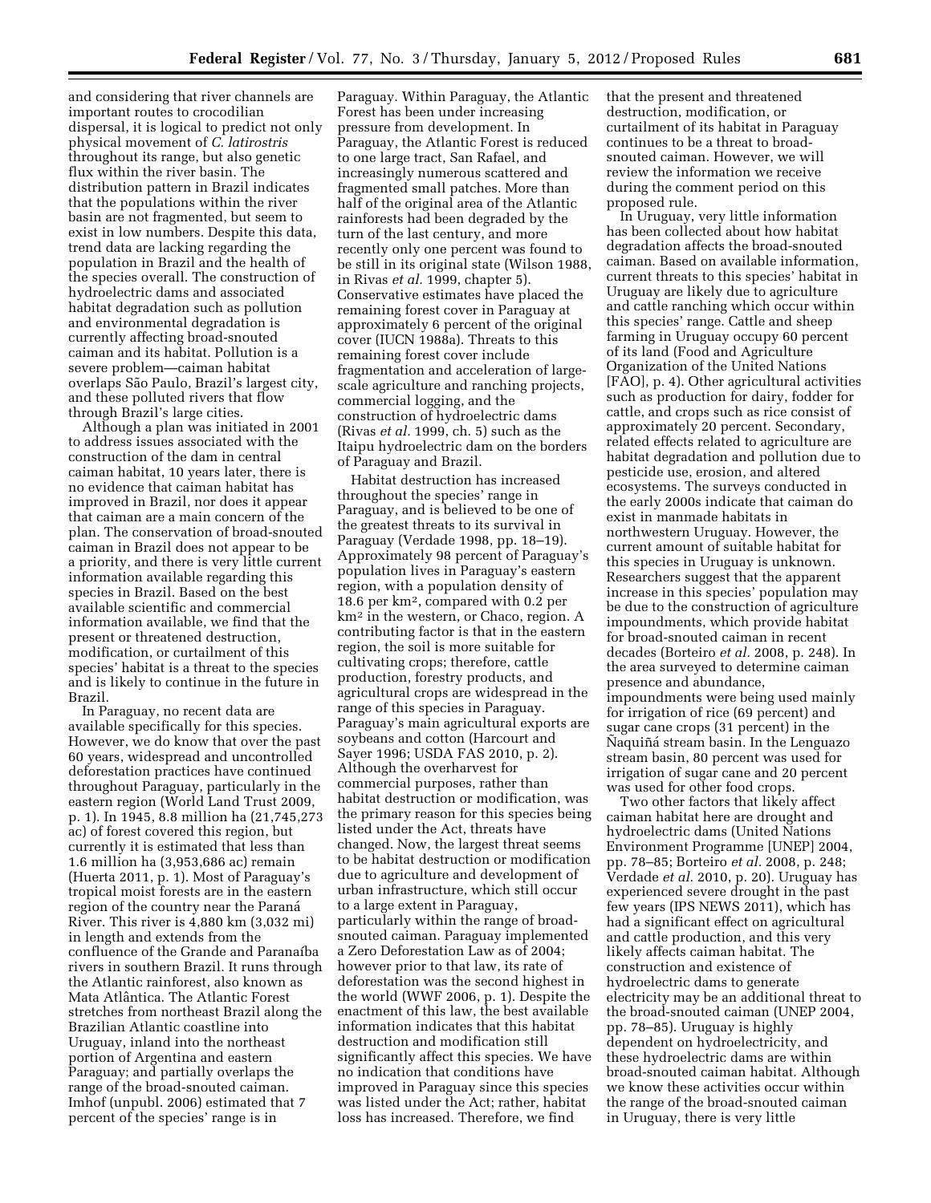and considering that river channels are important routes to crocodilian dispersal, it is logical to predict not only physical movement of *C. latirostris* throughout its range, but also genetic flux within the river basin. The distribution pattern in Brazil indicates that the populations within the river basin are not fragmented, but seem to exist in low numbers. Despite this data, trend data are lacking regarding the population in Brazil and the health of the species overall. The construction of hydroelectric dams and associated habitat degradation such as pollution and environmental degradation is currently affecting broad-snouted caiman and its habitat. Pollution is a severe problem—caiman habitat overlaps São Paulo, Brazil's largest city, and these polluted rivers that flow through Brazil's large cities.

Although a plan was initiated in 2001 to address issues associated with the construction of the dam in central caiman habitat, 10 years later, there is no evidence that caiman habitat has improved in Brazil, nor does it appear that caiman are a main concern of the plan. The conservation of broad-snouted caiman in Brazil does not appear to be a priority, and there is very little current information available regarding this species in Brazil. Based on the best available scientific and commercial information available, we find that the present or threatened destruction, modification, or curtailment of this species' habitat is a threat to the species and is likely to continue in the future in Brazil.

In Paraguay, no recent data are available specifically for this species. However, we do know that over the past 60 years, widespread and uncontrolled deforestation practices have continued throughout Paraguay, particularly in the eastern region (World Land Trust 2009, p. 1). In 1945, 8.8 million ha (21,745,273 ac) of forest covered this region, but currently it is estimated that less than 1.6 million ha (3,953,686 ac) remain (Huerta 2011, p. 1). Most of Paraguay's tropical moist forests are in the eastern region of the country near the Paraná River. This river is 4,880 km (3,032 mi) in length and extends from the confluence of the Grande and Paranaíba rivers in southern Brazil. It runs through the Atlantic rainforest, also known as Mata Atlântica. The Atlantic Forest stretches from northeast Brazil along the Brazilian Atlantic coastline into Uruguay, inland into the northeast portion of Argentina and eastern Paraguay; and partially overlaps the range of the broad-snouted caiman. Imhof (unpubl. 2006) estimated that 7 percent of the species' range is in Paraguay. Within Paraguay, the Atlantic Forest has been under increasing pressure from development. In Paraguay, the Atlantic Forest is reduced to one large tract, San Rafael, and increasingly numerous scattered and fragmented small patches. More than half of the original area of the Atlantic rainforests had been degraded by the turn of the last century, and more recently only one percent was found to be still in its original state (Wilson 1988, in Rivas *et al.* 1999, chapter 5). Conservative estimates have placed the remaining forest cover in Paraguay at approximately 6 percent of the original cover (IUCN 1988a). Threats to this remaining forest cover include fragmentation and acceleration of large-scale agriculture and ranching projects, commercial logging, and the construction of hydroelectric dams (Rivas *et al.* 1999, ch. 5) such as the Itaipu hydroelectric dam on the borders of Paraguay and Brazil.

Habitat destruction has increased throughout the species' range in Paraguay, and is believed to be one of the greatest threats to its survival in Paraguay (Verdade 1998, pp. 18–19). Approximately 98 percent of Paraguay's population lives in Paraguay's eastern region, with a population density of 18.6 per km$^2$, compared with 0.2 per km$^2$ in the western, or Chaco, region. A contributing factor is that in the eastern region, the soil is more suitable for cultivating crops; therefore, cattle production, forestry products, and agricultural crops are widespread in the range of this species in Paraguay. Paraguay's main agricultural exports are soybeans and cotton (Harcourt and Sayer 1996; USDA FAS 2010, p. 2). Although the overharvest for commercial purposes, rather than habitat destruction or modification, was the primary reason for this species being listed under the Act, threats have changed. Now, the largest threat seems to be habitat destruction or modification due to agriculture and development of urban infrastructure, which still occur to a large extent in Paraguay, particularly within the range of broad-snouted caiman. Paraguay implemented a Zero Deforestation Law as of 2004; however prior to that law, its rate of deforestation was the second highest in the world (WWF 2006, p. 1). Despite the enactment of this law, the best available information indicates that this habitat destruction and modification still significantly affect this species. We have no indication that conditions have improved in Paraguay since this species was listed under the Act; rather, habitat loss has increased. Therefore, we find that the present and threatened destruction, modification, or curtailment of its habitat in Paraguay continues to be a threat to broad-snouted caiman. However, we will review the information we receive during the comment period on this proposed rule.

In Uruguay, very little information has been collected about how habitat degradation affects the broad-snouted caiman. Based on available information, current threats to this species' habitat in Uruguay are likely due to agriculture and cattle ranching which occur within this species' range. Cattle and sheep farming in Uruguay occupy 60 percent of its land (Food and Agriculture Organization of the United Nations [FAO], p. 4). Other agricultural activities such as production for dairy, fodder for cattle, and crops such as rice consist of approximately 20 percent. Secondary, related effects related to agriculture are habitat degradation and pollution due to pesticide use, erosion, and altered ecosystems. The surveys conducted in the early 2000s indicate that caiman do exist in manmade habitats in northwestern Uruguay. However, the current amount of suitable habitat for this species in Uruguay is unknown. Researchers suggest that the apparent increase in this species' population may be due to the construction of agriculture impoundments, which provide habitat for broad-snouted caiman in recent decades (Borteiro *et al.* 2008, p. 248). In the area surveyed to determine caiman presence and abundance, impoundments were being used mainly for irrigation of rice (69 percent) and sugar cane crops (31 percent) in the Ñaquiñá stream basin. In the Lenguazo stream basin, 80 percent was used for irrigation of sugar cane and 20 percent was used for other food crops.

Two other factors that likely affect caiman habitat here are drought and hydroelectric dams (United Nations Environment Programme [UNEP] 2004, pp. 78–85; Borteiro *et al.* 2008, p. 248; Verdade *et al.* 2010, p. 20). Uruguay has experienced severe drought in the past few years (IPS NEWS 2011), which has had a significant effect on agricultural and cattle production, and this very likely affects caiman habitat. The construction and existence of hydroelectric dams to generate electricity may be an additional threat to the broad-snouted caiman (UNEP 2004, pp. 78–85). Uruguay is highly dependent on hydroelectricity, and these hydroelectric dams are within broad-snouted caiman habitat. Although we know these activities occur within the range of the broad-snouted caiman in Uruguay, there is very little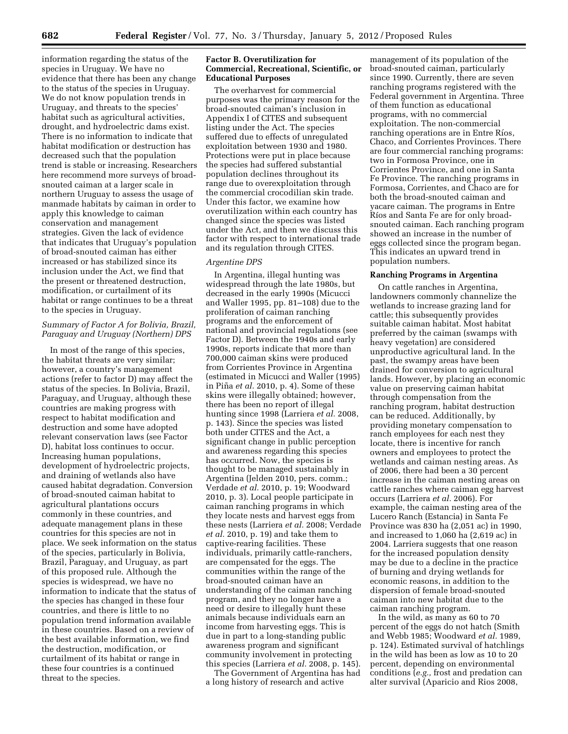information regarding the status of the species in Uruguay. We have no evidence that there has been any change to the status of the species in Uruguay. We do not know population trends in Uruguay, and threats to the species' habitat such as agricultural activities, drought, and hydroelectric dams exist. There is no information to indicate that habitat modification or destruction has decreased such that the population trend is stable or increasing. Researchers here recommend more surveys of broad-snouted caiman at a larger scale in northern Uruguay to assess the usage of manmade habitats by caiman in order to apply this knowledge to caiman conservation and management strategies. Given the lack of evidence that indicates that Uruguay's population of broad-snouted caiman has either increased or has stabilized since its inclusion under the Act, we find that the present or threatened destruction, modification, or curtailment of its habitat or range continues to be a threat to the species in Uruguay.

*Summary of Factor A for Bolivia, Brazil, Paraguay and Uruguay (Northern) DPS*

In most of the range of this species, the habitat threats are very similar; however, a country's management actions (refer to factor D) may affect the status of the species. In Bolivia, Brazil, Paraguay, and Uruguay, although these countries are making progress with respect to habitat modification and destruction and some have adopted relevant conservation laws (see Factor D), habitat loss continues to occur. Increasing human populations, development of hydroelectric projects, and draining of wetlands also have caused habitat degradation. Conversion of broad-snouted caiman habitat to agricultural plantations occurs commonly in these countries, and adequate management plans in these countries for this species are not in place. We seek information on the status of the species, particularly in Bolivia, Brazil, Paraguay, and Uruguay, as part of this proposed rule. Although the species is widespread, we have no information to indicate that the status of the species has changed in these four countries, and there is little to no population trend information available in these countries. Based on a review of the best available information, we find the destruction, modification, or curtailment of its habitat or range in these four countries is a continued threat to the species.

**Factor B. Overutilization for Commercial, Recreational, Scientific, or Educational Purposes**

The overharvest for commercial purposes was the primary reason for the broad-snouted caiman's inclusion in Appendix I of CITES and subsequent listing under the Act. The species suffered due to effects of unregulated exploitation between 1930 and 1980. Protections were put in place because the species had suffered substantial population declines throughout its range due to overexploitation through the commercial crocodilian skin trade. Under this factor, we examine how overutilization within each country has changed since the species was listed under the Act, and then we discuss this factor with respect to international trade and its regulation through CITES.

*Argentine DPS*

In Argentina, illegal hunting was widespread through the late 1980s, but decreased in the early 1990s (Micucci and Waller 1995, pp. 81–108) due to the proliferation of caiman ranching programs and the enforcement of national and provincial regulations (see Factor D). Between the 1940s and early 1990s, reports indicate that more than 700,000 caiman skins were produced from Corrientes Province in Argentina (estimated in Micucci and Waller (1995) in Piña *et al.* 2010, p. 4). Some of these skins were illegally obtained; however, there has been no report of illegal hunting since 1998 (Larriera *et al.* 2008, p. 143). Since the species was listed both under CITES and the Act, a significant change in public perception and awareness regarding this species has occurred. Now, the species is thought to be managed sustainably in Argentina (Jelden 2010, pers. comm.; Verdade *et al.* 2010, p. 19; Woodward 2010, p. 3). Local people participate in caiman ranching programs in which they locate nests and harvest eggs from these nests (Larriera *et al.* 2008; Verdade *et al.* 2010, p. 19) and take them to captive-rearing facilities. These individuals, primarily cattle-ranchers, are compensated for the eggs. The communities within the range of the broad-snouted caiman have an understanding of the caiman ranching program, and they no longer have a need or desire to illegally hunt these animals because individuals earn an income from harvesting eggs. This is due in part to a long-standing public awareness program and significant community involvement in protecting this species (Larriera *et al.* 2008, p. 145).

The Government of Argentina has had a long history of research and active management of its population of the broad-snouted caiman, particularly since 1990. Currently, there are seven ranching programs registered with the Federal government in Argentina. Three of them function as educational programs, with no commercial exploitation. The non-commercial ranching operations are in Entre Ríos, Chaco, and Corrientes Provinces. There are four commercial ranching programs: two in Formosa Province, one in Corrientes Province, and one in Santa Fe Province. The ranching programs in Formosa, Corrientes, and Chaco are for both the broad-snouted caiman and yacare caiman. The programs in Entre Ríos and Santa Fe are for only broad-snouted caiman. Each ranching program showed an increase in the number of eggs collected since the program began. This indicates an upward trend in population numbers.

**Ranching Programs in Argentina**

On cattle ranches in Argentina, landowners commonly channelize the wetlands to increase grazing land for cattle; this subsequently provides suitable caiman habitat. Most habitat preferred by the caiman (swamps with heavy vegetation) are considered unproductive agricultural land. In the past, the swampy areas have been drained for conversion to agricultural lands. However, by placing an economic value on preserving caiman habitat through compensation from the ranching program, habitat destruction can be reduced. Additionally, by providing monetary compensation to ranch employees for each nest they locate, there is incentive for ranch owners and employees to protect the wetlands and caiman nesting areas. As of 2006, there had been a 30 percent increase in the caiman nesting areas on cattle ranches where caiman egg harvest occurs (Larriera *et al.* 2006). For example, the caiman nesting area of the Lucero Ranch (Estancia) in Santa Fe Province was 830 ha (2,051 ac) in 1990, and increased to 1,060 ha (2,619 ac) in 2004. Larriera suggests that one reason for the increased population density may be due to a decline in the practice of burning and drying wetlands for economic reasons, in addition to the dispersion of female broad-snouted caiman into new habitat due to the caiman ranching program.

In the wild, as many as 60 to 70 percent of the eggs do not hatch (Smith and Webb 1985; Woodward *et al.* 1989, p. 124). Estimated survival of hatchlings in the wild has been as low as 10 to 20 percent, depending on environmental conditions (*e.g.,* frost and predation can alter survival (Aparicio and Rios 2008,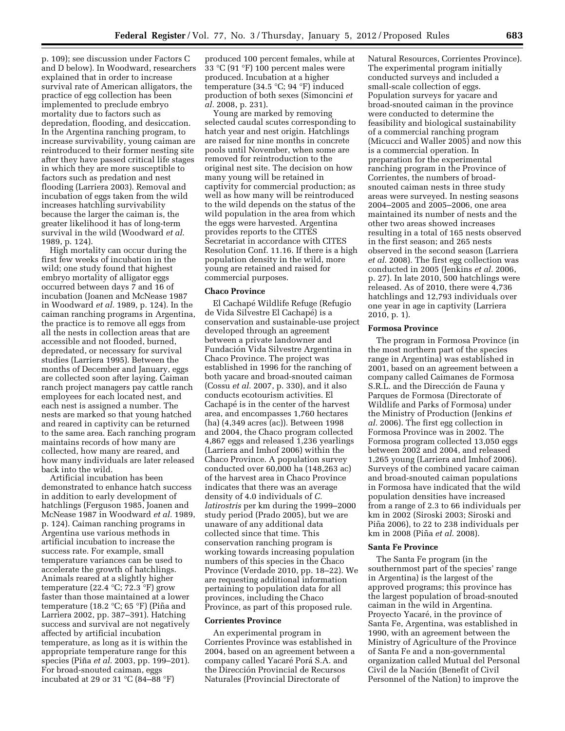p. 109); see discussion under Factors C and D below). In Woodward, researchers explained that in order to increase survival rate of American alligators, the practice of egg collection has been implemented to preclude embryo mortality due to factors such as depredation, flooding, and desiccation. In the Argentina ranching program, to increase survivability, young caiman are reintroduced to their former nesting site after they have passed critical life stages in which they are more susceptible to factors such as predation and nest flooding (Larriera 2003). Removal and incubation of eggs taken from the wild increases hatchling survivability because the larger the caiman is, the greater likelihood it has of long-term survival in the wild (Woodward *et al.* 1989, p. 124).

High mortality can occur during the first few weeks of incubation in the wild; one study found that highest embryo mortality of alligator eggs occurred between days 7 and 16 of incubation (Joanen and McNease 1987 in Woodward *et al.* 1989, p. 124). In the caiman ranching programs in Argentina, the practice is to remove all eggs from all the nests in collection areas that are accessible and not flooded, burned, depredated, or necessary for survival studies (Larriera 1995). Between the months of December and January, eggs are collected soon after laying. Caiman ranch project managers pay cattle ranch employees for each located nest, and each nest is assigned a number. The nests are marked so that young hatched and reared in captivity can be returned to the same area. Each ranching program maintains records of how many are collected, how many are reared, and how many individuals are later released back into the wild.

Artificial incubation has been demonstrated to enhance hatch success in addition to early development of hatchlings (Ferguson 1985, Joanen and McNease 1987 in Woodward *et al.* 1989, p. 124). Caiman ranching programs in Argentina use various methods in artificial incubation to increase the success rate. For example, small temperature variances can be used to accelerate the growth of hatchlings. Animals reared at a slightly higher temperature (22.4 °C; 72.3 °F) grow faster than those maintained at a lower temperature (18.2 °C; 65 °F) (Piña and Larriera 2002, pp. 387–391). Hatching success and survival are not negatively affected by artificial incubation temperature, as long as it is within the appropriate temperature range for this species (Piña *et al.* 2003, pp. 199–201). For broad-snouted caiman, eggs incubated at 29 or 31 °C (84–88 °F) produced 100 percent females, while at 33 °C (91 °F) 100 percent males were produced. Incubation at a higher temperature (34.5 °C; 94 °F) induced production of both sexes (Simoncini *et al.* 2008, p. 231).

Young are marked by removing selected caudal scutes corresponding to hatch year and nest origin. Hatchlings are raised for nine months in concrete pools until November, when some are removed for reintroduction to the original nest site. The decision on how many young will be retained in captivity for commercial production; as well as how many will be reintroduced to the wild depends on the status of the wild population in the area from which the eggs were harvested. Argentina provides reports to the CITES Secretariat in accordance with CITES Resolution Conf. 11.16. If there is a high population density in the wild, more young are retained and raised for commercial purposes.

## Chaco Province

El Cachapé Wildlife Refuge (Refugio de Vida Silvestre El Cachapé) is a conservation and sustainable-use project developed through an agreement between a private landowner and Fundación Vida Silvestre Argentina in Chaco Province. The project was established in 1996 for the ranching of both yacare and broad-snouted caiman (Cossu *et al.* 2007, p. 330), and it also conducts ecotourism activities. El Cachapé is in the center of the harvest area, and encompasses 1,760 hectares (ha) (4,349 acres (ac)). Between 1998 and 2004, the Chaco program collected 4,867 eggs and released 1,236 yearlings (Larriera and Imhof 2006) within the Chaco Province. A population survey conducted over 60,000 ha (148,263 ac) of the harvest area in Chaco Province indicates that there was an average density of 4.0 individuals of *C. latirostris* per km during the 1999–2000 study period (Prado 2005), but we are unaware of any additional data collected since that time. This conservation ranching program is working towards increasing population numbers of this species in the Chaco Province (Verdade 2010, pp. 18–22). We are requesting additional information pertaining to population data for all provinces, including the Chaco Province, as part of this proposed rule.

## Corrientes Province

An experimental program in Corrientes Province was established in 2004, based on an agreement between a company called Yacaré Porá S.A. and the Dirección Provincial de Recursos Naturales (Provincial Directorate of Natural Resources, Corrientes Province). The experimental program initially conducted surveys and included a small-scale collection of eggs. Population surveys for yacare and broad-snouted caiman in the province were conducted to determine the feasibility and biological sustainability of a commercial ranching program (Micucci and Waller 2005) and now this is a commercial operation. In preparation for the experimental ranching program in the Province of Corrientes, the numbers of broad-snouted caiman nests in three study areas were surveyed. In nesting seasons 2004–2005 and 2005–2006, one area maintained its number of nests and the other two areas showed increases resulting in a total of 165 nests observed in the first season; and 265 nests observed in the second season (Larriera *et al.* 2008). The first egg collection was conducted in 2005 (Jenkins *et al.* 2006, p. 27). In late 2010, 500 hatchlings were released. As of 2010, there were 4,736 hatchlings and 12,793 individuals over one year in age in captivity (Larriera 2010, p. 1).

## Formosa Province

The program in Formosa Province (in the most northern part of the species range in Argentina) was established in 2001, based on an agreement between a company called Caimanes de Formosa S.R.L. and the Dirección de Fauna y Parques de Formosa (Directorate of Wildlife and Parks of Formosa) under the Ministry of Production (Jenkins *et al.* 2006). The first egg collection in Formosa Province was in 2002. The Formosa program collected 13,050 eggs between 2002 and 2004, and released 1,265 young (Larriera and Imhof 2006). Surveys of the combined yacare caiman and broad-snouted caiman populations in Formosa have indicated that the wild population densities have increased from a range of 2.3 to 66 individuals per km in 2002 (Siroski 2003; Siroski and Piña 2006), to 22 to 238 individuals per km in 2008 (Piña *et al.* 2008).

## Santa Fe Province

The Santa Fe program (in the southernmost part of the species' range in Argentina) is the largest of the approved programs; this province has the largest population of broad-snouted caiman in the wild in Argentina. Proyecto Yacaré, in the province of Santa Fe, Argentina, was established in 1990, with an agreement between the Ministry of Agriculture of the Province of Santa Fe and a non-governmental organization called Mutual del Personal Civil de la Nación (Benefit of Civil Personnel of the Nation) to improve the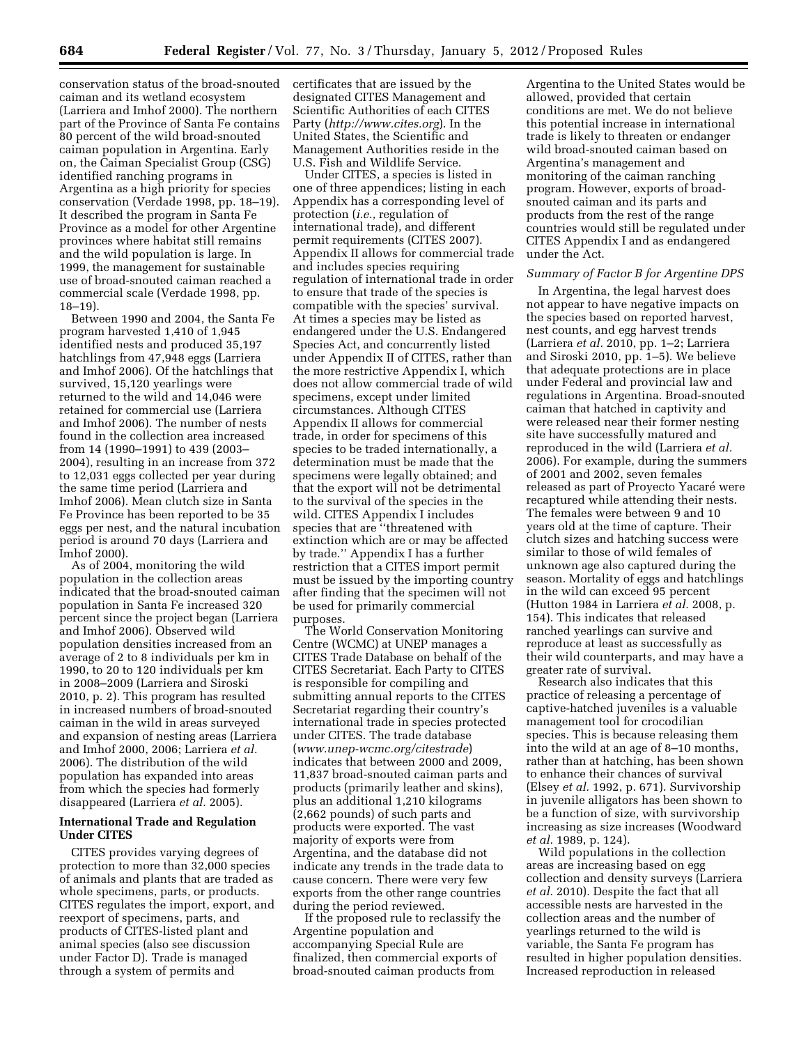conservation status of the broad-snouted caiman and its wetland ecosystem (Larriera and Imhof 2000). The northern part of the Province of Santa Fe contains 80 percent of the wild broad-snouted caiman population in Argentina. Early on, the Caiman Specialist Group (CSG) identified ranching programs in Argentina as a high priority for species conservation (Verdade 1998, pp. 18–19). It described the program in Santa Fe Province as a model for other Argentine provinces where habitat still remains and the wild population is large. In 1999, the management for sustainable use of broad-snouted caiman reached a commercial scale (Verdade 1998, pp. 18–19).

Between 1990 and 2004, the Santa Fe program harvested 1,410 of 1,945 identified nests and produced 35,197 hatchlings from 47,948 eggs (Larriera and Imhof 2006). Of the hatchlings that survived, 15,120 yearlings were returned to the wild and 14,046 were retained for commercial use (Larriera and Imhof 2006). The number of nests found in the collection area increased from 14 (1990–1991) to 439 (2003–2004), resulting in an increase from 372 to 12,031 eggs collected per year during the same time period (Larriera and Imhof 2006). Mean clutch size in Santa Fe Province has been reported to be 35 eggs per nest, and the natural incubation period is around 70 days (Larriera and Imhof 2000).

As of 2004, monitoring the wild population in the collection areas indicated that the broad-snouted caiman population in Santa Fe increased 320 percent since the project began (Larriera and Imhof 2006). Observed wild population densities increased from an average of 2 to 8 individuals per km in 1990, to 20 to 120 individuals per km in 2008–2009 (Larriera and Siroski 2010, p. 2). This program has resulted in increased numbers of broad-snouted caiman in the wild in areas surveyed and expansion of nesting areas (Larriera and Imhof 2000, 2006; Larriera *et al.* 2006). The distribution of the wild population has expanded into areas from which the species had formerly disappeared (Larriera *et al.* 2005).

**International Trade and Regulation Under CITES**

CITES provides varying degrees of protection to more than 32,000 species of animals and plants that are traded as whole specimens, parts, or products. CITES regulates the import, export, and reexport of specimens, parts, and products of CITES-listed plant and animal species (also see discussion under Factor D). Trade is managed through a system of permits and certificates that are issued by the designated CITES Management and Scientific Authorities of each CITES Party (*http://www.cites.org*). In the United States, the Scientific and Management Authorities reside in the U.S. Fish and Wildlife Service.

Under CITES, a species is listed in one of three appendices; listing in each Appendix has a corresponding level of protection (*i.e.,* regulation of international trade), and different permit requirements (CITES 2007). Appendix II allows for commercial trade and includes species requiring regulation of international trade in order to ensure that trade of the species is compatible with the species' survival. At times a species may be listed as endangered under the U.S. Endangered Species Act, and concurrently listed under Appendix II of CITES, rather than the more restrictive Appendix I, which does not allow commercial trade of wild specimens, except under limited circumstances. Although CITES Appendix II allows for commercial trade, in order for specimens of this species to be traded internationally, a determination must be made that the specimens were legally obtained; and that the export will not be detrimental to the survival of the species in the wild. CITES Appendix I includes species that are ''threatened with extinction which are or may be affected by trade.'' Appendix I has a further restriction that a CITES import permit must be issued by the importing country after finding that the specimen will not be used for primarily commercial purposes.

The World Conservation Monitoring Centre (WCMC) at UNEP manages a CITES Trade Database on behalf of the CITES Secretariat. Each Party to CITES is responsible for compiling and submitting annual reports to the CITES Secretariat regarding their country's international trade in species protected under CITES. The trade database (*www.unep-wcmc.org/citestrade*) indicates that between 2000 and 2009, 11,837 broad-snouted caiman parts and products (primarily leather and skins), plus an additional 1,210 kilograms (2,662 pounds) of such parts and products were exported. The vast majority of exports were from Argentina, and the database did not indicate any trends in the trade data to cause concern. There were very few exports from the other range countries during the period reviewed.

If the proposed rule to reclassify the Argentine population and accompanying Special Rule are finalized, then commercial exports of broad-snouted caiman products from Argentina to the United States would be allowed, provided that certain conditions are met. We do not believe this potential increase in international trade is likely to threaten or endanger wild broad-snouted caiman based on Argentina's management and monitoring of the caiman ranching program. However, exports of broad-snouted caiman and its parts and products from the rest of the range countries would still be regulated under CITES Appendix I and as endangered under the Act.

*Summary of Factor B for Argentine DPS*

In Argentina, the legal harvest does not appear to have negative impacts on the species based on reported harvest, nest counts, and egg harvest trends (Larriera *et al.* 2010, pp. 1–2; Larriera and Siroski 2010, pp. 1–5). We believe that adequate protections are in place under Federal and provincial law and regulations in Argentina. Broad-snouted caiman that hatched in captivity and were released near their former nesting site have successfully matured and reproduced in the wild (Larriera *et al.* 2006). For example, during the summers of 2001 and 2002, seven females released as part of Proyecto Yacaré were recaptured while attending their nests. The females were between 9 and 10 years old at the time of capture. Their clutch sizes and hatching success were similar to those of wild females of unknown age also captured during the season. Mortality of eggs and hatchlings in the wild can exceed 95 percent (Hutton 1984 in Larriera *et al.* 2008, p. 154). This indicates that released ranched yearlings can survive and reproduce at least as successfully as their wild counterparts, and may have a greater rate of survival.

Research also indicates that this practice of releasing a percentage of captive-hatched juveniles is a valuable management tool for crocodilian species. This is because releasing them into the wild at an age of 8–10 months, rather than at hatching, has been shown to enhance their chances of survival (Elsey *et al.* 1992, p. 671). Survivorship in juvenile alligators has been shown to be a function of size, with survivorship increasing as size increases (Woodward *et al.* 1989, p. 124).

Wild populations in the collection areas are increasing based on egg collection and density surveys (Larriera *et al.* 2010). Despite the fact that all accessible nests are harvested in the collection areas and the number of yearlings returned to the wild is variable, the Santa Fe program has resulted in higher population densities. Increased reproduction in released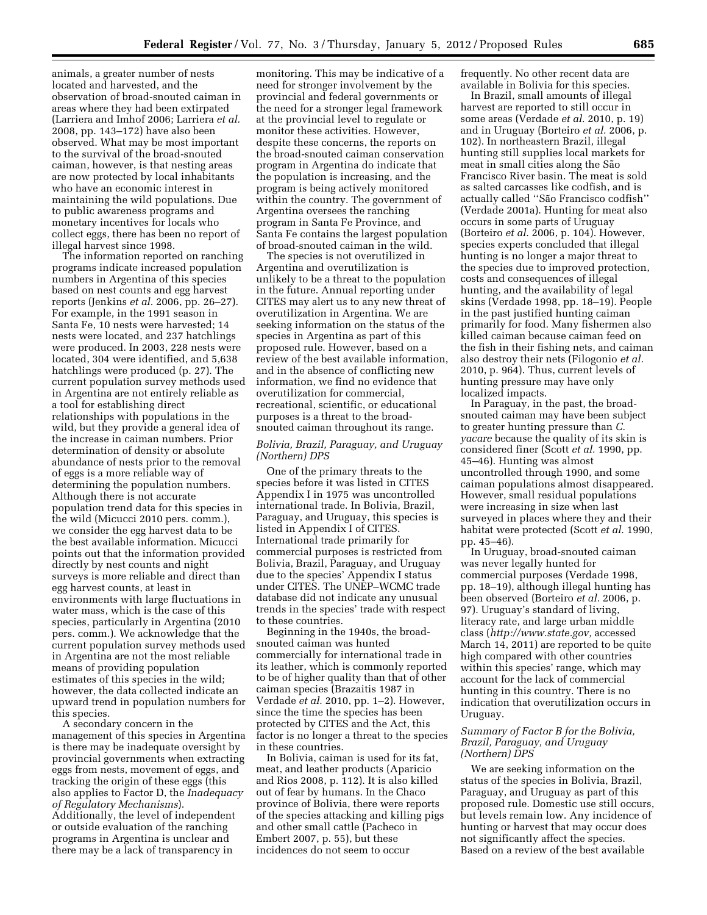animals, a greater number of nests located and harvested, and the observation of broad-snouted caiman in areas where they had been extirpated (Larriera and Imhof 2006; Larriera *et al.* 2008, pp. 143–172) have also been observed. What may be most important to the survival of the broad-snouted caiman, however, is that nesting areas are now protected by local inhabitants who have an economic interest in maintaining the wild populations. Due to public awareness programs and monetary incentives for locals who collect eggs, there has been no report of illegal harvest since 1998.

The information reported on ranching programs indicate increased population numbers in Argentina of this species based on nest counts and egg harvest reports (Jenkins *et al.* 2006, pp. 26–27). For example, in the 1991 season in Santa Fe, 10 nests were harvested; 14 nests were located, and 237 hatchlings were produced. In 2003, 228 nests were located, 304 were identified, and 5,638 hatchlings were produced (p. 27). The current population survey methods used in Argentina are not entirely reliable as a tool for establishing direct relationships with populations in the wild, but they provide a general idea of the increase in caiman numbers. Prior determination of density or absolute abundance of nests prior to the removal of eggs is a more reliable way of determining the population numbers. Although there is not accurate population trend data for this species in the wild (Micucci 2010 pers. comm.), we consider the egg harvest data to be the best available information. Micucci points out that the information provided directly by nest counts and night surveys is more reliable and direct than egg harvest counts, at least in environments with large fluctuations in water mass, which is the case of this species, particularly in Argentina (2010 pers. comm.). We acknowledge that the current population survey methods used in Argentina are not the most reliable means of providing population estimates of this species in the wild; however, the data collected indicate an upward trend in population numbers for this species.

A secondary concern in the management of this species in Argentina is there may be inadequate oversight by provincial governments when extracting eggs from nests, movement of eggs, and tracking the origin of these eggs (this also applies to Factor D, the *Inadequacy of Regulatory Mechanisms*). Additionally, the level of independent or outside evaluation of the ranching programs in Argentina is unclear and there may be a lack of transparency in monitoring. This may be indicative of a need for stronger involvement by the provincial and federal governments or the need for a stronger legal framework at the provincial level to regulate or monitor these activities. However, despite these concerns, the reports on the broad-snouted caiman conservation program in Argentina do indicate that the population is increasing, and the program is being actively monitored within the country. The government of Argentina oversees the ranching program in Santa Fe Province, and Santa Fe contains the largest population of broad-snouted caiman in the wild.

The species is not overutilized in Argentina and overutilization is unlikely to be a threat to the population in the future. Annual reporting under CITES may alert us to any new threat of overutilization in Argentina. We are seeking information on the status of the species in Argentina as part of this proposed rule. However, based on a review of the best available information, and in the absence of conflicting new information, we find no evidence that overutilization for commercial, recreational, scientific, or educational purposes is a threat to the broad-snouted caiman throughout its range.

### *Bolivia, Brazil, Paraguay, and Uruguay (Northern) DPS*

One of the primary threats to the species before it was listed in CITES Appendix I in 1975 was uncontrolled international trade. In Bolivia, Brazil, Paraguay, and Uruguay, this species is listed in Appendix I of CITES. International trade primarily for commercial purposes is restricted from Bolivia, Brazil, Paraguay, and Uruguay due to the species' Appendix I status under CITES. The UNEP–WCMC trade database did not indicate any unusual trends in the species' trade with respect to these countries.

Beginning in the 1940s, the broad-snouted caiman was hunted commercially for international trade in its leather, which is commonly reported to be of higher quality than that of other caiman species (Brazaitis 1987 in Verdade *et al.* 2010, pp. 1–2). However, since the time the species has been protected by CITES and the Act, this factor is no longer a threat to the species in these countries.

In Bolivia, caiman is used for its fat, meat, and leather products (Aparicio and Rios 2008, p. 112). It is also killed out of fear by humans. In the Chaco province of Bolivia, there were reports of the species attacking and killing pigs and other small cattle (Pacheco in Embert 2007, p. 55), but these incidences do not seem to occur frequently. No other recent data are available in Bolivia for this species.

In Brazil, small amounts of illegal harvest are reported to still occur in some areas (Verdade *et al.* 2010, p. 19) and in Uruguay (Borteiro *et al.* 2006, p. 102). In northeastern Brazil, illegal hunting still supplies local markets for meat in small cities along the São Francisco River basin. The meat is sold as salted carcasses like codfish, and is actually called ''São Francisco codfish'' (Verdade 2001a). Hunting for meat also occurs in some parts of Uruguay (Borteiro *et al.* 2006, p. 104). However, species experts concluded that illegal hunting is no longer a major threat to the species due to improved protection, costs and consequences of illegal hunting, and the availability of legal skins (Verdade 1998, pp. 18–19). People in the past justified hunting caiman primarily for food. Many fishermen also killed caiman because caiman feed on the fish in their fishing nets, and caiman also destroy their nets (Filogonio *et al.* 2010, p. 964). Thus, current levels of hunting pressure may have only localized impacts.

In Paraguay, in the past, the broad-snouted caiman may have been subject to greater hunting pressure than *C. yacare* because the quality of its skin is considered finer (Scott *et al.* 1990, pp. 45–46). Hunting was almost uncontrolled through 1990, and some caiman populations almost disappeared. However, small residual populations were increasing in size when last surveyed in places where they and their habitat were protected (Scott *et al.* 1990, pp. 45–46).

In Uruguay, broad-snouted caiman was never legally hunted for commercial purposes (Verdade 1998, pp. 18–19), although illegal hunting has been observed (Borteiro *et al.* 2006, p. 97). Uruguay's standard of living, literacy rate, and large urban middle class (*http://www.state.gov,* accessed March 14, 2011) are reported to be quite high compared with other countries within this species' range, which may account for the lack of commercial hunting in this country. There is no indication that overutilization occurs in Uruguay.

### *Summary of Factor B for the Bolivia, Brazil, Paraguay, and Uruguay (Northern) DPS*

We are seeking information on the status of the species in Bolivia, Brazil, Paraguay, and Uruguay as part of this proposed rule. Domestic use still occurs, but levels remain low. Any incidence of hunting or harvest that may occur does not significantly affect the species. Based on a review of the best available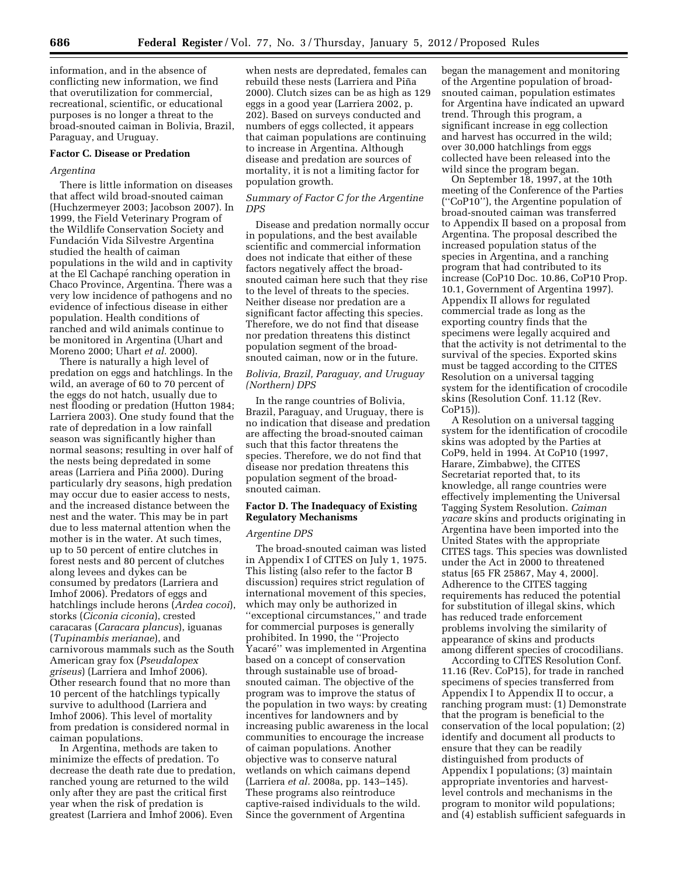information, and in the absence of conflicting new information, we find that overutilization for commercial, recreational, scientific, or educational purposes is no longer a threat to the broad-snouted caiman in Bolivia, Brazil, Paraguay, and Uruguay.

### Factor C. Disease or Predation

#### *Argentina*

There is little information on diseases that affect wild broad-snouted caiman (Huchzermeyer 2003; Jacobson 2007). In 1999, the Field Veterinary Program of the Wildlife Conservation Society and Fundación Vida Silvestre Argentina studied the health of caiman populations in the wild and in captivity at the El Cachapé ranching operation in Chaco Province, Argentina. There was a very low incidence of pathogens and no evidence of infectious disease in either population. Health conditions of ranched and wild animals continue to be monitored in Argentina (Uhart and Moreno 2000; Uhart *et al.* 2000).

There is naturally a high level of predation on eggs and hatchlings. In the wild, an average of 60 to 70 percent of the eggs do not hatch, usually due to nest flooding or predation (Hutton 1984; Larriera 2003). One study found that the rate of depredation in a low rainfall season was significantly higher than normal seasons; resulting in over half of the nests being depredated in some areas (Larriera and Piña 2000). During particularly dry seasons, high predation may occur due to easier access to nests, and the increased distance between the nest and the water. This may be in part due to less maternal attention when the mother is in the water. At such times, up to 50 percent of entire clutches in forest nests and 80 percent of clutches along levees and dykes can be consumed by predators (Larriera and Imhof 2006). Predators of eggs and hatchlings include herons (*Ardea cocoi*), storks (*Ciconia ciconia*), crested caracaras (*Caracara plancus*), iguanas (*Tupinambis merianae*), and carnivorous mammals such as the South American gray fox (*Pseudalopex griseus*) (Larriera and Imhof 2006). Other research found that no more than 10 percent of the hatchlings typically survive to adulthood (Larriera and Imhof 2006). This level of mortality from predation is considered normal in caiman populations.

In Argentina, methods are taken to minimize the effects of predation. To decrease the death rate due to predation, ranched young are returned to the wild only after they are past the critical first year when the risk of predation is greatest (Larriera and Imhof 2006). Even when nests are depredated, females can rebuild these nests (Larriera and Piña 2000). Clutch sizes can be as high as 129 eggs in a good year (Larriera 2002, p. 202). Based on surveys conducted and numbers of eggs collected, it appears that caiman populations are continuing to increase in Argentina. Although disease and predation are sources of mortality, it is not a limiting factor for population growth.

#### *Summary of Factor C for the Argentine DPS*

Disease and predation normally occur in populations, and the best available scientific and commercial information does not indicate that either of these factors negatively affect the broad-snouted caiman here such that they rise to the level of threats to the species. Neither disease nor predation are a significant factor affecting this species. Therefore, we do not find that disease nor predation threatens this distinct population segment of the broad-snouted caiman, now or in the future.

#### *Bolivia, Brazil, Paraguay, and Uruguay (Northern) DPS*

In the range countries of Bolivia, Brazil, Paraguay, and Uruguay, there is no indication that disease and predation are affecting the broad-snouted caiman such that this factor threatens the species. Therefore, we do not find that disease nor predation threatens this population segment of the broad-snouted caiman.

### Factor D. The Inadequacy of Existing Regulatory Mechanisms

#### *Argentine DPS*

The broad-snouted caiman was listed in Appendix I of CITES on July 1, 1975. This listing (also refer to the factor B discussion) requires strict regulation of international movement of this species, which may only be authorized in ''exceptional circumstances,'' and trade for commercial purposes is generally prohibited. In 1990, the ''Projecto Yacaré'' was implemented in Argentina based on a concept of conservation through sustainable use of broad-snouted caiman. The objective of the program was to improve the status of the population in two ways: by creating incentives for landowners and by increasing public awareness in the local communities to encourage the increase of caiman populations. Another objective was to conserve natural wetlands on which caimans depend (Larriera *et al.* 2008a, pp. 143–145). These programs also reintroduce captive-raised individuals to the wild. Since the government of Argentina began the management and monitoring of the Argentine population of broad-snouted caiman, population estimates for Argentina have indicated an upward trend. Through this program, a significant increase in egg collection and harvest has occurred in the wild; over 30,000 hatchlings from eggs collected have been released into the wild since the program began.

On September 18, 1997, at the 10th meeting of the Conference of the Parties (''CoP10''), the Argentine population of broad-snouted caiman was transferred to Appendix II based on a proposal from Argentina. The proposal described the increased population status of the species in Argentina, and a ranching program that had contributed to its increase (CoP10 Doc. 10.86, CoP10 Prop. 10.1, Government of Argentina 1997). Appendix II allows for regulated commercial trade as long as the exporting country finds that the specimens were legally acquired and that the activity is not detrimental to the survival of the species. Exported skins must be tagged according to the CITES Resolution on a universal tagging system for the identification of crocodile skins (Resolution Conf. 11.12 (Rev. CoP15)).

A Resolution on a universal tagging system for the identification of crocodile skins was adopted by the Parties at CoP9, held in 1994. At CoP10 (1997, Harare, Zimbabwe), the CITES Secretariat reported that, to its knowledge, all range countries were effectively implementing the Universal Tagging System Resolution. *Caiman yacare* skins and products originating in Argentina have been imported into the United States with the appropriate CITES tags. This species was downlisted under the Act in 2000 to threatened status [65 FR 25867, May 4, 2000]. Adherence to the CITES tagging requirements has reduced the potential for substitution of illegal skins, which has reduced trade enforcement problems involving the similarity of appearance of skins and products among different species of crocodilians.

According to CITES Resolution Conf. 11.16 (Rev. CoP15), for trade in ranched specimens of species transferred from Appendix I to Appendix II to occur, a ranching program must: (1) Demonstrate that the program is beneficial to the conservation of the local population; (2) identify and document all products to ensure that they can be readily distinguished from products of Appendix I populations; (3) maintain appropriate inventories and harvest-level controls and mechanisms in the program to monitor wild populations; and (4) establish sufficient safeguards in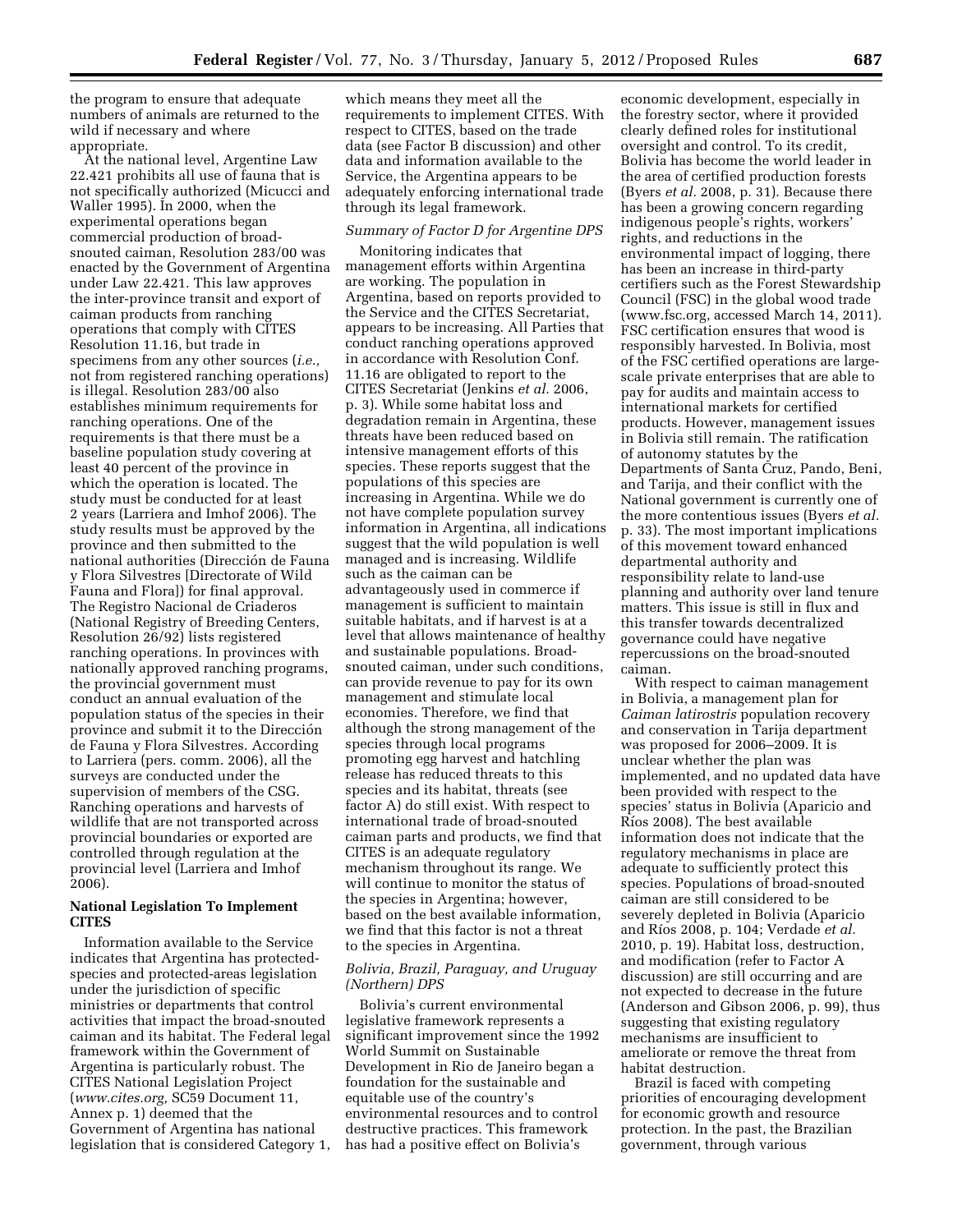the program to ensure that adequate numbers of animals are returned to the wild if necessary and where appropriate.

At the national level, Argentine Law 22.421 prohibits all use of fauna that is not specifically authorized (Micucci and Waller 1995). In 2000, when the experimental operations began commercial production of broad-snouted caiman, Resolution 283/00 was enacted by the Government of Argentina under Law 22.421. This law approves the inter-province transit and export of caiman products from ranching operations that comply with CITES Resolution 11.16, but trade in specimens from any other sources (*i.e.,* not from registered ranching operations) is illegal. Resolution 283/00 also establishes minimum requirements for ranching operations. One of the requirements is that there must be a baseline population study covering at least 40 percent of the province in which the operation is located. The study must be conducted for at least 2 years (Larriera and Imhof 2006). The study results must be approved by the province and then submitted to the national authorities (Dirección de Fauna y Flora Silvestres [Directorate of Wild Fauna and Floral]) for final approval. The Registro Nacional de Criaderos (National Registry of Breeding Centers, Resolution 26/92) lists registered ranching operations. In provinces with nationally approved ranching programs, the provincial government must conduct an annual evaluation of the population status of the species in their province and submit it to the Dirección de Fauna y Flora Silvestres. According to Larriera (pers. comm. 2006), all the surveys are conducted under the supervision of members of the CSG. Ranching operations and harvests of wildlife that are not transported across provincial boundaries or exported are controlled through regulation at the provincial level (Larriera and Imhof 2006).

**National Legislation To Implement CITES**

Information available to the Service indicates that Argentina has protected-species and protected-areas legislation under the jurisdiction of specific ministries or departments that control activities that impact the broad-snouted caiman and its habitat. The Federal legal framework within the Government of Argentina is particularly robust. The CITES National Legislation Project (*www.cites.org,* SC59 Document 11, Annex p. 1) deemed that the Government of Argentina has national legislation that is considered Category 1, which means they meet all the requirements to implement CITES. With respect to CITES, based on the trade data (see Factor B discussion) and other data and information available to the Service, the Argentina appears to be adequately enforcing international trade through its legal framework.

*Summary of Factor D for Argentine DPS*

Monitoring indicates that management efforts within Argentina are working. The population in Argentina, based on reports provided to the Service and the CITES Secretariat, appears to be increasing. All Parties that conduct ranching operations approved in accordance with Resolution Conf. 11.16 are obligated to report to the CITES Secretariat (Jenkins *et al.* 2006, p. 3). While some habitat loss and degradation remain in Argentina, these threats have been reduced based on intensive management efforts of this species. These reports suggest that the populations of this species are increasing in Argentina. While we do not have complete population survey information in Argentina, all indications suggest that the wild population is well managed and is increasing. Wildlife such as the caiman can be advantageously used in commerce if management is sufficient to maintain suitable habitats, and if harvest is at a level that allows maintenance of healthy and sustainable populations. Broad-snouted caiman, under such conditions, can provide revenue to pay for its own management and stimulate local economies. Therefore, we find that although the strong management of the species through local programs promoting egg harvest and hatchling release has reduced threats to this species and its habitat, threats (see factor A) do still exist. With respect to international trade of broad-snouted caiman parts and products, we find that CITES is an adequate regulatory mechanism throughout its range. We will continue to monitor the status of the species in Argentina; however, based on the best available information, we find that this factor is not a threat to the species in Argentina.

*Bolivia, Brazil, Paraguay, and Uruguay (Northern) DPS*

Bolivia's current environmental legislative framework represents a significant improvement since the 1992 World Summit on Sustainable Development in Rio de Janeiro began a foundation for the sustainable and equitable use of the country's environmental resources and to control destructive practices. This framework has had a positive effect on Bolivia's economic development, especially in the forestry sector, where it provided clearly defined roles for institutional oversight and control. To its credit, Bolivia has become the world leader in the area of certified production forests (Byers *et al.* 2008, p. 31). Because there has been a growing concern regarding indigenous people's rights, workers' rights, and reductions in the environmental impact of logging, there has been an increase in third-party certifiers such as the Forest Stewardship Council (FSC) in the global wood trade (www.fsc.org, accessed March 14, 2011). FSC certification ensures that wood is responsibly harvested. In Bolivia, most of the FSC certified operations are large-scale private enterprises that are able to pay for audits and maintain access to international markets for certified products. However, management issues in Bolivia still remain. The ratification of autonomy statutes by the Departments of Santa Cruz, Pando, Beni, and Tarija, and their conflict with the National government is currently one of the more contentious issues (Byers *et al.* p. 33). The most important implications of this movement toward enhanced departmental authority and responsibility relate to land-use planning and authority over land tenure matters. This issue is still in flux and this transfer towards decentralized governance could have negative repercussions on the broad-snouted caiman.

With respect to caiman management in Bolivia, a management plan for *Caiman latirostris* population recovery and conservation in Tarija department was proposed for 2006–2009. It is unclear whether the plan was implemented, and no updated data have been provided with respect to the species' status in Bolivia (Aparicio and Ríos 2008). The best available information does not indicate that the regulatory mechanisms in place are adequate to sufficiently protect this species. Populations of broad-snouted caiman are still considered to be severely depleted in Bolivia (Aparicio and Ríos 2008, p. 104; Verdade *et al.* 2010, p. 19). Habitat loss, destruction, and modification (refer to Factor A discussion) are still occurring and are not expected to decrease in the future (Anderson and Gibson 2006, p. 99), thus suggesting that existing regulatory mechanisms are insufficient to ameliorate or remove the threat from habitat destruction.

Brazil is faced with competing priorities of encouraging development for economic growth and resource protection. In the past, the Brazilian government, through various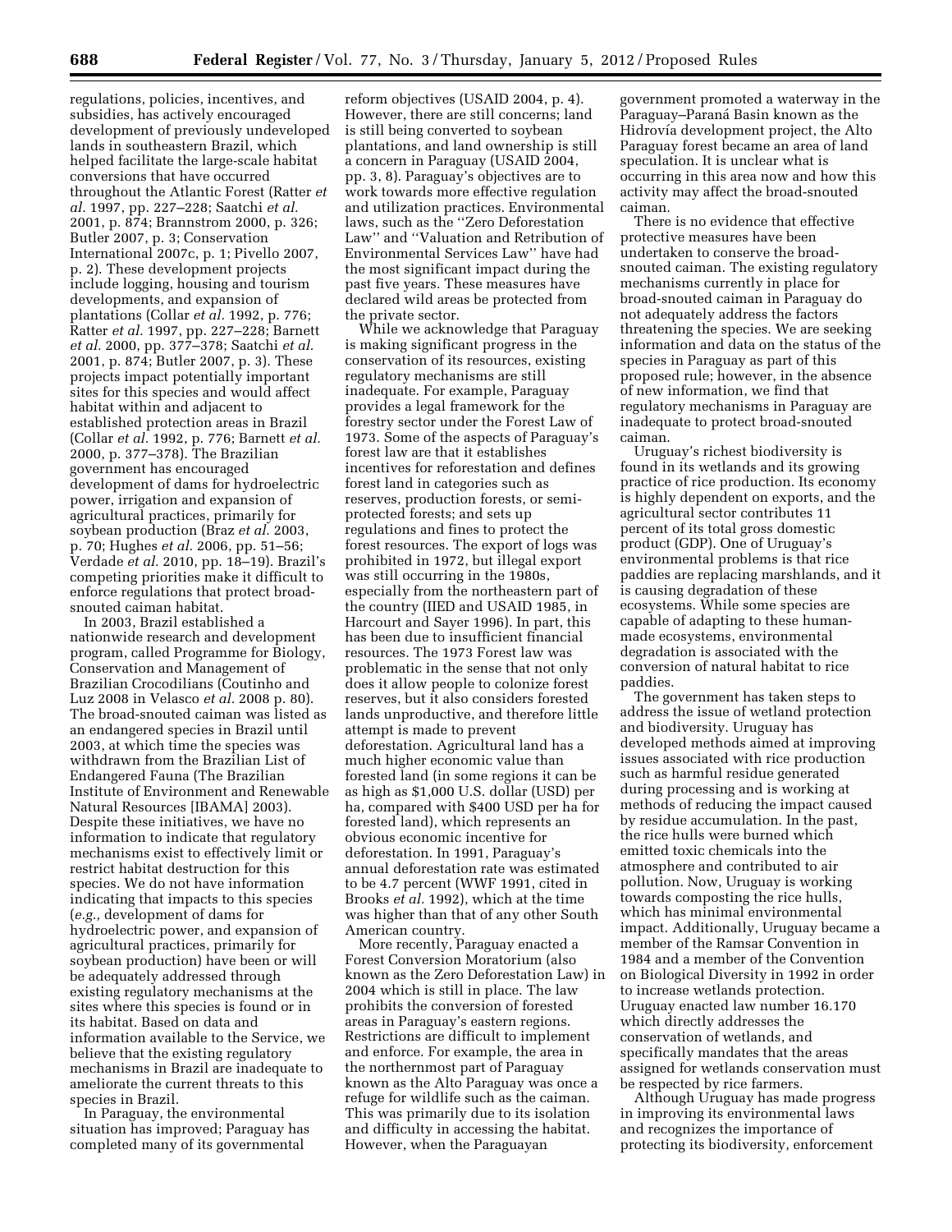regulations, policies, incentives, and subsidies, has actively encouraged development of previously undeveloped lands in southeastern Brazil, which helped facilitate the large-scale habitat conversions that have occurred throughout the Atlantic Forest (Ratter *et al.* 1997, pp. 227–228; Saatchi *et al.* 2001, p. 874; Brannstrom 2000, p. 326; Butler 2007, p. 3; Conservation International 2007c, p. 1; Pivello 2007, p. 2). These development projects include logging, housing and tourism developments, and expansion of plantations (Collar *et al.* 1992, p. 776; Ratter *et al.* 1997, pp. 227–228; Barnett *et al.* 2000, pp. 377–378; Saatchi *et al.* 2001, p. 874; Butler 2007, p. 3). These projects impact potentially important sites for this species and would affect habitat within and adjacent to established protection areas in Brazil (Collar *et al.* 1992, p. 776; Barnett *et al.* 2000, p. 377–378). The Brazilian government has encouraged development of dams for hydroelectric power, irrigation and expansion of agricultural practices, primarily for soybean production (Braz *et al.* 2003, p. 70; Hughes *et al.* 2006, pp. 51–56; Verdade *et al.* 2010, pp. 18–19). Brazil's competing priorities make it difficult to enforce regulations that protect broad-snouted caiman habitat.

In 2003, Brazil established a nationwide research and development program, called Programme for Biology, Conservation and Management of Brazilian Crocodilians (Coutinho and Luz 2008 in Velasco *et al.* 2008 p. 80). The broad-snouted caiman was listed as an endangered species in Brazil until 2003, at which time the species was withdrawn from the Brazilian List of Endangered Fauna (The Brazilian Institute of Environment and Renewable Natural Resources [IBAMA] 2003). Despite these initiatives, we have no information to indicate that regulatory mechanisms exist to effectively limit or restrict habitat destruction for this species. We do not have information indicating that impacts to this species (*e.g.,* development of dams for hydroelectric power, and expansion of agricultural practices, primarily for soybean production) have been or will be adequately addressed through existing regulatory mechanisms at the sites where this species is found or in its habitat. Based on data and information available to the Service, we believe that the existing regulatory mechanisms in Brazil are inadequate to ameliorate the current threats to this species in Brazil.

In Paraguay, the environmental situation has improved; Paraguay has completed many of its governmental reform objectives (USAID 2004, p. 4). However, there are still concerns; land is still being converted to soybean plantations, and land ownership is still a concern in Paraguay (USAID 2004, pp. 3, 8). Paraguay's objectives are to work towards more effective regulation and utilization practices. Environmental laws, such as the ''Zero Deforestation Law'' and ''Valuation and Retribution of Environmental Services Law'' have had the most significant impact during the past five years. These measures have declared wild areas be protected from the private sector.

While we acknowledge that Paraguay is making significant progress in the conservation of its resources, existing regulatory mechanisms are still inadequate. For example, Paraguay provides a legal framework for the forestry sector under the Forest Law of 1973. Some of the aspects of Paraguay's forest law are that it establishes incentives for reforestation and defines forest land in categories such as reserves, production forests, or semi-protected forests; and sets up regulations and fines to protect the forest resources. The export of logs was prohibited in 1972, but illegal export was still occurring in the 1980s, especially from the northeastern part of the country (IIED and USAID 1985, in Harcourt and Sayer 1996). In part, this has been due to insufficient financial resources. The 1973 Forest law was problematic in the sense that not only does it allow people to colonize forest reserves, but it also considers forested lands unproductive, and therefore little attempt is made to prevent deforestation. Agricultural land has a much higher economic value than forested land (in some regions it can be as high as $1,000 U.S. dollar (USD) per ha, compared with $400 USD per ha for forested land), which represents an obvious economic incentive for deforestation. In 1991, Paraguay's annual deforestation rate was estimated to be 4.7 percent (WWF 1991, cited in Brooks *et al.* 1992), which at the time was higher than that of any other South American country.

More recently, Paraguay enacted a Forest Conversion Moratorium (also known as the Zero Deforestation Law) in 2004 which is still in place. The law prohibits the conversion of forested areas in Paraguay's eastern regions. Restrictions are difficult to implement and enforce. For example, the area in the northernmost part of Paraguay known as the Alto Paraguay was once a refuge for wildlife such as the caiman. This was primarily due to its isolation and difficulty in accessing the habitat. However, when the Paraguayan government promoted a waterway in the Paraguay–Paraná Basin known as the Hidrovía development project, the Alto Paraguay forest became an area of land speculation. It is unclear what is occurring in this area now and how this activity may affect the broad-snouted caiman.

There is no evidence that effective protective measures have been undertaken to conserve the broad-snouted caiman. The existing regulatory mechanisms currently in place for broad-snouted caiman in Paraguay do not adequately address the factors threatening the species. We are seeking information and data on the status of the species in Paraguay as part of this proposed rule; however, in the absence of new information, we find that regulatory mechanisms in Paraguay are inadequate to protect broad-snouted caiman.

Uruguay's richest biodiversity is found in its wetlands and its growing practice of rice production. Its economy is highly dependent on exports, and the agricultural sector contributes 11 percent of its total gross domestic product (GDP). One of Uruguay's environmental problems is that rice paddies are replacing marshlands, and it is causing degradation of these ecosystems. While some species are capable of adapting to these human-made ecosystems, environmental degradation is associated with the conversion of natural habitat to rice paddies.

The government has taken steps to address the issue of wetland protection and biodiversity. Uruguay has developed methods aimed at improving issues associated with rice production such as harmful residue generated during processing and is working at methods of reducing the impact caused by residue accumulation. In the past, the rice hulls were burned which emitted toxic chemicals into the atmosphere and contributed to air pollution. Now, Uruguay is working towards composting the rice hulls, which has minimal environmental impact. Additionally, Uruguay became a member of the Ramsar Convention in 1984 and a member of the Convention on Biological Diversity in 1992 in order to increase wetlands protection. Uruguay enacted law number 16.170 which directly addresses the conservation of wetlands, and specifically mandates that the areas assigned for wetlands conservation must be respected by rice farmers.

Although Uruguay has made progress in improving its environmental laws and recognizes the importance of protecting its biodiversity, enforcement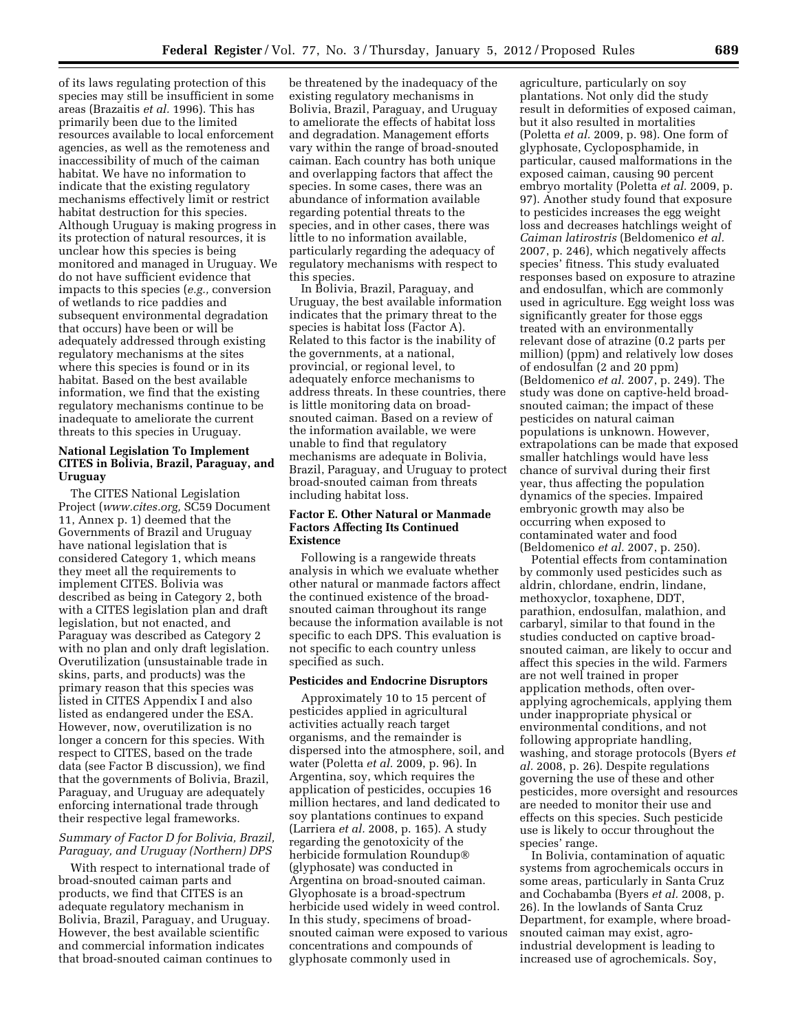of its laws regulating protection of this species may still be insufficient in some areas (Brazaitis *et al.* 1996). This has primarily been due to the limited resources available to local enforcement agencies, as well as the remoteness and inaccessibility of much of the caiman habitat. We have no information to indicate that the existing regulatory mechanisms effectively limit or restrict habitat destruction for this species. Although Uruguay is making progress in its protection of natural resources, it is unclear how this species is being monitored and managed in Uruguay. We do not have sufficient evidence that impacts to this species (*e.g.,* conversion of wetlands to rice paddies and subsequent environmental degradation that occurs) have been or will be adequately addressed through existing regulatory mechanisms at the sites where this species is found or in its habitat. Based on the best available information, we find that the existing regulatory mechanisms continue to be inadequate to ameliorate the current threats to this species in Uruguay.

#### National Legislation To Implement CITES in Bolivia, Brazil, Paraguay, and Uruguay

The CITES National Legislation Project (*www.cites.org,* SC59 Document 11, Annex p. 1) deemed that the Governments of Brazil and Uruguay have national legislation that is considered Category 1, which means they meet all the requirements to implement CITES. Bolivia was described as being in Category 2, both with a CITES legislation plan and draft legislation, but not enacted, and Paraguay was described as Category 2 with no plan and only draft legislation. Overutilization (unsustainable trade in skins, parts, and products) was the primary reason that this species was listed in CITES Appendix I and also listed as endangered under the ESA. However, now, overutilization is no longer a concern for this species. With respect to CITES, based on the trade data (see Factor B discussion), we find that the governments of Bolivia, Brazil, Paraguay, and Uruguay are adequately enforcing international trade through their respective legal frameworks.

#### *Summary of Factor D for Bolivia, Brazil, Paraguay, and Uruguay (Northern) DPS*

With respect to international trade of broad-snouted caiman parts and products, we find that CITES is an adequate regulatory mechanism in Bolivia, Brazil, Paraguay, and Uruguay. However, the best available scientific and commercial information indicates that broad-snouted caiman continues to be threatened by the inadequacy of the existing regulatory mechanisms in Bolivia, Brazil, Paraguay, and Uruguay to ameliorate the effects of habitat loss and degradation. Management efforts vary within the range of broad-snouted caiman. Each country has both unique and overlapping factors that affect the species. In some cases, there was an abundance of information available regarding potential threats to the species, and in other cases, there was little to no information available, particularly regarding the adequacy of regulatory mechanisms with respect to this species.

In Bolivia, Brazil, Paraguay, and Uruguay, the best available information indicates that the primary threat to the species is habitat loss (Factor A). Related to this factor is the inability of the governments, at a national, provincial, or regional level, to adequately enforce mechanisms to address threats. In these countries, there is little monitoring data on broad-snouted caiman. Based on a review of the information available, we were unable to find that regulatory mechanisms are adequate in Bolivia, Brazil, Paraguay, and Uruguay to protect broad-snouted caiman from threats including habitat loss.

#### Factor E. Other Natural or Manmade Factors Affecting Its Continued Existence

Following is a rangewide threats analysis in which we evaluate whether other natural or manmade factors affect the continued existence of the broad-snouted caiman throughout its range because the information available is not specific to each DPS. This evaluation is not specific to each country unless specified as such.

#### Pesticides and Endocrine Disruptors

Approximately 10 to 15 percent of pesticides applied in agricultural activities actually reach target organisms, and the remainder is dispersed into the atmosphere, soil, and water (Poletta *et al.* 2009, p. 96). In Argentina, soy, which requires the application of pesticides, occupies 16 million hectares, and land dedicated to soy plantations continues to expand (Larriera *et al.* 2008, p. 165). A study regarding the genotoxicity of the herbicide formulation Roundup® (glyphosate) was conducted in Argentina on broad-snouted caiman. Glyophosate is a broad-spectrum herbicide used widely in weed control. In this study, specimens of broad-snouted caiman were exposed to various concentrations and compounds of glyphosate commonly used in agriculture, particularly on soy plantations. Not only did the study result in deformities of exposed caiman, but it also resulted in mortalities (Poletta *et al.* 2009, p. 98). One form of glyphosate, Cycloposphamide, in particular, caused malformations in the exposed caiman, causing 90 percent embryo mortality (Poletta *et al.* 2009, p. 97). Another study found that exposure to pesticides increases the egg weight loss and decreases hatchlings weight of *Caiman latirostris* (Beldomenico *et al.* 2007, p. 246), which negatively affects species' fitness. This study evaluated responses based on exposure to atrazine and endosulfan, which are commonly used in agriculture. Egg weight loss was significantly greater for those eggs treated with an environmentally relevant dose of atrazine (0.2 parts per million) (ppm) and relatively low doses of endosulfan (2 and 20 ppm) (Beldomenico *et al.* 2007, p. 249). The study was done on captive-held broad-snouted caiman; the impact of these pesticides on natural caiman populations is unknown. However, extrapolations can be made that exposed smaller hatchlings would have less chance of survival during their first year, thus affecting the population dynamics of the species. Impaired embryonic growth may also be occurring when exposed to contaminated water and food (Beldomenico *et al.* 2007, p. 250).

Potential effects from contamination by commonly used pesticides such as aldrin, chlordane, endrin, lindane, methoxyclor, toxaphene, DDT, parathion, endosulfan, malathion, and carbaryl, similar to that found in the studies conducted on captive broad-snouted caiman, are likely to occur and affect this species in the wild. Farmers are not well trained in proper application methods, often over-applying agrochemicals, applying them under inappropriate physical or environmental conditions, and not following appropriate handling, washing, and storage protocols (Byers *et al.* 2008, p. 26). Despite regulations governing the use of these and other pesticides, more oversight and resources are needed to monitor their use and effects on this species. Such pesticide use is likely to occur throughout the species' range.

In Bolivia, contamination of aquatic systems from agrochemicals occurs in some areas, particularly in Santa Cruz and Cochabamba (Byers *et al.* 2008, p. 26). In the lowlands of Santa Cruz Department, for example, where broad-snouted caiman may exist, agro-industrial development is leading to increased use of agrochemicals. Soy,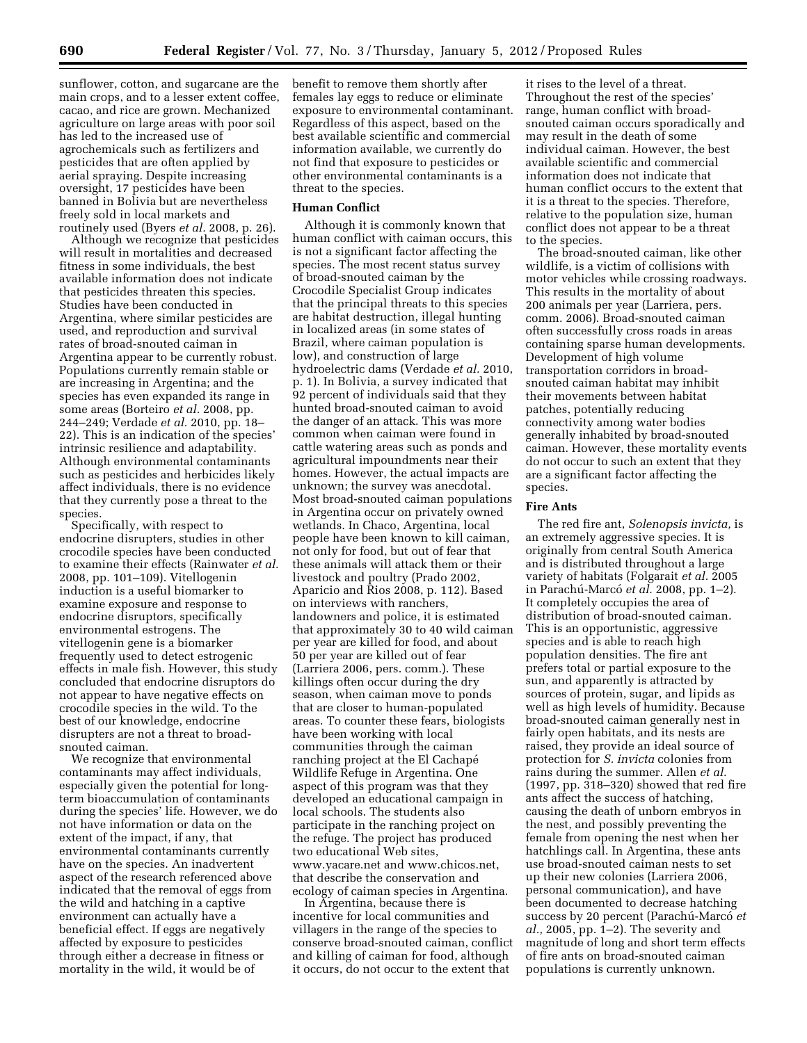sunflower, cotton, and sugarcane are the main crops, and to a lesser extent coffee, cacao, and rice are grown. Mechanized agriculture on large areas with poor soil has led to the increased use of agrochemicals such as fertilizers and pesticides that are often applied by aerial spraying. Despite increasing oversight, 17 pesticides have been banned in Bolivia but are nevertheless freely sold in local markets and routinely used (Byers *et al.* 2008, p. 26).

Although we recognize that pesticides will result in mortalities and decreased fitness in some individuals, the best available information does not indicate that pesticides threaten this species. Studies have been conducted in Argentina, where similar pesticides are used, and reproduction and survival rates of broad-snouted caiman in Argentina appear to be currently robust. Populations currently remain stable or are increasing in Argentina; and the species has even expanded its range in some areas (Borteiro *et al.* 2008, pp. 244–249; Verdade *et al.* 2010, pp. 18–22). This is an indication of the species' intrinsic resilience and adaptability. Although environmental contaminants such as pesticides and herbicides likely affect individuals, there is no evidence that they currently pose a threat to the species.

Specifically, with respect to endocrine disrupters, studies in other crocodile species have been conducted to examine their effects (Rainwater *et al.* 2008, pp. 101–109). Vitellogenin induction is a useful biomarker to examine exposure and response to endocrine disruptors, specifically environmental estrogens. The vitellogenin gene is a biomarker frequently used to detect estrogenic effects in male fish. However, this study concluded that endocrine disruptors do not appear to have negative effects on crocodile species in the wild. To the best of our knowledge, endocrine disrupters are not a threat to broad-snouted caiman.

We recognize that environmental contaminants may affect individuals, especially given the potential for long-term bioaccumulation of contaminants during the species' life. However, we do not have information or data on the extent of the impact, if any, that environmental contaminants currently have on the species. An inadvertent aspect of the research referenced above indicated that the removal of eggs from the wild and hatching in a captive environment can actually have a beneficial effect. If eggs are negatively affected by exposure to pesticides through either a decrease in fitness or mortality in the wild, it would be of benefit to remove them shortly after females lay eggs to reduce or eliminate exposure to environmental contaminant. Regardless of this aspect, based on the best available scientific and commercial information available, we currently do not find that exposure to pesticides or other environmental contaminants is a threat to the species.

## Human Conflict

Although it is commonly known that human conflict with caiman occurs, this is not a significant factor affecting the species. The most recent status survey of broad-snouted caiman by the Crocodile Specialist Group indicates that the principal threats to this species are habitat destruction, illegal hunting in localized areas (in some states of Brazil, where caiman population is low), and construction of large hydroelectric dams (Verdade *et al.* 2010, p. 1). In Bolivia, a survey indicated that 92 percent of individuals said that they hunted broad-snouted caiman to avoid the danger of an attack. This was more common when caiman were found in cattle watering areas such as ponds and agricultural impoundments near their homes. However, the actual impacts are unknown; the survey was anecdotal. Most broad-snouted caiman populations in Argentina occur on privately owned wetlands. In Chaco, Argentina, local people have been known to kill caiman, not only for food, but out of fear that these animals will attack them or their livestock and poultry (Prado 2002, Aparicio and Rios 2008, p. 112). Based on interviews with ranchers, landowners and police, it is estimated that approximately 30 to 40 wild caiman per year are killed for food, and about 50 per year are killed out of fear (Larriera 2006, pers. comm.). These killings often occur during the dry season, when caiman move to ponds that are closer to human-populated areas. To counter these fears, biologists have been working with local communities through the caiman ranching project at the El Cachapé Wildlife Refuge in Argentina. One aspect of this program was that they developed an educational campaign in local schools. The students also participate in the ranching project on the refuge. The project has produced two educational Web sites, www.yacare.net and www.chicos.net, that describe the conservation and ecology of caiman species in Argentina.

In Argentina, because there is incentive for local communities and villagers in the range of the species to conserve broad-snouted caiman, conflict and killing of caiman for food, although it occurs, do not occur to the extent that it rises to the level of a threat. Throughout the rest of the species' range, human conflict with broad-snouted caiman occurs sporadically and may result in the death of some individual caiman. However, the best available scientific and commercial information does not indicate that human conflict occurs to the extent that it is a threat to the species. Therefore, relative to the population size, human conflict does not appear to be a threat to the species.

The broad-snouted caiman, like other wildlife, is a victim of collisions with motor vehicles while crossing roadways. This results in the mortality of about 200 animals per year (Larriera, pers. comm. 2006). Broad-snouted caiman often successfully cross roads in areas containing sparse human developments. Development of high volume transportation corridors in broad-snouted caiman habitat may inhibit their movements between habitat patches, potentially reducing connectivity among water bodies generally inhabited by broad-snouted caiman. However, these mortality events do not occur to such an extent that they are a significant factor affecting the species.

## Fire Ants

The red fire ant, *Solenopsis invicta,* is an extremely aggressive species. It is originally from central South America and is distributed throughout a large variety of habitats (Folgarait *et al.* 2005 in Parachú-Marcó *et al.* 2008, pp. 1–2). It completely occupies the area of distribution of broad-snouted caiman. This is an opportunistic, aggressive species and is able to reach high population densities. The fire ant prefers total or partial exposure to the sun, and apparently is attracted by sources of protein, sugar, and lipids as well as high levels of humidity. Because broad-snouted caiman generally nest in fairly open habitats, and its nests are raised, they provide an ideal source of protection for *S. invicta* colonies from rains during the summer. Allen *et al.* (1997, pp. 318–320) showed that red fire ants affect the success of hatching, causing the death of unborn embryos in the nest, and possibly preventing the female from opening the nest when her hatchlings call. In Argentina, these ants use broad-snouted caiman nests to set up their new colonies (Larriera 2006, personal communication), and have been documented to decrease hatching success by 20 percent (Parachú-Marcó *et al.,* 2005, pp. 1–2). The severity and magnitude of long and short term effects of fire ants on broad-snouted caiman populations is currently unknown.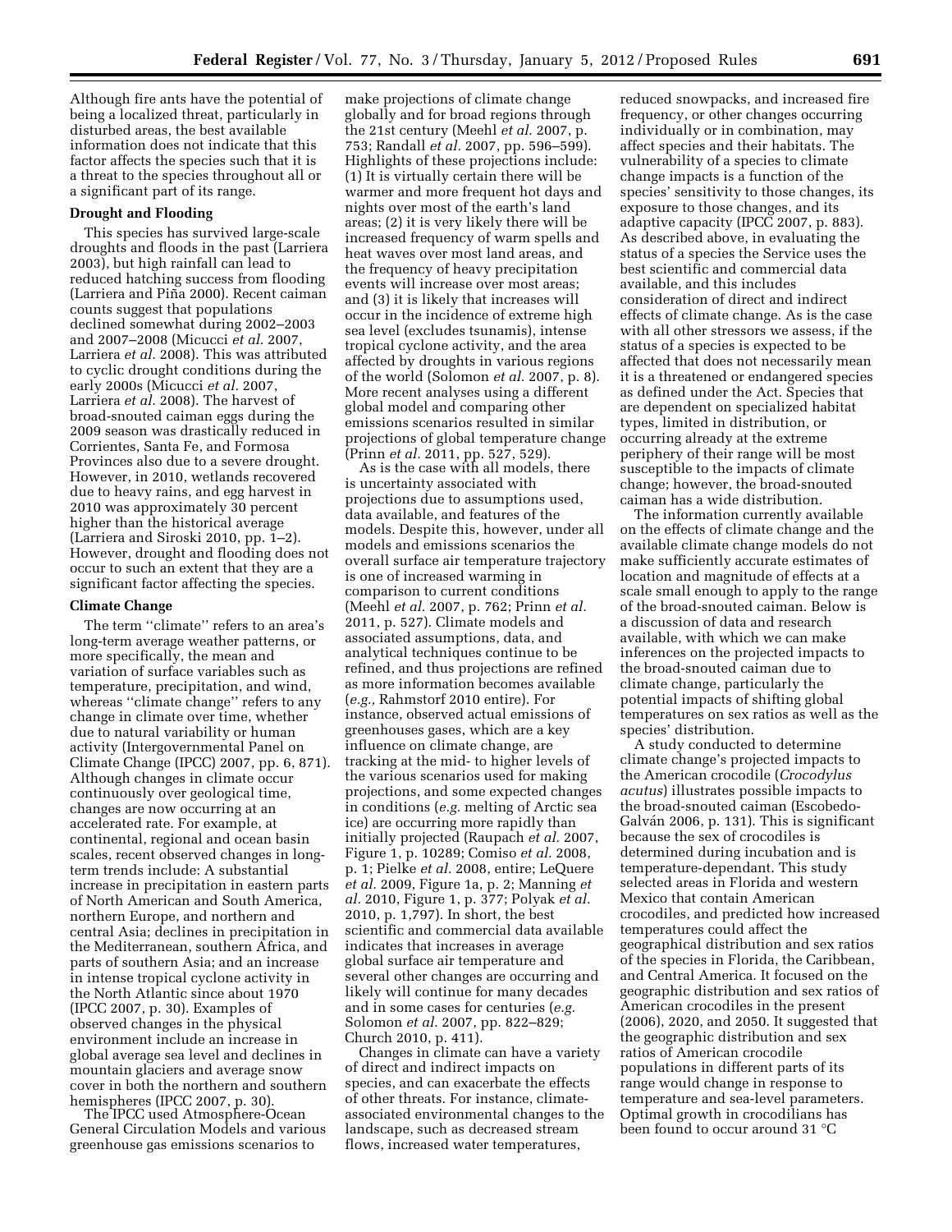Although fire ants have the potential of being a localized threat, particularly in disturbed areas, the best available information does not indicate that this factor affects the species such that it is a threat to the species throughout all or a significant part of its range.

### Drought and Flooding

This species has survived large-scale droughts and floods in the past (Larriera 2003), but high rainfall can lead to reduced hatching success from flooding (Larriera and Piña 2000). Recent caiman counts suggest that populations declined somewhat during 2002–2003 and 2007–2008 (Micucci *et al.* 2007, Larriera *et al.* 2008). This was attributed to cyclic drought conditions during the early 2000s (Micucci *et al.* 2007, Larriera *et al.* 2008). The harvest of broad-snouted caiman eggs during the 2009 season was drastically reduced in Corrientes, Santa Fe, and Formosa Provinces also due to a severe drought. However, in 2010, wetlands recovered due to heavy rains, and egg harvest in 2010 was approximately 30 percent higher than the historical average (Larriera and Siroski 2010, pp. 1–2). However, drought and flooding does not occur to such an extent that they are a significant factor affecting the species.

### Climate Change

The term ''climate'' refers to an area's long-term average weather patterns, or more specifically, the mean and variation of surface variables such as temperature, precipitation, and wind, whereas ''climate change'' refers to any change in climate over time, whether due to natural variability or human activity (Intergovernmental Panel on Climate Change (IPCC) 2007, pp. 6, 871). Although changes in climate occur continuously over geological time, changes are now occurring at an accelerated rate. For example, at continental, regional and ocean basin scales, recent observed changes in long-term trends include: A substantial increase in precipitation in eastern parts of North American and South America, northern Europe, and northern and central Asia; declines in precipitation in the Mediterranean, southern Africa, and parts of southern Asia; and an increase in intense tropical cyclone activity in the North Atlantic since about 1970 (IPCC 2007, p. 30). Examples of observed changes in the physical environment include an increase in global average sea level and declines in mountain glaciers and average snow cover in both the northern and southern hemispheres (IPCC 2007, p. 30).

The IPCC used Atmosphere-Ocean General Circulation Models and various greenhouse gas emissions scenarios to make projections of climate change globally and for broad regions through the 21st century (Meehl *et al.* 2007, p. 753; Randall *et al.* 2007, pp. 596–599). Highlights of these projections include: (1) It is virtually certain there will be warmer and more frequent hot days and nights over most of the earth's land areas; (2) it is very likely there will be increased frequency of warm spells and heat waves over most land areas, and the frequency of heavy precipitation events will increase over most areas; and (3) it is likely that increases will occur in the incidence of extreme high sea level (excludes tsunamis), intense tropical cyclone activity, and the area affected by droughts in various regions of the world (Solomon *et al.* 2007, p. 8). More recent analyses using a different global model and comparing other emissions scenarios resulted in similar projections of global temperature change (Prinn *et al.* 2011, pp. 527, 529).

As is the case with all models, there is uncertainty associated with projections due to assumptions used, data available, and features of the models. Despite this, however, under all models and emissions scenarios the overall surface air temperature trajectory is one of increased warming in comparison to current conditions (Meehl *et al.* 2007, p. 762; Prinn *et al.* 2011, p. 527). Climate models and associated assumptions, data, and analytical techniques continue to be refined, and thus projections are refined as more information becomes available (*e.g.,* Rahmstorf 2010 entire). For instance, observed actual emissions of greenhouses gases, which are a key influence on climate change, are tracking at the mid- to higher levels of the various scenarios used for making projections, and some expected changes in conditions (*e.g.* melting of Arctic sea ice) are occurring more rapidly than initially projected (Raupach *et al.* 2007, Figure 1, p. 10289; Comiso *et al.* 2008, p. 1; Pielke *et al.* 2008, entire; LeQuere *et al.* 2009, Figure 1a, p. 2; Manning *et al.* 2010, Figure 1, p. 377; Polyak *et al.* 2010, p. 1,797). In short, the best scientific and commercial data available indicates that increases in average global surface air temperature and several other changes are occurring and likely will continue for many decades and in some cases for centuries (*e.g.* Solomon *et al.* 2007, pp. 822–829; Church 2010, p. 411).

Changes in climate can have a variety of direct and indirect impacts on species, and can exacerbate the effects of other threats. For instance, climate-associated environmental changes to the landscape, such as decreased stream flows, increased water temperatures, reduced snowpacks, and increased fire frequency, or other changes occurring individually or in combination, may affect species and their habitats. The vulnerability of a species to climate change impacts is a function of the species' sensitivity to those changes, its exposure to those changes, and its adaptive capacity (IPCC 2007, p. 883). As described above, in evaluating the status of a species the Service uses the best scientific and commercial data available, and this includes consideration of direct and indirect effects of climate change. As is the case with all other stressors we assess, if the status of a species is expected to be affected that does not necessarily mean it is a threatened or endangered species as defined under the Act. Species that are dependent on specialized habitat types, limited in distribution, or occurring already at the extreme periphery of their range will be most susceptible to the impacts of climate change; however, the broad-snouted caiman has a wide distribution.

The information currently available on the effects of climate change and the available climate change models do not make sufficiently accurate estimates of location and magnitude of effects at a scale small enough to apply to the range of the broad-snouted caiman. Below is a discussion of data and research available, with which we can make inferences on the projected impacts to the broad-snouted caiman due to climate change, particularly the potential impacts of shifting global temperatures on sex ratios as well as the species' distribution.

A study conducted to determine climate change's projected impacts to the American crocodile (*Crocodylus acutus*) illustrates possible impacts to the broad-snouted caiman (Escobedo-Galván 2006, p. 131). This is significant because the sex of crocodiles is determined during incubation and is temperature-dependant. This study selected areas in Florida and western Mexico that contain American crocodiles, and predicted how increased temperatures could affect the geographical distribution and sex ratios of the species in Florida, the Caribbean, and Central America. It focused on the geographic distribution and sex ratios of American crocodiles in the present (2006), 2020, and 2050. It suggested that the geographic distribution and sex ratios of American crocodile populations in different parts of its range would change in response to temperature and sea-level parameters. Optimal growth in crocodilians has been found to occur around 31 °C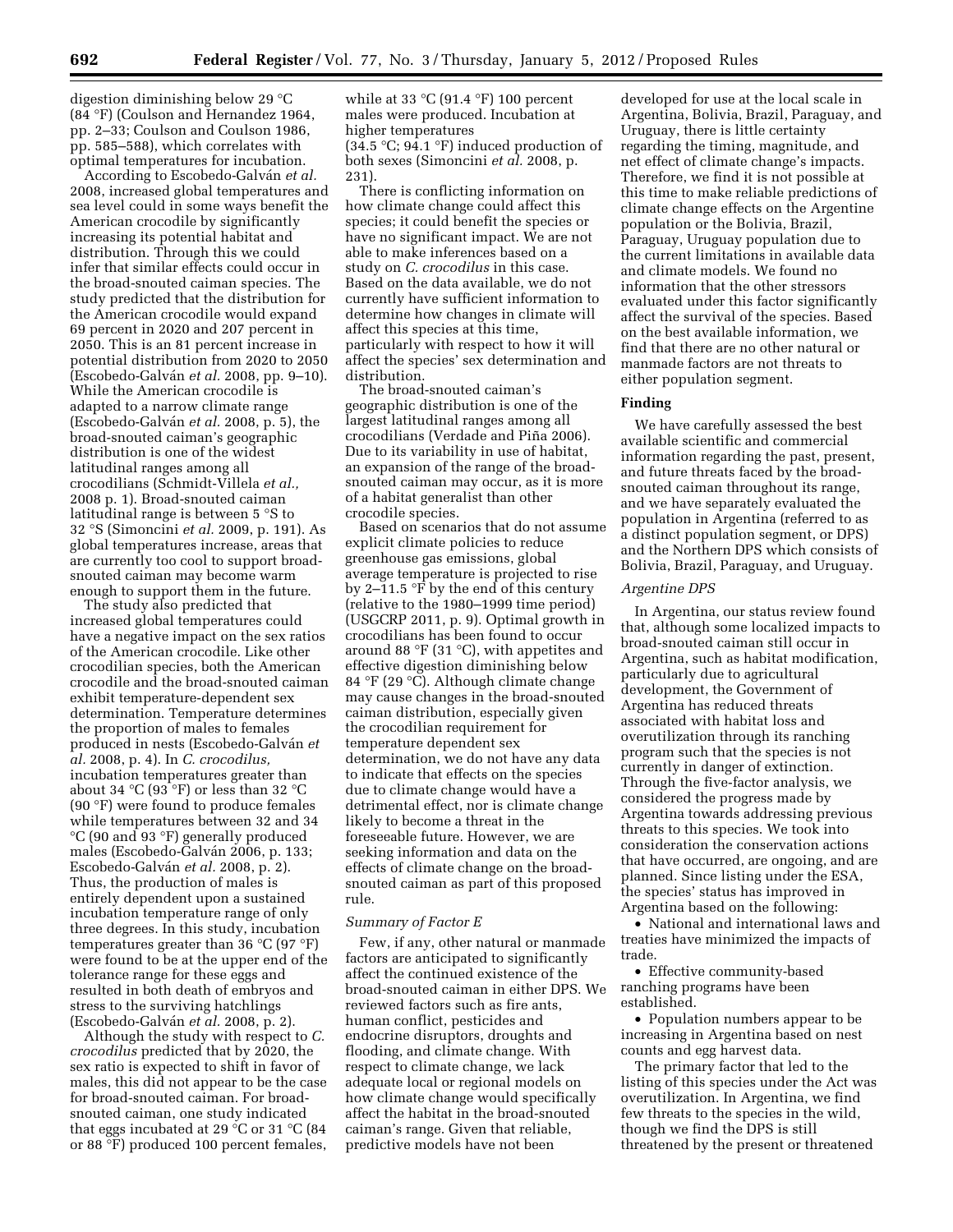digestion diminishing below 29 °C (84 °F) (Coulson and Hernandez 1964, pp. 2–33; Coulson and Coulson 1986, pp. 585–588), which correlates with optimal temperatures for incubation.

According to Escobedo-Galván *et al.* 2008, increased global temperatures and sea level could in some ways benefit the American crocodile by significantly increasing its potential habitat and distribution. Through this we could infer that similar effects could occur in the broad-snouted caiman species. The study predicted that the distribution for the American crocodile would expand 69 percent in 2020 and 207 percent in 2050. This is an 81 percent increase in potential distribution from 2020 to 2050 (Escobedo-Galván *et al.* 2008, pp. 9–10). While the American crocodile is adapted to a narrow climate range (Escobedo-Galván *et al.* 2008, p. 5), the broad-snouted caiman's geographic distribution is one of the widest latitudinal ranges among all crocodilians (Schmidt-Villela *et al.,* 2008 p. 1). Broad-snouted caiman latitudinal range is between 5 °S to 32 °S (Simoncini *et al.* 2009, p. 191). As global temperatures increase, areas that are currently too cool to support broad-snouted caiman may become warm enough to support them in the future.

The study also predicted that increased global temperatures could have a negative impact on the sex ratios of the American crocodile. Like other crocodilian species, both the American crocodile and the broad-snouted caiman exhibit temperature-dependent sex determination. Temperature determines the proportion of males to females produced in nests (Escobedo-Galván *et al.* 2008, p. 4). In *C. crocodilus,* incubation temperatures greater than about 34 °C (93 °F) or less than 32 °C (90 °F) were found to produce females while temperatures between 32 and 34 °C (90 and 93 °F) generally produced males (Escobedo-Galván 2006, p. 133; Escobedo-Galván *et al.* 2008, p. 2). Thus, the production of males is entirely dependent upon a sustained incubation temperature range of only three degrees. In this study, incubation temperatures greater than 36 °C (97 °F) were found to be at the upper end of the tolerance range for these eggs and resulted in both death of embryos and stress to the surviving hatchlings (Escobedo-Galván *et al.* 2008, p. 2).

Although the study with respect to *C. crocodilus* predicted that by 2020, the sex ratio is expected to shift in favor of males, this did not appear to be the case for broad-snouted caiman. For broad-snouted caiman, one study indicated that eggs incubated at 29 °C or 31 °C (84 or 88 °F) produced 100 percent females, while at 33 °C (91.4 °F) 100 percent males were produced. Incubation at higher temperatures (34.5 °C; 94.1 °F) induced production of both sexes (Simoncini *et al.* 2008, p. 231).

There is conflicting information on how climate change could affect this species; it could benefit the species or have no significant impact. We are not able to make inferences based on a study on *C. crocodilus* in this case. Based on the data available, we do not currently have sufficient information to determine how changes in climate will affect this species at this time, particularly with respect to how it will affect the species' sex determination and distribution.

The broad-snouted caiman's geographic distribution is one of the largest latitudinal ranges among all crocodilians (Verdade and Piña 2006). Due to its variability in use of habitat, an expansion of the range of the broad-snouted caiman may occur, as it is more of a habitat generalist than other crocodile species.

Based on scenarios that do not assume explicit climate policies to reduce greenhouse gas emissions, global average temperature is projected to rise by 2–11.5 °F by the end of this century (relative to the 1980–1999 time period) (USGCRP 2011, p. 9). Optimal growth in crocodilians has been found to occur around 88 °F (31 °C), with appetites and effective digestion diminishing below 84 °F (29 °C). Although climate change may cause changes in the broad-snouted caiman distribution, especially given the crocodilian requirement for temperature dependent sex determination, we do not have any data to indicate that effects on the species due to climate change would have a detrimental effect, nor is climate change likely to become a threat in the foreseeable future. However, we are seeking information and data on the effects of climate change on the broad-snouted caiman as part of this proposed rule.

*Summary of Factor E*

Few, if any, other natural or manmade factors are anticipated to significantly affect the continued existence of the broad-snouted caiman in either DPS. We reviewed factors such as fire ants, human conflict, pesticides and endocrine disruptors, droughts and flooding, and climate change. With respect to climate change, we lack adequate local or regional models on how climate change would specifically affect the habitat in the broad-snouted caiman's range. Given that reliable, predictive models have not been developed for use at the local scale in Argentina, Bolivia, Brazil, Paraguay, and Uruguay, there is little certainty regarding the timing, magnitude, and net effect of climate change's impacts. Therefore, we find it is not possible at this time to make reliable predictions of climate change effects on the Argentine population or the Bolivia, Brazil, Paraguay, Uruguay population due to the current limitations in available data and climate models. We found no information that the other stressors evaluated under this factor significantly affect the survival of the species. Based on the best available information, we find that there are no other natural or manmade factors are not threats to either population segment.

## Finding

We have carefully assessed the best available scientific and commercial information regarding the past, present, and future threats faced by the broad-snouted caiman throughout its range, and we have separately evaluated the population in Argentina (referred to as a distinct population segment, or DPS) and the Northern DPS which consists of Bolivia, Brazil, Paraguay, and Uruguay.

*Argentine DPS*

In Argentina, our status review found that, although some localized impacts to broad-snouted caiman still occur in Argentina, such as habitat modification, particularly due to agricultural development, the Government of Argentina has reduced threats associated with habitat loss and overutilization through its ranching program such that the species is not currently in danger of extinction. Through the five-factor analysis, we considered the progress made by Argentina towards addressing previous threats to this species. We took into consideration the conservation actions that have occurred, are ongoing, and are planned. Since listing under the ESA, the species' status has improved in Argentina based on the following:

- National and international laws and treaties have minimized the impacts of trade.
- Effective community-based ranching programs have been established.
- Population numbers appear to be increasing in Argentina based on nest counts and egg harvest data.

The primary factor that led to the listing of this species under the Act was overutilization. In Argentina, we find few threats to the species in the wild, though we find the DPS is still threatened by the present or threatened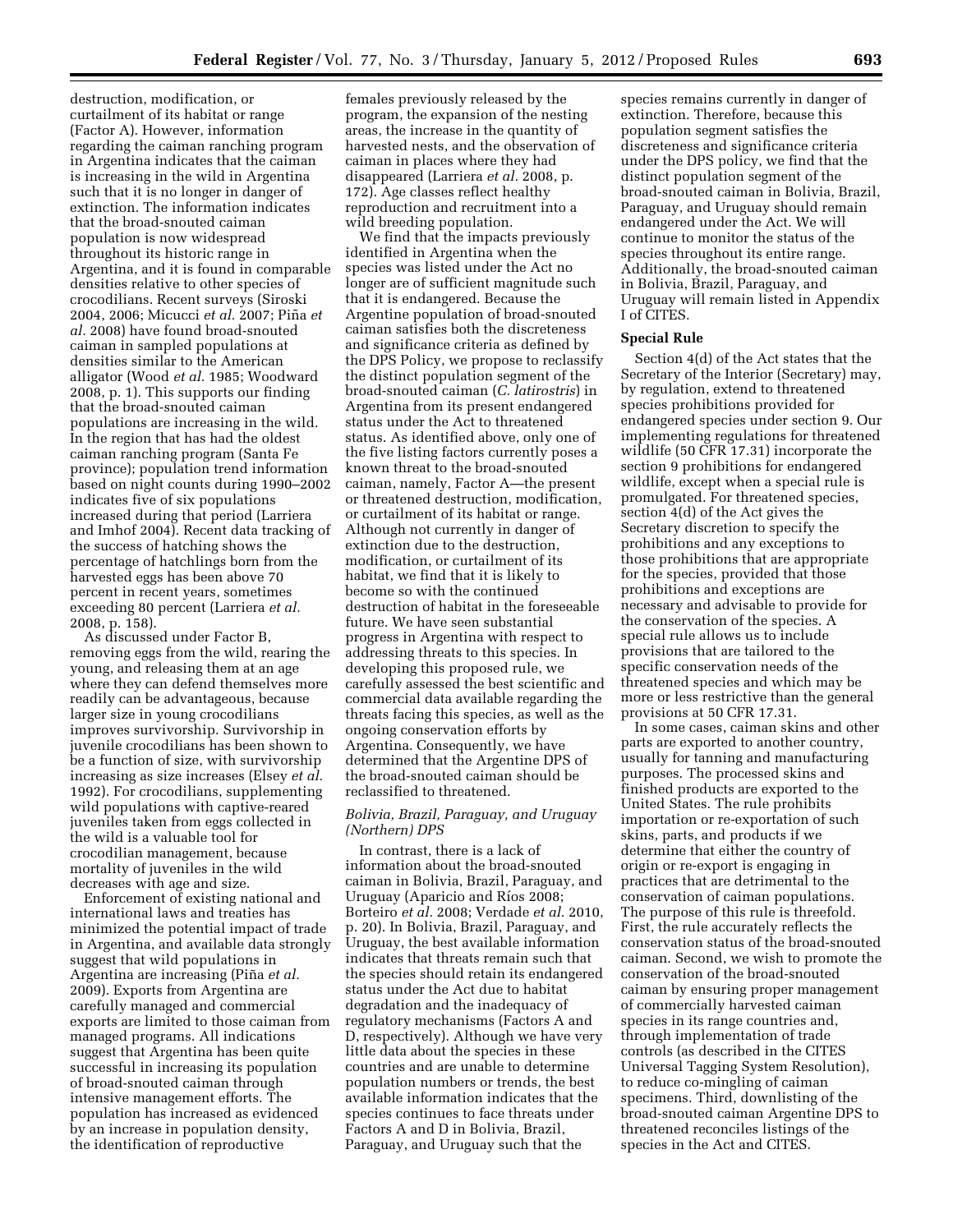destruction, modification, or curtailment of its habitat or range (Factor A). However, information regarding the caiman ranching program in Argentina indicates that the caiman is increasing in the wild in Argentina such that it is no longer in danger of extinction. The information indicates that the broad-snouted caiman population is now widespread throughout its historic range in Argentina, and it is found in comparable densities relative to other species of crocodilians. Recent surveys (Siroski 2004, 2006; Micucci *et al.* 2007; Piña *et al.* 2008) have found broad-snouted caiman in sampled populations at densities similar to the American alligator (Wood *et al.* 1985; Woodward 2008, p. 1). This supports our finding that the broad-snouted caiman populations are increasing in the wild. In the region that has had the oldest caiman ranching program (Santa Fe province); population trend information based on night counts during 1990–2002 indicates five of six populations increased during that period (Larriera and Imhof 2004). Recent data tracking of the success of hatching shows the percentage of hatchlings born from the harvested eggs has been above 70 percent in recent years, sometimes exceeding 80 percent (Larriera *et al.* 2008, p. 158).

As discussed under Factor B, removing eggs from the wild, rearing the young, and releasing them at an age where they can defend themselves more readily can be advantageous, because larger size in young crocodilians improves survivorship. Survivorship in juvenile crocodilians has been shown to be a function of size, with survivorship increasing as size increases (Elsey *et al.* 1992). For crocodilians, supplementing wild populations with captive-reared juveniles taken from eggs collected in the wild is a valuable tool for crocodilian management, because mortality of juveniles in the wild decreases with age and size.

Enforcement of existing national and international laws and treaties has minimized the potential impact of trade in Argentina, and available data strongly suggest that wild populations in Argentina are increasing (Piña *et al.* 2009). Exports from Argentina are carefully managed and commercial exports are limited to those caiman from managed programs. All indications suggest that Argentina has been quite successful in increasing its population of broad-snouted caiman through intensive management efforts. The population has increased as evidenced by an increase in population density, the identification of reproductive females previously released by the program, the expansion of the nesting areas, the increase in the quantity of harvested nests, and the observation of caiman in places where they had disappeared (Larriera *et al.* 2008, p. 172). Age classes reflect healthy reproduction and recruitment into a wild breeding population.

We find that the impacts previously identified in Argentina when the species was listed under the Act no longer are of sufficient magnitude such that it is endangered. Because the Argentine population of broad-snouted caiman satisfies both the discreteness and significance criteria as defined by the DPS Policy, we propose to reclassify the distinct population segment of the broad-snouted caiman (*C. latirostris*) in Argentina from its present endangered status under the Act to threatened status. As identified above, only one of the five listing factors currently poses a known threat to the broad-snouted caiman, namely, Factor A—the present or threatened destruction, modification, or curtailment of its habitat or range. Although not currently in danger of extinction due to the destruction, modification, or curtailment of its habitat, we find that it is likely to become so with the continued destruction of habitat in the foreseeable future. We have seen substantial progress in Argentina with respect to addressing threats to this species. In developing this proposed rule, we carefully assessed the best scientific and commercial data available regarding the threats facing this species, as well as the ongoing conservation efforts by Argentina. Consequently, we have determined that the Argentine DPS of the broad-snouted caiman should be reclassified to threatened.

*Bolivia, Brazil, Paraguay, and Uruguay (Northern) DPS*

In contrast, there is a lack of information about the broad-snouted caiman in Bolivia, Brazil, Paraguay, and Uruguay (Aparicio and Ríos 2008; Borteiro *et al.* 2008; Verdade *et al.* 2010, p. 20). In Bolivia, Brazil, Paraguay, and Uruguay, the best available information indicates that threats remain such that the species should retain its endangered status under the Act due to habitat degradation and the inadequacy of regulatory mechanisms (Factors A and D, respectively). Although we have very little data about the species in these countries and are unable to determine population numbers or trends, the best available information indicates that the species continues to face threats under Factors A and D in Bolivia, Brazil, Paraguay, and Uruguay such that the species remains currently in danger of extinction. Therefore, because this population segment satisfies the discreteness and significance criteria under the DPS policy, we find that the distinct population segment of the broad-snouted caiman in Bolivia, Brazil, Paraguay, and Uruguay should remain endangered under the Act. We will continue to monitor the status of the species throughout its entire range. Additionally, the broad-snouted caiman in Bolivia, Brazil, Paraguay, and Uruguay will remain listed in Appendix I of CITES.

**Special Rule**

Section 4(d) of the Act states that the Secretary of the Interior (Secretary) may, by regulation, extend to threatened species prohibitions provided for endangered species under section 9. Our implementing regulations for threatened wildlife (50 CFR 17.31) incorporate the section 9 prohibitions for endangered wildlife, except when a special rule is promulgated. For threatened species, section 4(d) of the Act gives the Secretary discretion to specify the prohibitions and any exceptions to those prohibitions that are appropriate for the species, provided that those prohibitions and exceptions are necessary and advisable to provide for the conservation of the species. A special rule allows us to include provisions that are tailored to the specific conservation needs of the threatened species and which may be more or less restrictive than the general provisions at 50 CFR 17.31.

In some cases, caiman skins and other parts are exported to another country, usually for tanning and manufacturing purposes. The processed skins and finished products are exported to the United States. The rule prohibits importation or re-exportation of such skins, parts, and products if we determine that either the country of origin or re-export is engaging in practices that are detrimental to the conservation of caiman populations. The purpose of this rule is threefold. First, the rule accurately reflects the conservation status of the broad-snouted caiman. Second, we wish to promote the conservation of the broad-snouted caiman by ensuring proper management of commercially harvested caiman species in its range countries and, through implementation of trade controls (as described in the CITES Universal Tagging System Resolution), to reduce co-mingling of caiman specimens. Third, downlisting of the broad-snouted caiman Argentine DPS to threatened reconciles listings of the species in the Act and CITES.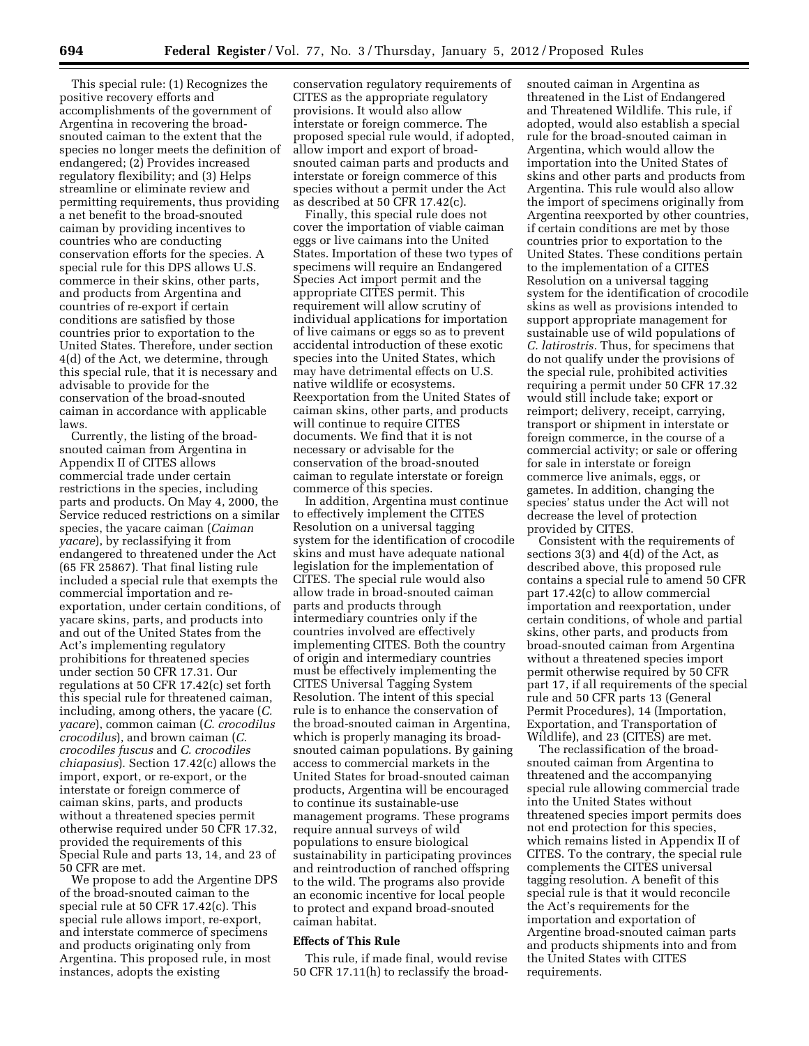This special rule: (1) Recognizes the positive recovery efforts and accomplishments of the government of Argentina in recovering the broad-snouted caiman to the extent that the species no longer meets the definition of endangered; (2) Provides increased regulatory flexibility; and (3) Helps streamline or eliminate review and permitting requirements, thus providing a net benefit to the broad-snouted caiman by providing incentives to countries who are conducting conservation efforts for the species. A special rule for this DPS allows U.S. commerce in their skins, other parts, and products from Argentina and countries of re-export if certain conditions are satisfied by those countries prior to exportation to the United States. Therefore, under section 4(d) of the Act, we determine, through this special rule, that it is necessary and advisable to provide for the conservation of the broad-snouted caiman in accordance with applicable laws.

Currently, the listing of the broad-snouted caiman from Argentina in Appendix II of CITES allows commercial trade under certain restrictions in the species, including parts and products. On May 4, 2000, the Service reduced restrictions on a similar species, the yacare caiman (*Caiman yacare*), by reclassifying it from endangered to threatened under the Act (65 FR 25867). That final listing rule included a special rule that exempts the commercial importation and re-exportation, under certain conditions, of yacare skins, parts, and products into and out of the United States from the Act's implementing regulatory prohibitions for threatened species under section 50 CFR 17.31. Our regulations at 50 CFR 17.42(c) set forth this special rule for threatened caiman, including, among others, the yacare (*C. yacare*), common caiman (*C. crocodilus crocodilus*), and brown caiman (*C. crocodiles fuscus* and *C. crocodiles chiapasius*). Section 17.42(c) allows the import, export, or re-export, or the interstate or foreign commerce of caiman skins, parts, and products without a threatened species permit otherwise required under 50 CFR 17.32, provided the requirements of this Special Rule and parts 13, 14, and 23 of 50 CFR are met.

We propose to add the Argentine DPS of the broad-snouted caiman to the special rule at 50 CFR 17.42(c). This special rule allows import, re-export, and interstate commerce of specimens and products originating only from Argentina. This proposed rule, in most instances, adopts the existing conservation regulatory requirements of CITES as the appropriate regulatory provisions. It would also allow interstate or foreign commerce. The proposed special rule would, if adopted, allow import and export of broad-snouted caiman parts and products and interstate or foreign commerce of this species without a permit under the Act as described at 50 CFR 17.42(c).

Finally, this special rule does not cover the importation of viable caiman eggs or live caimans into the United States. Importation of these two types of specimens will require an Endangered Species Act import permit and the appropriate CITES permit. This requirement will allow scrutiny of individual applications for importation of live caimans or eggs so as to prevent accidental introduction of these exotic species into the United States, which may have detrimental effects on U.S. native wildlife or ecosystems. Reexportation from the United States of caiman skins, other parts, and products will continue to require CITES documents. We find that it is not necessary or advisable for the conservation of the broad-snouted caiman to regulate interstate or foreign commerce of this species.

In addition, Argentina must continue to effectively implement the CITES Resolution on a universal tagging system for the identification of crocodile skins and must have adequate national legislation for the implementation of CITES. The special rule would also allow trade in broad-snouted caiman parts and products through intermediary countries only if the countries involved are effectively implementing CITES. Both the country of origin and intermediary countries must be effectively implementing the CITES Universal Tagging System Resolution. The intent of this special rule is to enhance the conservation of the broad-snouted caiman in Argentina, which is properly managing its broad-snouted caiman populations. By gaining access to commercial markets in the United States for broad-snouted caiman products, Argentina will be encouraged to continue its sustainable-use management programs. These programs require annual surveys of wild populations to ensure biological sustainability in participating provinces and reintroduction of ranched offspring to the wild. The programs also provide an economic incentive for local people to protect and expand broad-snouted caiman habitat.

**Effects of This Rule**

This rule, if made final, would revise 50 CFR 17.11(h) to reclassify the broad-snouted caiman in Argentina as threatened in the List of Endangered and Threatened Wildlife. This rule, if adopted, would also establish a special rule for the broad-snouted caiman in Argentina, which would allow the importation into the United States of skins and other parts and products from Argentina. This rule would also allow the import of specimens originally from Argentina reexported by other countries, if certain conditions are met by those countries prior to exportation to the United States. These conditions pertain to the implementation of a CITES Resolution on a universal tagging system for the identification of crocodile skins as well as provisions intended to support appropriate management for sustainable use of wild populations of *C. latirostris.* Thus, for specimens that do not qualify under the provisions of the special rule, prohibited activities requiring a permit under 50 CFR 17.32 would still include take; export or reimport; delivery, receipt, carrying, transport or shipment in interstate or foreign commerce, in the course of a commercial activity; or sale or offering for sale in interstate or foreign commerce live animals, eggs, or gametes. In addition, changing the species' status under the Act will not decrease the level of protection provided by CITES.

Consistent with the requirements of sections 3(3) and 4(d) of the Act, as described above, this proposed rule contains a special rule to amend 50 CFR part 17.42(c) to allow commercial importation and reexportation, under certain conditions, of whole and partial skins, other parts, and products from broad-snouted caiman from Argentina without a threatened species import permit otherwise required by 50 CFR part 17, if all requirements of the special rule and 50 CFR parts 13 (General Permit Procedures), 14 (Importation, Exportation, and Transportation of Wildlife), and 23 (CITES) are met.

The reclassification of the broad-snouted caiman from Argentina to threatened and the accompanying special rule allowing commercial trade into the United States without threatened species import permits does not end protection for this species, which remains listed in Appendix II of CITES. To the contrary, the special rule complements the CITES universal tagging resolution. A benefit of this special rule is that it would reconcile the Act's requirements for the importation and exportation of Argentine broad-snouted caiman parts and products shipments into and from the United States with CITES requirements.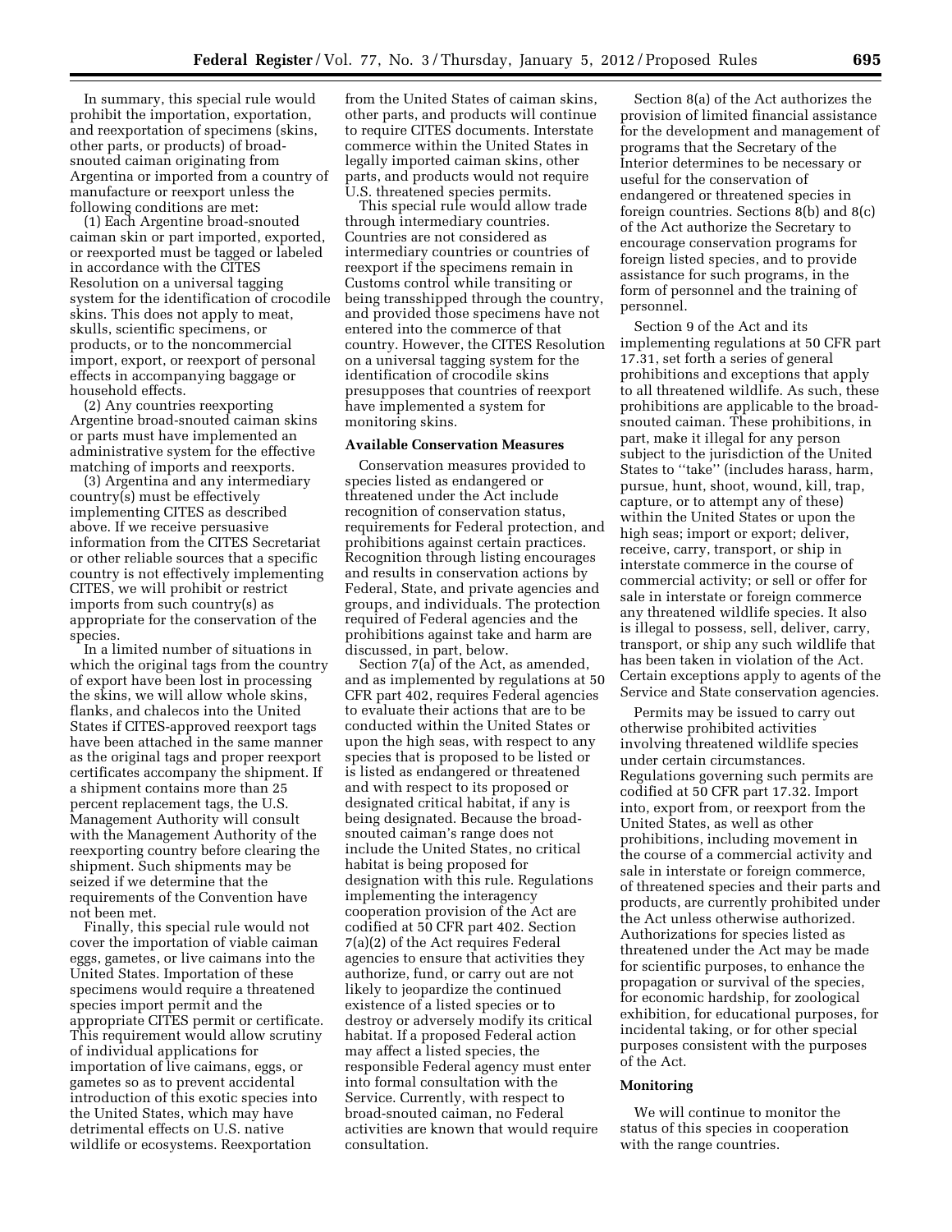In summary, this special rule would prohibit the importation, exportation, and reexportation of specimens (skins, other parts, or products) of broad-snouted caiman originating from Argentina or imported from a country of manufacture or reexport unless the following conditions are met:

(1) Each Argentine broad-snouted caiman skin or part imported, exported, or reexported must be tagged or labeled in accordance with the CITES Resolution on a universal tagging system for the identification of crocodile skins. This does not apply to meat, skulls, scientific specimens, or products, or to the noncommercial import, export, or reexport of personal effects in accompanying baggage or household effects.

(2) Any countries reexporting Argentine broad-snouted caiman skins or parts must have implemented an administrative system for the effective matching of imports and reexports.

(3) Argentina and any intermediary country(s) must be effectively implementing CITES as described above. If we receive persuasive information from the CITES Secretariat or other reliable sources that a specific country is not effectively implementing CITES, we will prohibit or restrict imports from such country(s) as appropriate for the conservation of the species.

In a limited number of situations in which the original tags from the country of export have been lost in processing the skins, we will allow whole skins, flanks, and chalecos into the United States if CITES-approved reexport tags have been attached in the same manner as the original tags and proper reexport certificates accompany the shipment. If a shipment contains more than 25 percent replacement tags, the U.S. Management Authority will consult with the Management Authority of the reexporting country before clearing the shipment. Such shipments may be seized if we determine that the requirements of the Convention have not been met.

Finally, this special rule would not cover the importation of viable caiman eggs, gametes, or live caimans into the United States. Importation of these specimens would require a threatened species import permit and the appropriate CITES permit or certificate. This requirement would allow scrutiny of individual applications for importation of live caimans, eggs, or gametes so as to prevent accidental introduction of this exotic species into the United States, which may have detrimental effects on U.S. native wildlife or ecosystems. Reexportation from the United States of caiman skins, other parts, and products will continue to require CITES documents. Interstate commerce within the United States in legally imported caiman skins, other parts, and products would not require U.S. threatened species permits.

This special rule would allow trade through intermediary countries. Countries are not considered as intermediary countries or countries of reexport if the specimens remain in Customs control while transiting or being transshipped through the country, and provided those specimens have not entered into the commerce of that country. However, the CITES Resolution on a universal tagging system for the identification of crocodile skins presupposes that countries of reexport have implemented a system for monitoring skins.

**Available Conservation Measures**

Conservation measures provided to species listed as endangered or threatened under the Act include recognition of conservation status, requirements for Federal protection, and prohibitions against certain practices. Recognition through listing encourages and results in conservation actions by Federal, State, and private agencies and groups, and individuals. The protection required of Federal agencies and the prohibitions against take and harm are discussed, in part, below.

Section 7(a) of the Act, as amended, and as implemented by regulations at 50 CFR part 402, requires Federal agencies to evaluate their actions that are to be conducted within the United States or upon the high seas, with respect to any species that is proposed to be listed or is listed as endangered or threatened and with respect to its proposed or designated critical habitat, if any is being designated. Because the broad-snouted caiman's range does not include the United States, no critical habitat is being proposed for designation with this rule. Regulations implementing the interagency cooperation provision of the Act are codified at 50 CFR part 402. Section 7(a)(2) of the Act requires Federal agencies to ensure that activities they authorize, fund, or carry out are not likely to jeopardize the continued existence of a listed species or to destroy or adversely modify its critical habitat. If a proposed Federal action may affect a listed species, the responsible Federal agency must enter into formal consultation with the Service. Currently, with respect to broad-snouted caiman, no Federal activities are known that would require consultation.

Section 8(a) of the Act authorizes the provision of limited financial assistance for the development and management of programs that the Secretary of the Interior determines to be necessary or useful for the conservation of endangered or threatened species in foreign countries. Sections 8(b) and 8(c) of the Act authorize the Secretary to encourage conservation programs for foreign listed species, and to provide assistance for such programs, in the form of personnel and the training of personnel.

Section 9 of the Act and its implementing regulations at 50 CFR part 17.31, set forth a series of general prohibitions and exceptions that apply to all threatened wildlife. As such, these prohibitions are applicable to the broad-snouted caiman. These prohibitions, in part, make it illegal for any person subject to the jurisdiction of the United States to "take" (includes harass, harm, pursue, hunt, shoot, wound, kill, trap, capture, or to attempt any of these) within the United States or upon the high seas; import or export; deliver, receive, carry, transport, or ship in interstate commerce in the course of commercial activity; or sell or offer for sale in interstate or foreign commerce any threatened wildlife species. It also is illegal to possess, sell, deliver, carry, transport, or ship any such wildlife that has been taken in violation of the Act. Certain exceptions apply to agents of the Service and State conservation agencies.

Permits may be issued to carry out otherwise prohibited activities involving threatened wildlife species under certain circumstances. Regulations governing such permits are codified at 50 CFR part 17.32. Import into, export from, or reexport from the United States, as well as other prohibitions, including movement in the course of a commercial activity and sale in interstate or foreign commerce, of threatened species and their parts and products, are currently prohibited under the Act unless otherwise authorized. Authorizations for species listed as threatened under the Act may be made for scientific purposes, to enhance the propagation or survival of the species, for economic hardship, for zoological exhibition, for educational purposes, for incidental taking, or for other special purposes consistent with the purposes of the Act.

**Monitoring**

We will continue to monitor the status of this species in cooperation with the range countries.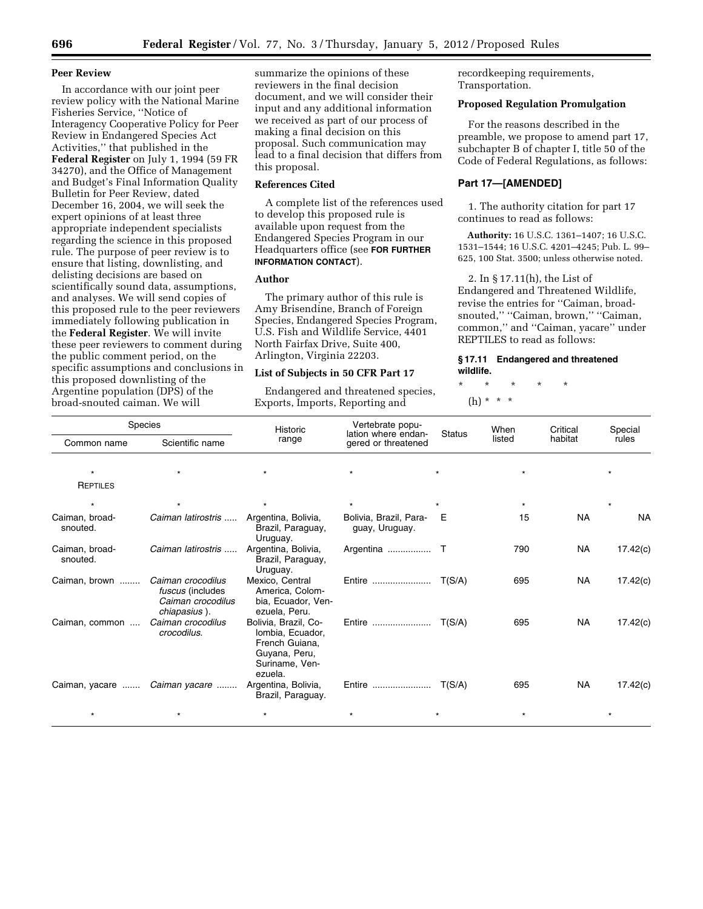**Peer Review**

In accordance with our joint peer review policy with the National Marine Fisheries Service, ''Notice of Interagency Cooperative Policy for Peer Review in Endangered Species Act Activities,'' that published in the **Federal Register** on July 1, 1994 (59 FR 34270), and the Office of Management and Budget's Final Information Quality Bulletin for Peer Review, dated December 16, 2004, we will seek the expert opinions of at least three appropriate independent specialists regarding the science in this proposed rule. The purpose of peer review is to ensure that listing, downlisting, and delisting decisions are based on scientifically sound data, assumptions, and analyses. We will send copies of this proposed rule to the peer reviewers immediately following publication in the **Federal Register**. We will invite these peer reviewers to comment during the public comment period, on the specific assumptions and conclusions in this proposed downlisting of the Argentine population (DPS) of the broad-snouted caiman. We will summarize the opinions of these reviewers in the final decision document, and we will consider their input and any additional information we received as part of our process of making a final decision on this proposal. Such communication may lead to a final decision that differs from this proposal.

**References Cited**

A complete list of the references used to develop this proposed rule is available upon request from the Endangered Species Program in our Headquarters office (see **FOR FURTHER INFORMATION CONTACT**).

**Author**

The primary author of this rule is Amy Brisendine, Branch of Foreign Species, Endangered Species Program, U.S. Fish and Wildlife Service, 4401 North Fairfax Drive, Suite 400, Arlington, Virginia 22203.

**List of Subjects in 50 CFR Part 17**

Endangered and threatened species, Exports, Imports, Reporting and recordkeeping requirements, Transportation.

**Proposed Regulation Promulgation**

For the reasons described in the preamble, we propose to amend part 17, subchapter B of chapter I, title 50 of the Code of Federal Regulations, as follows:

**Part 17—[AMENDED]**

1. The authority citation for part 17 continues to read as follows:

**Authority:** 16 U.S.C. 1361–1407; 16 U.S.C. 1531–1544; 16 U.S.C. 4201–4245; Pub. L. 99–625, 100 Stat. 3500; unless otherwise noted.

2. In § 17.11(h), the List of Endangered and Threatened Wildlife, revise the entries for ''Caiman, broad-snouted,'' ''Caiman, brown,'' ''Caiman, common,'' and ''Caiman, yacare'' under REPTILES to read as follows:

**§ 17.11 Endangered and threatened wildlife.**

\* \* \* \* \*

(h) \* \* \*

| Species | | Historic range | Vertebrate population where endangered or threatened | Status | When listed | Critical habitat | Special rules |
|---|---|---|---|---|---|---|---|
| Common name | Scientific name | | | | | | |
| \* | \* | \* | \* | \* | \* | | \* |
| REPTILES | | | | | | | |
| \* | \* | \* | \* | \* | \* | | \* |
| Caiman, broad-snouted. | *Caiman latirostris* | Argentina, Bolivia, Brazil, Paraguay, Uruguay. | Bolivia, Brazil, Paraguay, Uruguay. | E | 15 | NA | NA |
| Caiman, broad-snouted. | *Caiman latirostris* | Argentina, Bolivia, Brazil, Paraguay, Uruguay. | Argentina | T | 790 | NA | 17.42(c) |
| Caiman, brown | *Caiman crocodilus fuscus* (includes *Caiman crocodilus chiapasius*). | Mexico, Central America, Colombia, Ecuador, Venezuela, Peru. | Entire | T(S/A) | 695 | NA | 17.42(c) |
| Caiman, common | *Caiman crocodilus crocodilus*. | Bolivia, Brazil, Colombia, Ecuador, French Guiana, Guyana, Peru, Suriname, Venezuela. | Entire | T(S/A) | 695 | NA | 17.42(c) |
| Caiman, yacare | *Caiman yacare* | Argentina, Bolivia, Brazil, Paraguay. | Entire | T(S/A) | 695 | NA | 17.42(c) |
| \* | \* | \* | \* | \* | \* | | \* |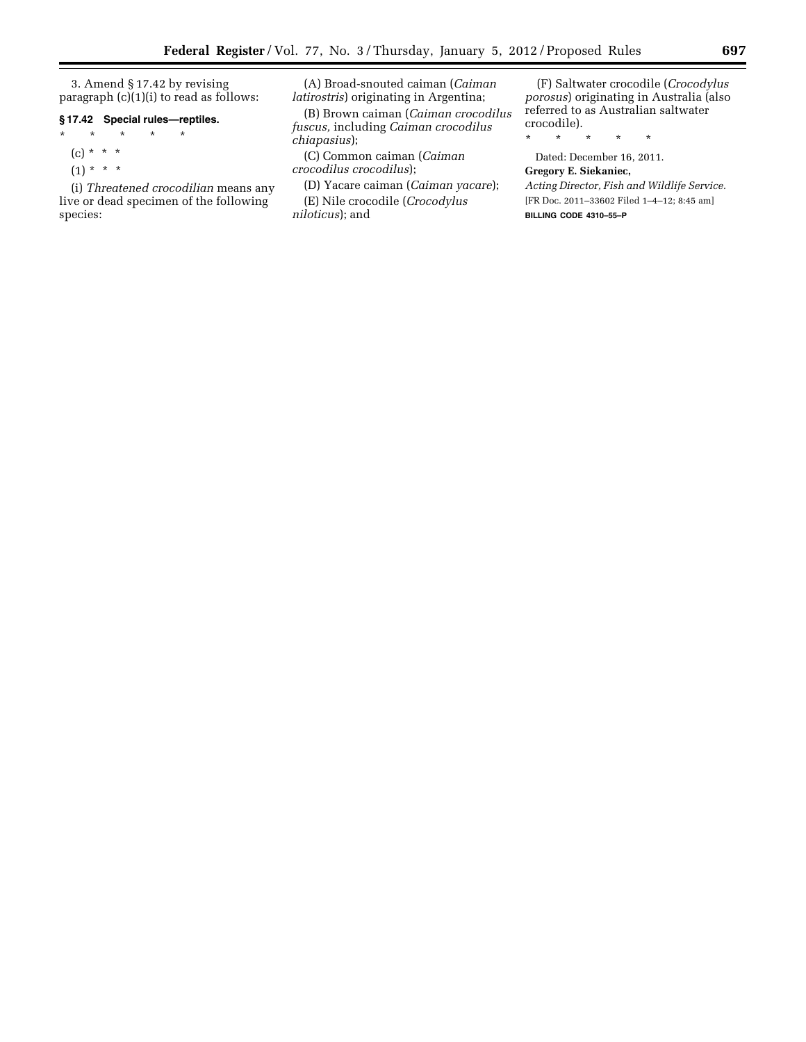3. Amend § 17.42 by revising paragraph (c)(1)(i) to read as follows:

**§ 17.42 Special rules—reptiles.**

\* \* \* \* \*

(c) \* \* \*

(1) \* \* \*

(i) *Threatened crocodilian* means any live or dead specimen of the following species:

(A) Broad-snouted caiman (*Caiman latirostris*) originating in Argentina;

(B) Brown caiman (*Caiman crocodilus fuscus,* including *Caiman crocodilus chiapasius*);

(C) Common caiman (*Caiman crocodilus crocodilus*);

(D) Yacare caiman (*Caiman yacare*);

(E) Nile crocodile (*Crocodylus niloticus*); and

(F) Saltwater crocodile (*Crocodylus porosus*) originating in Australia (also referred to as Australian saltwater crocodile).

\* \* \* \* \*

Dated: December 16, 2011.

**Gregory E. Siekaniec,**

*Acting Director, Fish and Wildlife Service.*

[FR Doc. 2011–33602 Filed 1–4–12; 8:45 am]

**BILLING CODE 4310–55–P**